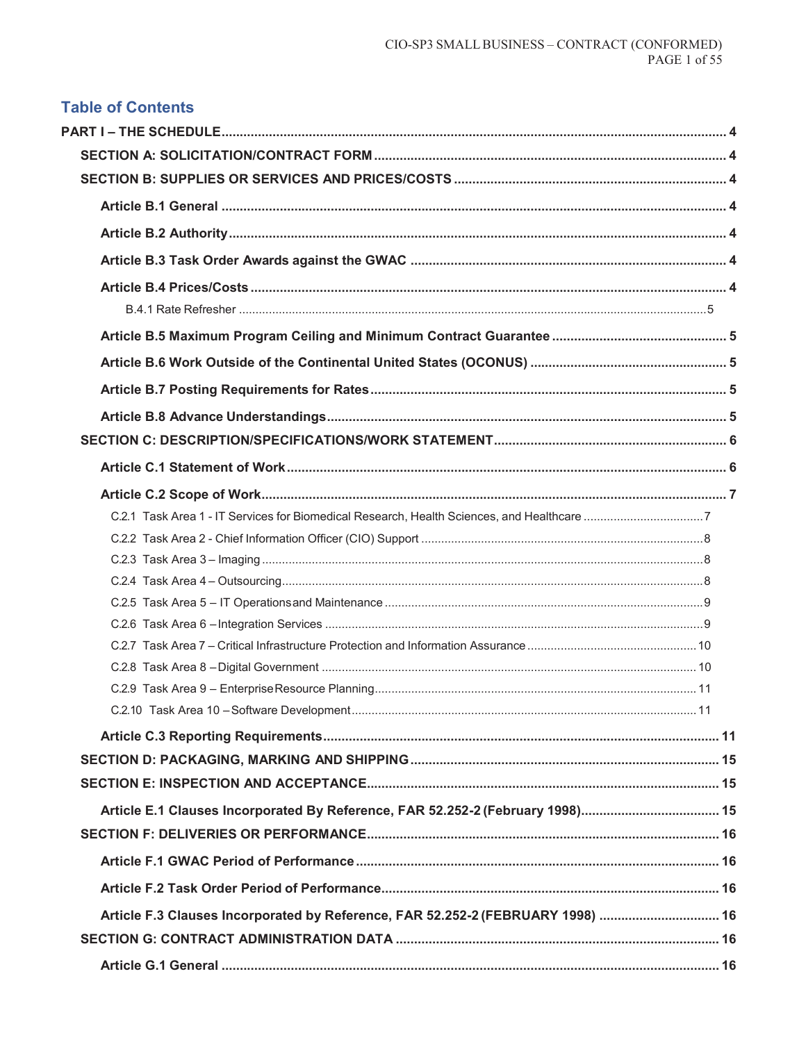## Table of Contents

**PART I – THE SCHEDULE** ..... 4

**SECTION A: SOLICITATION/CONTRACT FORM** ..... 4

**SECTION B: SUPPLIES OR SERVICES AND PRICES/COSTS** ..... 4

**Article B.1 General** ..... 4

**Article B.2 Authority** ..... 4

**Article B.3 Task Order Awards against the GWAC** ..... 4

**Article B.4 Prices/Costs** ..... 4

B.4.1 Rate Refresher ..... 5

**Article B.5 Maximum Program Ceiling and Minimum Contract Guarantee** ..... 5

**Article B.6 Work Outside of the Continental United States (OCONUS)** ..... 5

**Article B.7 Posting Requirements for Rates** ..... 5

**Article B.8 Advance Understandings** ..... 5

**SECTION C: DESCRIPTION/SPECIFICATIONS/WORK STATEMENT** ..... 6

**Article C.1 Statement of Work** ..... 6

**Article C.2 Scope of Work** ..... 7

C.2.1 Task Area 1 - IT Services for Biomedical Research, Health Sciences, and Healthcare ..... 7

C.2.2 Task Area 2 - Chief Information Officer (CIO) Support ..... 8

C.2.3 Task Area 3 – Imaging ..... 8

C.2.4 Task Area 4 – Outsourcing ..... 8

C.2.5 Task Area 5 – IT Operations and Maintenance ..... 9

C.2.6 Task Area 6 – Integration Services ..... 9

C.2.7 Task Area 7 – Critical Infrastructure Protection and Information Assurance ..... 10

C.2.8 Task Area 8 – Digital Government ..... 10

C.2.9 Task Area 9 – Enterprise Resource Planning ..... 11

C.2.10 Task Area 10 – Software Development ..... 11

**Article C.3 Reporting Requirements** ..... 11

**SECTION D: PACKAGING, MARKING AND SHIPPING** ..... 15

**SECTION E: INSPECTION AND ACCEPTANCE** ..... 15

**Article E.1 Clauses Incorporated By Reference, FAR 52.252-2 (February 1998)** ..... 15

**SECTION F: DELIVERIES OR PERFORMANCE** ..... 16

**Article F.1 GWAC Period of Performance** ..... 16

**Article F.2 Task Order Period of Performance** ..... 16

**Article F.3 Clauses Incorporated by Reference, FAR 52.252-2 (FEBRUARY 1998)** ..... 16

**SECTION G: CONTRACT ADMINISTRATION DATA** ..... 16

**Article G.1 General** ..... 16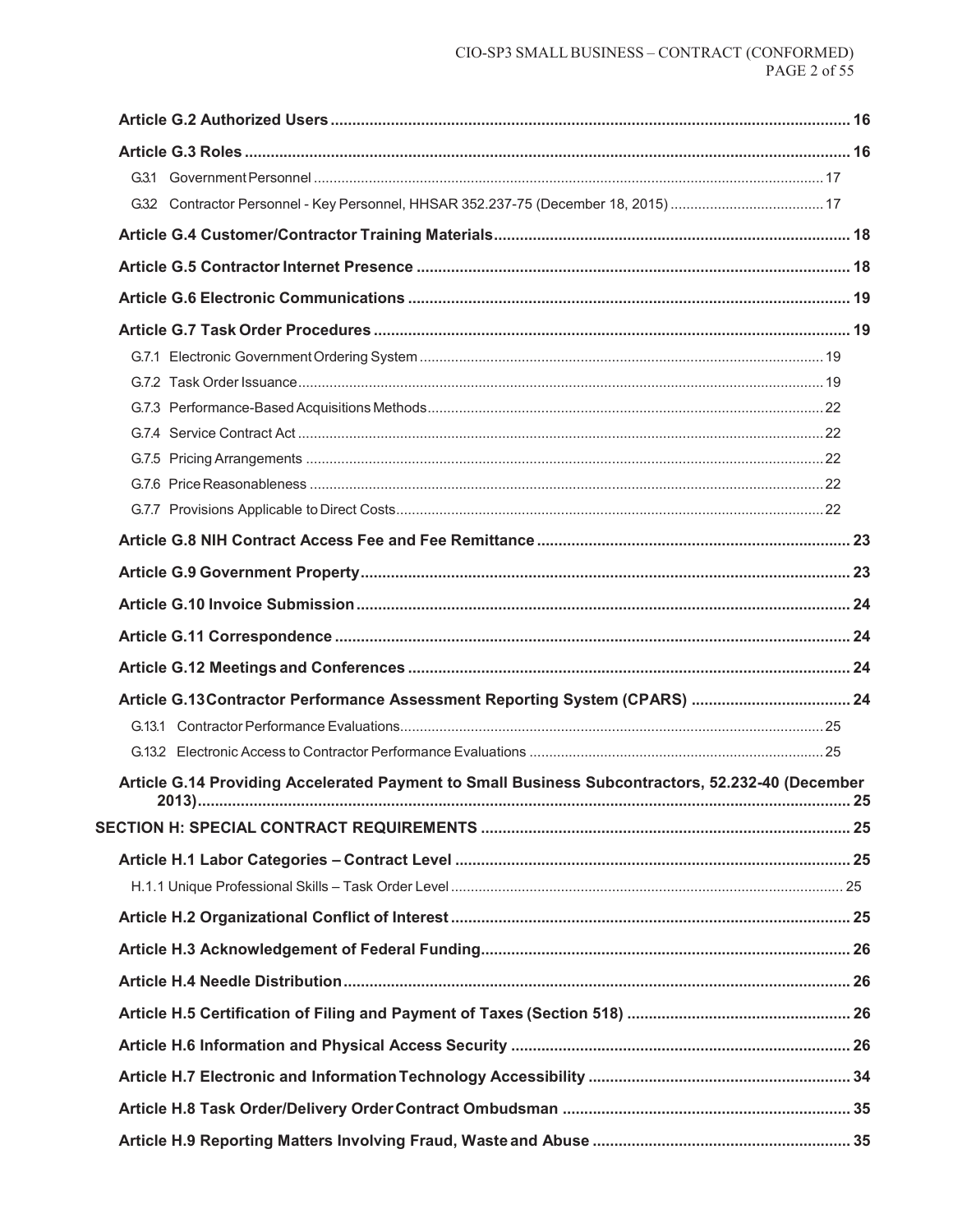**Article G.2 Authorized Users** ........ 16

**Article G.3 Roles** ........ 16

G.3.1 Government Personnel ........ 17

G.3.2 Contractor Personnel - Key Personnel, HHSAR 352.237-75 (December 18, 2015) ........ 17

**Article G.4 Customer/Contractor Training Materials** ........ 18

**Article G.5 Contractor Internet Presence** ........ 18

**Article G.6 Electronic Communications** ........ 19

**Article G.7 Task Order Procedures** ........ 19

G.7.1 Electronic Government Ordering System ........ 19

G.7.2 Task Order Issuance ........ 19

G.7.3 Performance-Based Acquisitions Methods ........ 22

G.7.4 Service Contract Act ........ 22

G.7.5 Pricing Arrangements ........ 22

G.7.6 Price Reasonableness ........ 22

G.7.7 Provisions Applicable to Direct Costs ........ 22

**Article G.8 NIH Contract Access Fee and Fee Remittance** ........ 23

**Article G.9 Government Property** ........ 23

**Article G.10 Invoice Submission** ........ 24

**Article G.11 Correspondence** ........ 24

**Article G.12 Meetings and Conferences** ........ 24

**Article G.13 Contractor Performance Assessment Reporting System (CPARS)** ........ 24

G.13.1 Contractor Performance Evaluations ........ 25

G.13.2 Electronic Access to Contractor Performance Evaluations ........ 25

**Article G.14 Providing Accelerated Payment to Small Business Subcontractors, 52.232-40 (December 2013)** ........ 25

**SECTION H: SPECIAL CONTRACT REQUIREMENTS** ........ 25

**Article H.1 Labor Categories – Contract Level** ........ 25

H.1.1 Unique Professional Skills – Task Order Level ........ 25

**Article H.2 Organizational Conflict of Interest** ........ 25

**Article H.3 Acknowledgement of Federal Funding** ........ 26

**Article H.4 Needle Distribution** ........ 26

**Article H.5 Certification of Filing and Payment of Taxes (Section 518)** ........ 26

**Article H.6 Information and Physical Access Security** ........ 26

**Article H.7 Electronic and Information Technology Accessibility** ........ 34

**Article H.8 Task Order/Delivery Order Contract Ombudsman** ........ 35

**Article H.9 Reporting Matters Involving Fraud, Waste and Abuse** ........ 35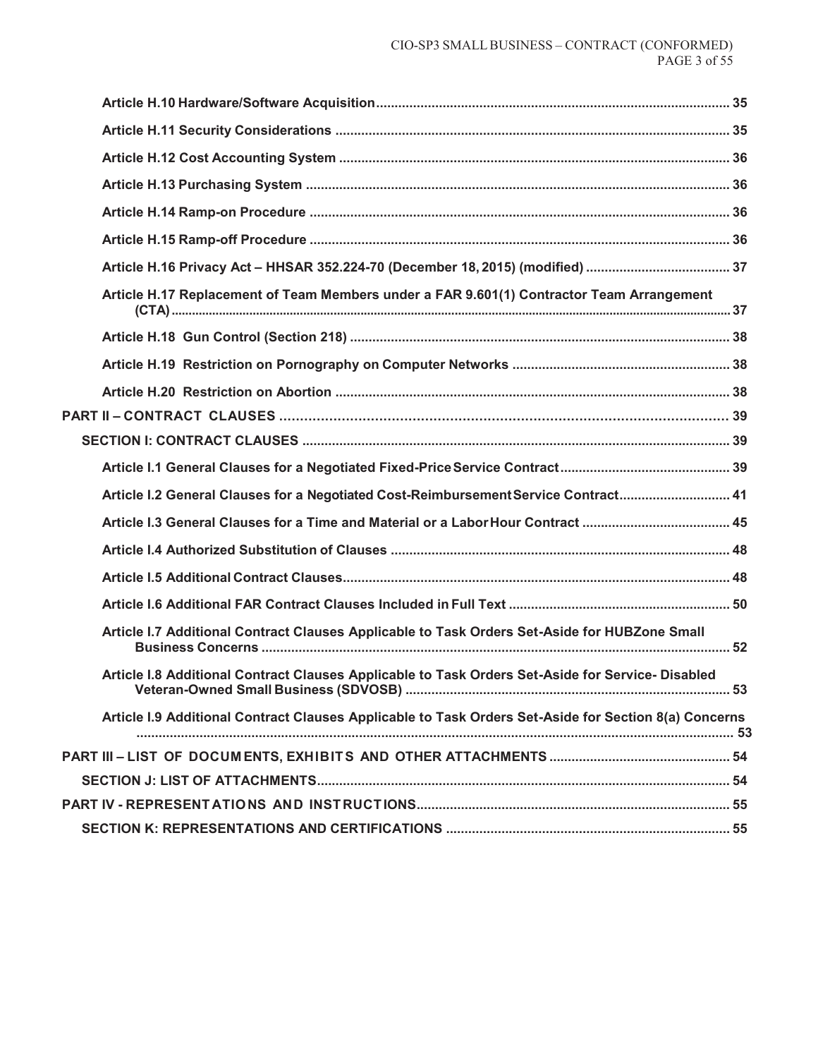Article H.10 Hardware/Software Acquisition ........ 35

Article H.11 Security Considerations ........ 35

Article H.12 Cost Accounting System ........ 36

Article H.13 Purchasing System ........ 36

Article H.14 Ramp-on Procedure ........ 36

Article H.15 Ramp-off Procedure ........ 36

Article H.16 Privacy Act – HHSAR 352.224-70 (December 18, 2015) (modified) ........ 37

Article H.17 Replacement of Team Members under a FAR 9.601(1) Contractor Team Arrangement (CTA) ........ 37

Article H.18 Gun Control (Section 218) ........ 38

Article H.19 Restriction on Pornography on Computer Networks ........ 38

Article H.20 Restriction on Abortion ........ 38

PART II – CONTRACT CLAUSES ........ 39

SECTION I: CONTRACT CLAUSES ........ 39

Article I.1 General Clauses for a Negotiated Fixed-Price Service Contract ........ 39

Article I.2 General Clauses for a Negotiated Cost-Reimbursement Service Contract ........ 41

Article I.3 General Clauses for a Time and Material or a Labor Hour Contract ........ 45

Article I.4 Authorized Substitution of Clauses ........ 48

Article I.5 Additional Contract Clauses ........ 48

Article I.6 Additional FAR Contract Clauses Included in Full Text ........ 50

Article I.7 Additional Contract Clauses Applicable to Task Orders Set-Aside for HUBZone Small Business Concerns ........ 52

Article I.8 Additional Contract Clauses Applicable to Task Orders Set-Aside for Service- Disabled Veteran-Owned Small Business (SDVOSB) ........ 53

Article I.9 Additional Contract Clauses Applicable to Task Orders Set-Aside for Section 8(a) Concerns ........ 53

PART III – LIST OF DOCUMENTS, EXHIBITS AND OTHER ATTACHMENTS ........ 54

SECTION J: LIST OF ATTACHMENTS ........ 54

PART IV - REPRESENTATIONS AND INSTRUCTIONS ........ 55

SECTION K: REPRESENTATIONS AND CERTIFICATIONS ........ 55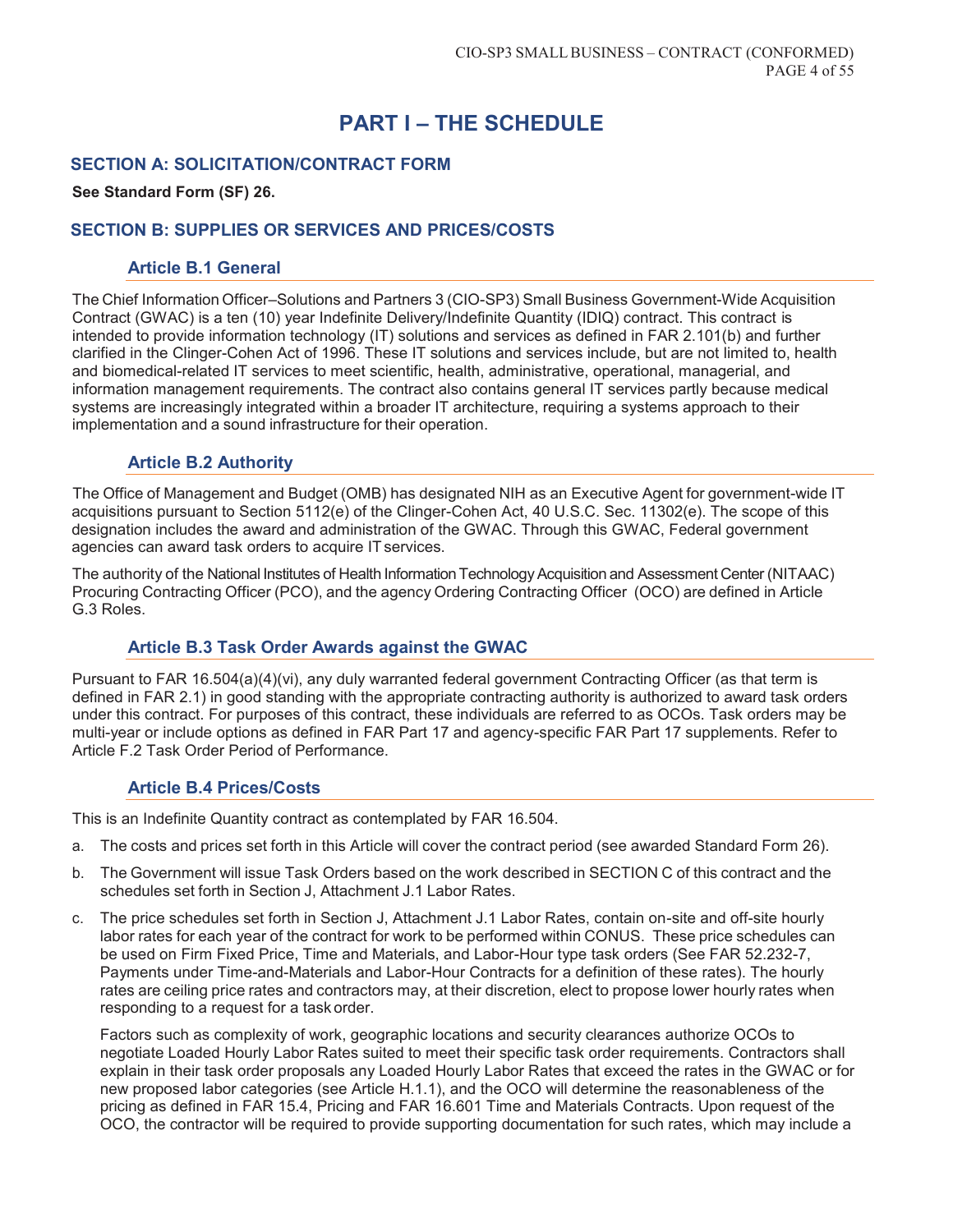# PART I – THE SCHEDULE

## SECTION A: SOLICITATION/CONTRACT FORM

**See Standard Form (SF) 26.**

## SECTION B: SUPPLIES OR SERVICES AND PRICES/COSTS

### Article B.1 General

The Chief Information Officer–Solutions and Partners 3 (CIO-SP3) Small Business Government-Wide Acquisition Contract (GWAC) is a ten (10) year Indefinite Delivery/Indefinite Quantity (IDIQ) contract. This contract is intended to provide information technology (IT) solutions and services as defined in FAR 2.101(b) and further clarified in the Clinger-Cohen Act of 1996. These IT solutions and services include, but are not limited to, health and biomedical-related IT services to meet scientific, health, administrative, operational, managerial, and information management requirements. The contract also contains general IT services partly because medical systems are increasingly integrated within a broader IT architecture, requiring a systems approach to their implementation and a sound infrastructure for their operation.

### Article B.2 Authority

The Office of Management and Budget (OMB) has designated NIH as an Executive Agent for government-wide IT acquisitions pursuant to Section 5112(e) of the Clinger-Cohen Act, 40 U.S.C. Sec. 11302(e). The scope of this designation includes the award and administration of the GWAC. Through this GWAC, Federal government agencies can award task orders to acquire IT services.

The authority of the National Institutes of Health Information Technology Acquisition and Assessment Center (NITAAC) Procuring Contracting Officer (PCO), and the agency Ordering Contracting Officer (OCO) are defined in Article G.3 Roles.

### Article B.3 Task Order Awards against the GWAC

Pursuant to FAR 16.504(a)(4)(vi), any duly warranted federal government Contracting Officer (as that term is defined in FAR 2.1) in good standing with the appropriate contracting authority is authorized to award task orders under this contract. For purposes of this contract, these individuals are referred to as OCOs. Task orders may be multi-year or include options as defined in FAR Part 17 and agency-specific FAR Part 17 supplements. Refer to Article F.2 Task Order Period of Performance.

### Article B.4 Prices/Costs

This is an Indefinite Quantity contract as contemplated by FAR 16.504.

a. The costs and prices set forth in this Article will cover the contract period (see awarded Standard Form 26).

b. The Government will issue Task Orders based on the work described in SECTION C of this contract and the schedules set forth in Section J, Attachment J.1 Labor Rates.

c. The price schedules set forth in Section J, Attachment J.1 Labor Rates, contain on-site and off-site hourly labor rates for each year of the contract for work to be performed within CONUS. These price schedules can be used on Firm Fixed Price, Time and Materials, and Labor-Hour type task orders (See FAR 52.232-7, Payments under Time-and-Materials and Labor-Hour Contracts for a definition of these rates). The hourly rates are ceiling price rates and contractors may, at their discretion, elect to propose lower hourly rates when responding to a request for a task order.

   Factors such as complexity of work, geographic locations and security clearances authorize OCOs to negotiate Loaded Hourly Labor Rates suited to meet their specific task order requirements. Contractors shall explain in their task order proposals any Loaded Hourly Labor Rates that exceed the rates in the GWAC or for new proposed labor categories (see Article H.1.1), and the OCO will determine the reasonableness of the pricing as defined in FAR 15.4, Pricing and FAR 16.601 Time and Materials Contracts. Upon request of the OCO, the contractor will be required to provide supporting documentation for such rates, which may include a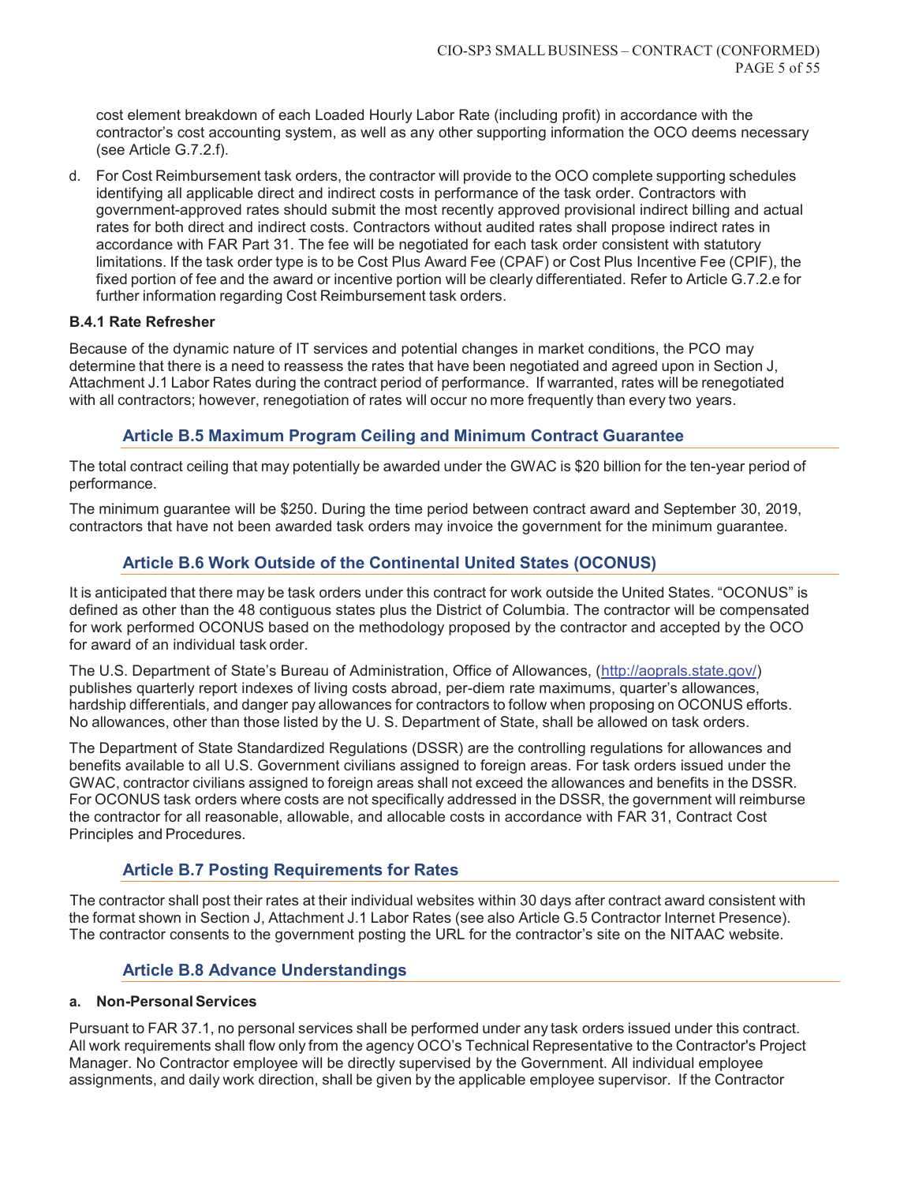cost element breakdown of each Loaded Hourly Labor Rate (including profit) in accordance with the contractor's cost accounting system, as well as any other supporting information the OCO deems necessary (see Article G.7.2.f).

d. For Cost Reimbursement task orders, the contractor will provide to the OCO complete supporting schedules identifying all applicable direct and indirect costs in performance of the task order. Contractors with government-approved rates should submit the most recently approved provisional indirect billing and actual rates for both direct and indirect costs. Contractors without audited rates shall propose indirect rates in accordance with FAR Part 31. The fee will be negotiated for each task order consistent with statutory limitations. If the task order type is to be Cost Plus Award Fee (CPAF) or Cost Plus Incentive Fee (CPIF), the fixed portion of fee and the award or incentive portion will be clearly differentiated. Refer to Article G.7.2.e for further information regarding Cost Reimbursement task orders.

#### B.4.1 Rate Refresher

Because of the dynamic nature of IT services and potential changes in market conditions, the PCO may determine that there is a need to reassess the rates that have been negotiated and agreed upon in Section J, Attachment J.1 Labor Rates during the contract period of performance. If warranted, rates will be renegotiated with all contractors; however, renegotiation of rates will occur no more frequently than every two years.

### Article B.5 Maximum Program Ceiling and Minimum Contract Guarantee

The total contract ceiling that may potentially be awarded under the GWAC is $20 billion for the ten-year period of performance.

The minimum guarantee will be $250. During the time period between contract award and September 30, 2019, contractors that have not been awarded task orders may invoice the government for the minimum guarantee.

### Article B.6 Work Outside of the Continental United States (OCONUS)

It is anticipated that there may be task orders under this contract for work outside the United States. "OCONUS" is defined as other than the 48 contiguous states plus the District of Columbia. The contractor will be compensated for work performed OCONUS based on the methodology proposed by the contractor and accepted by the OCO for award of an individual task order.

The U.S. Department of State's Bureau of Administration, Office of Allowances, (http://aoprals.state.gov/) publishes quarterly report indexes of living costs abroad, per-diem rate maximums, quarter's allowances, hardship differentials, and danger pay allowances for contractors to follow when proposing on OCONUS efforts. No allowances, other than those listed by the U. S. Department of State, shall be allowed on task orders.

The Department of State Standardized Regulations (DSSR) are the controlling regulations for allowances and benefits available to all U.S. Government civilians assigned to foreign areas. For task orders issued under the GWAC, contractor civilians assigned to foreign areas shall not exceed the allowances and benefits in the DSSR. For OCONUS task orders where costs are not specifically addressed in the DSSR, the government will reimburse the contractor for all reasonable, allowable, and allocable costs in accordance with FAR 31, Contract Cost Principles and Procedures.

### Article B.7 Posting Requirements for Rates

The contractor shall post their rates at their individual websites within 30 days after contract award consistent with the format shown in Section J, Attachment J.1 Labor Rates (see also Article G.5 Contractor Internet Presence). The contractor consents to the government posting the URL for the contractor's site on the NITAAC website.

### Article B.8 Advance Understandings

#### a. Non-Personal Services

Pursuant to FAR 37.1, no personal services shall be performed under any task orders issued under this contract. All work requirements shall flow only from the agency OCO's Technical Representative to the Contractor's Project Manager. No Contractor employee will be directly supervised by the Government. All individual employee assignments, and daily work direction, shall be given by the applicable employee supervisor. If the Contractor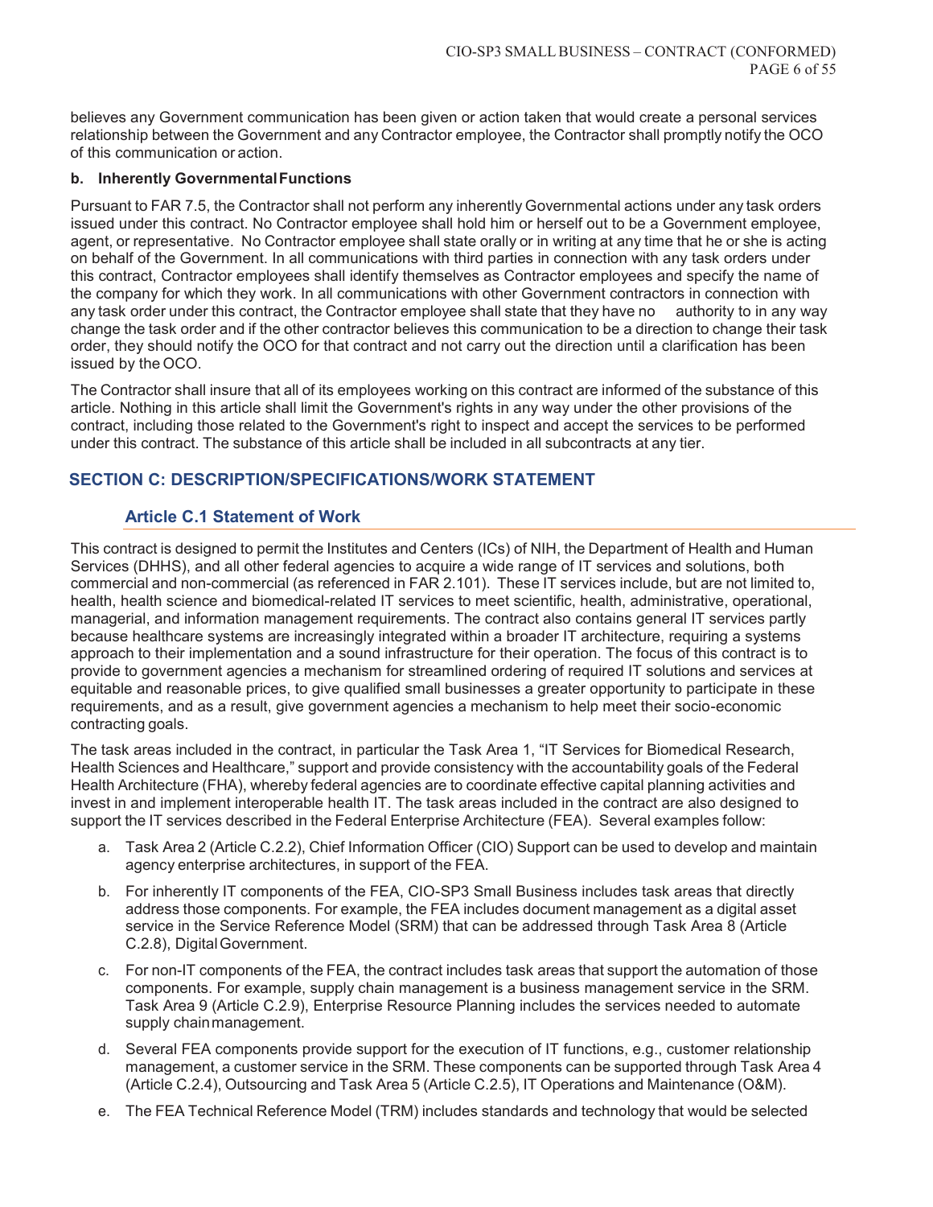believes any Government communication has been given or action taken that would create a personal services relationship between the Government and any Contractor employee, the Contractor shall promptly notify the OCO of this communication or action.

**b. Inherently Governmental Functions**

Pursuant to FAR 7.5, the Contractor shall not perform any inherently Governmental actions under any task orders issued under this contract. No Contractor employee shall hold him or herself out to be a Government employee, agent, or representative. No Contractor employee shall state orally or in writing at any time that he or she is acting on behalf of the Government. In all communications with third parties in connection with any task orders under this contract, Contractor employees shall identify themselves as Contractor employees and specify the name of the company for which they work. In all communications with other Government contractors in connection with any task order under this contract, the Contractor employee shall state that they have no authority to in any way change the task order and if the other contractor believes this communication to be a direction to change their task order, they should notify the OCO for that contract and not carry out the direction until a clarification has been issued by the OCO.

The Contractor shall insure that all of its employees working on this contract are informed of the substance of this article. Nothing in this article shall limit the Government's rights in any way under the other provisions of the contract, including those related to the Government's right to inspect and accept the services to be performed under this contract. The substance of this article shall be included in all subcontracts at any tier.

## SECTION C: DESCRIPTION/SPECIFICATIONS/WORK STATEMENT

### Article C.1 Statement of Work

This contract is designed to permit the Institutes and Centers (ICs) of NIH, the Department of Health and Human Services (DHHS), and all other federal agencies to acquire a wide range of IT services and solutions, both commercial and non-commercial (as referenced in FAR 2.101). These IT services include, but are not limited to, health, health science and biomedical-related IT services to meet scientific, health, administrative, operational, managerial, and information management requirements. The contract also contains general IT services partly because healthcare systems are increasingly integrated within a broader IT architecture, requiring a systems approach to their implementation and a sound infrastructure for their operation. The focus of this contract is to provide to government agencies a mechanism for streamlined ordering of required IT solutions and services at equitable and reasonable prices, to give qualified small businesses a greater opportunity to participate in these requirements, and as a result, give government agencies a mechanism to help meet their socio-economic contracting goals.

The task areas included in the contract, in particular the Task Area 1, "IT Services for Biomedical Research, Health Sciences and Healthcare," support and provide consistency with the accountability goals of the Federal Health Architecture (FHA), whereby federal agencies are to coordinate effective capital planning activities and invest in and implement interoperable health IT. The task areas included in the contract are also designed to support the IT services described in the Federal Enterprise Architecture (FEA). Several examples follow:

a. Task Area 2 (Article C.2.2), Chief Information Officer (CIO) Support can be used to develop and maintain agency enterprise architectures, in support of the FEA.

b. For inherently IT components of the FEA, CIO-SP3 Small Business includes task areas that directly address those components. For example, the FEA includes document management as a digital asset service in the Service Reference Model (SRM) that can be addressed through Task Area 8 (Article C.2.8), Digital Government.

c. For non-IT components of the FEA, the contract includes task areas that support the automation of those components. For example, supply chain management is a business management service in the SRM. Task Area 9 (Article C.2.9), Enterprise Resource Planning includes the services needed to automate supply chain management.

d. Several FEA components provide support for the execution of IT functions, e.g., customer relationship management, a customer service in the SRM. These components can be supported through Task Area 4 (Article C.2.4), Outsourcing and Task Area 5 (Article C.2.5), IT Operations and Maintenance (O&M).

e. The FEA Technical Reference Model (TRM) includes standards and technology that would be selected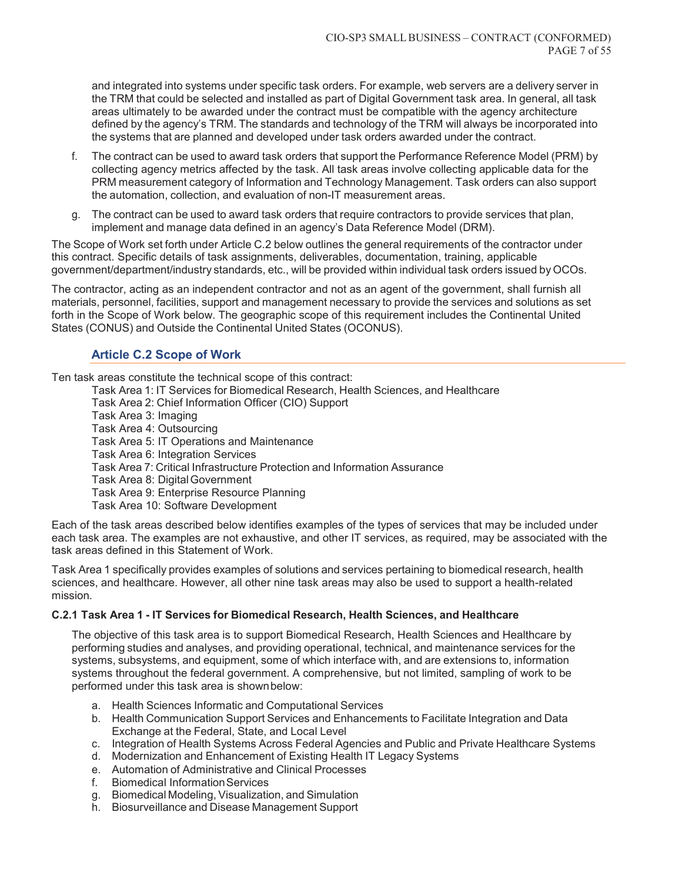and integrated into systems under specific task orders. For example, web servers are a delivery server in the TRM that could be selected and installed as part of Digital Government task area. In general, all task areas ultimately to be awarded under the contract must be compatible with the agency architecture defined by the agency's TRM. The standards and technology of the TRM will always be incorporated into the systems that are planned and developed under task orders awarded under the contract.

f. The contract can be used to award task orders that support the Performance Reference Model (PRM) by collecting agency metrics affected by the task. All task areas involve collecting applicable data for the PRM measurement category of Information and Technology Management. Task orders can also support the automation, collection, and evaluation of non-IT measurement areas.

g. The contract can be used to award task orders that require contractors to provide services that plan, implement and manage data defined in an agency's Data Reference Model (DRM).

The Scope of Work set forth under Article C.2 below outlines the general requirements of the contractor under this contract. Specific details of task assignments, deliverables, documentation, training, applicable government/department/industry standards, etc., will be provided within individual task orders issued by OCOs.

The contractor, acting as an independent contractor and not as an agent of the government, shall furnish all materials, personnel, facilities, support and management necessary to provide the services and solutions as set forth in the Scope of Work below. The geographic scope of this requirement includes the Continental United States (CONUS) and Outside the Continental United States (OCONUS).

## Article C.2 Scope of Work

Ten task areas constitute the technical scope of this contract:

Task Area 1: IT Services for Biomedical Research, Health Sciences, and Healthcare
Task Area 2: Chief Information Officer (CIO) Support
Task Area 3: Imaging
Task Area 4: Outsourcing
Task Area 5: IT Operations and Maintenance
Task Area 6: Integration Services
Task Area 7: Critical Infrastructure Protection and Information Assurance
Task Area 8: Digital Government
Task Area 9: Enterprise Resource Planning
Task Area 10: Software Development

Each of the task areas described below identifies examples of the types of services that may be included under each task area. The examples are not exhaustive, and other IT services, as required, may be associated with the task areas defined in this Statement of Work.

Task Area 1 specifically provides examples of solutions and services pertaining to biomedical research, health sciences, and healthcare. However, all other nine task areas may also be used to support a health-related mission.

### C.2.1 Task Area 1 - IT Services for Biomedical Research, Health Sciences, and Healthcare

The objective of this task area is to support Biomedical Research, Health Sciences and Healthcare by performing studies and analyses, and providing operational, technical, and maintenance services for the systems, subsystems, and equipment, some of which interface with, and are extensions to, information systems throughout the federal government. A comprehensive, but not limited, sampling of work to be performed under this task area is shown below:

a. Health Sciences Informatic and Computational Services
b. Health Communication Support Services and Enhancements to Facilitate Integration and Data Exchange at the Federal, State, and Local Level
c. Integration of Health Systems Across Federal Agencies and Public and Private Healthcare Systems
d. Modernization and Enhancement of Existing Health IT Legacy Systems
e. Automation of Administrative and Clinical Processes
f. Biomedical Information Services
g. Biomedical Modeling, Visualization, and Simulation
h. Biosurveillance and Disease Management Support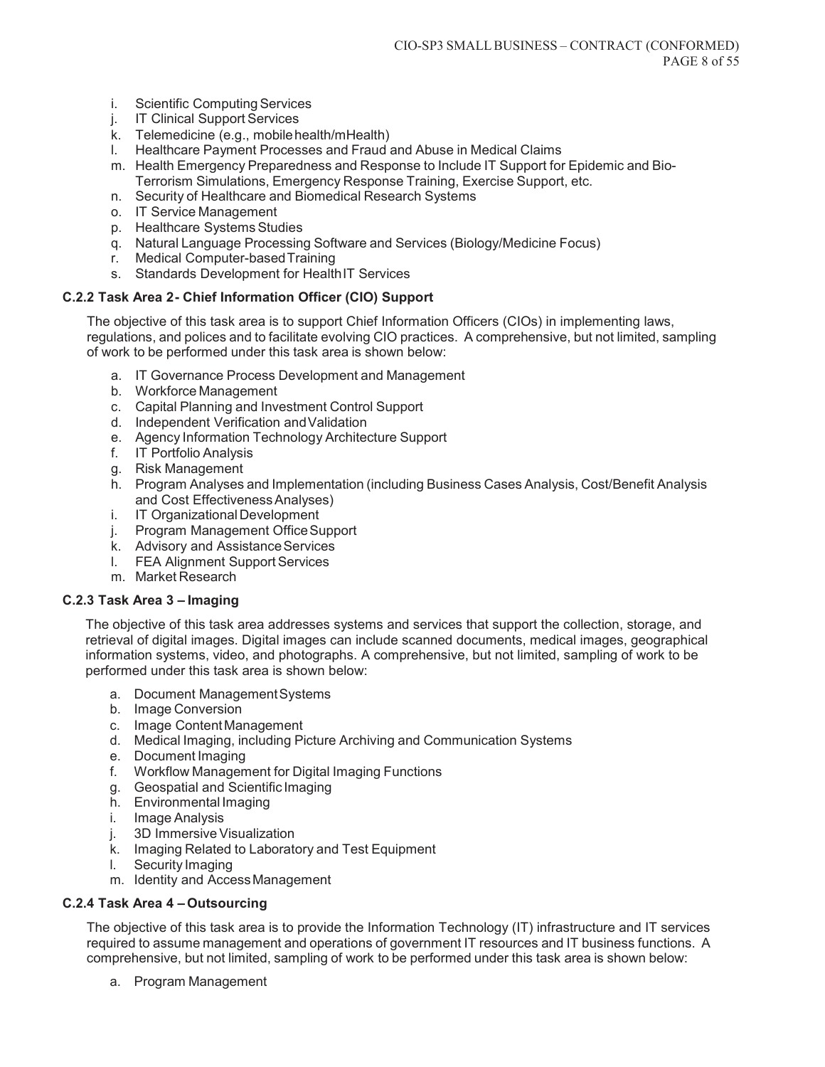i. Scientific Computing Services
j. IT Clinical Support Services
k. Telemedicine (e.g., mobile health/mHealth)
l. Healthcare Payment Processes and Fraud and Abuse in Medical Claims
m. Health Emergency Preparedness and Response to Include IT Support for Epidemic and Bio-Terrorism Simulations, Emergency Response Training, Exercise Support, etc.
n. Security of Healthcare and Biomedical Research Systems
o. IT Service Management
p. Healthcare Systems Studies
q. Natural Language Processing Software and Services (Biology/Medicine Focus)
r. Medical Computer-based Training
s. Standards Development for Health IT Services

### C.2.2 Task Area 2 - Chief Information Officer (CIO) Support

The objective of this task area is to support Chief Information Officers (CIOs) in implementing laws, regulations, and polices and to facilitate evolving CIO practices. A comprehensive, but not limited, sampling of work to be performed under this task area is shown below:

a. IT Governance Process Development and Management
b. Workforce Management
c. Capital Planning and Investment Control Support
d. Independent Verification and Validation
e. Agency Information Technology Architecture Support
f. IT Portfolio Analysis
g. Risk Management
h. Program Analyses and Implementation (including Business Cases Analysis, Cost/Benefit Analysis and Cost Effectiveness Analyses)
i. IT Organizational Development
j. Program Management Office Support
k. Advisory and Assistance Services
l. FEA Alignment Support Services
m. Market Research

### C.2.3 Task Area 3 – Imaging

The objective of this task area addresses systems and services that support the collection, storage, and retrieval of digital images. Digital images can include scanned documents, medical images, geographical information systems, video, and photographs. A comprehensive, but not limited, sampling of work to be performed under this task area is shown below:

a. Document Management Systems
b. Image Conversion
c. Image Content Management
d. Medical Imaging, including Picture Archiving and Communication Systems
e. Document Imaging
f. Workflow Management for Digital Imaging Functions
g. Geospatial and Scientific Imaging
h. Environmental Imaging
i. Image Analysis
j. 3D Immersive Visualization
k. Imaging Related to Laboratory and Test Equipment
l. Security Imaging
m. Identity and Access Management

### C.2.4 Task Area 4 – Outsourcing

The objective of this task area is to provide the Information Technology (IT) infrastructure and IT services required to assume management and operations of government IT resources and IT business functions. A comprehensive, but not limited, sampling of work to be performed under this task area is shown below:

a. Program Management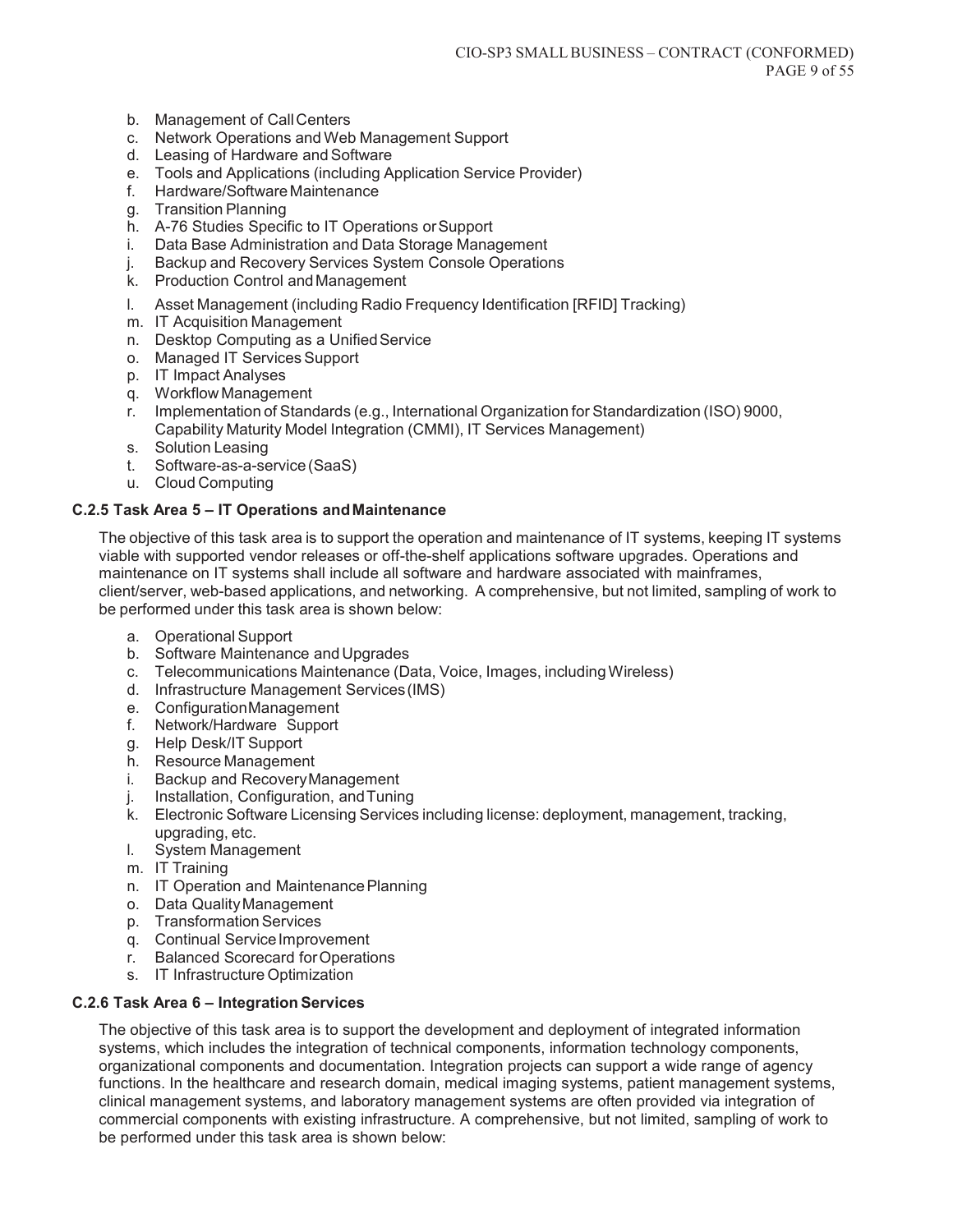b. Management of Call Centers
c. Network Operations and Web Management Support
d. Leasing of Hardware and Software
e. Tools and Applications (including Application Service Provider)
f. Hardware/Software Maintenance
g. Transition Planning
h. A-76 Studies Specific to IT Operations or Support
i. Data Base Administration and Data Storage Management
j. Backup and Recovery Services System Console Operations
k. Production Control and Management
l. Asset Management (including Radio Frequency Identification [RFID] Tracking)
m. IT Acquisition Management
n. Desktop Computing as a Unified Service
o. Managed IT Services Support
p. IT Impact Analyses
q. Workflow Management
r. Implementation of Standards (e.g., International Organization for Standardization (ISO) 9000, Capability Maturity Model Integration (CMMI), IT Services Management)
s. Solution Leasing
t. Software-as-a-service (SaaS)
u. Cloud Computing

### C.2.5 Task Area 5 – IT Operations and Maintenance

The objective of this task area is to support the operation and maintenance of IT systems, keeping IT systems viable with supported vendor releases or off-the-shelf applications software upgrades. Operations and maintenance on IT systems shall include all software and hardware associated with mainframes, client/server, web-based applications, and networking. A comprehensive, but not limited, sampling of work to be performed under this task area is shown below:

a. Operational Support
b. Software Maintenance and Upgrades
c. Telecommunications Maintenance (Data, Voice, Images, including Wireless)
d. Infrastructure Management Services (IMS)
e. Configuration Management
f. Network/Hardware Support
g. Help Desk/IT Support
h. Resource Management
i. Backup and Recovery Management
j. Installation, Configuration, and Tuning
k. Electronic Software Licensing Services including license: deployment, management, tracking, upgrading, etc.
l. System Management
m. IT Training
n. IT Operation and Maintenance Planning
o. Data Quality Management
p. Transformation Services
q. Continual Service Improvement
r. Balanced Scorecard for Operations
s. IT Infrastructure Optimization

### C.2.6 Task Area 6 – Integration Services

The objective of this task area is to support the development and deployment of integrated information systems, which includes the integration of technical components, information technology components, organizational components and documentation. Integration projects can support a wide range of agency functions. In the healthcare and research domain, medical imaging systems, patient management systems, clinical management systems, and laboratory management systems are often provided via integration of commercial components with existing infrastructure. A comprehensive, but not limited, sampling of work to be performed under this task area is shown below: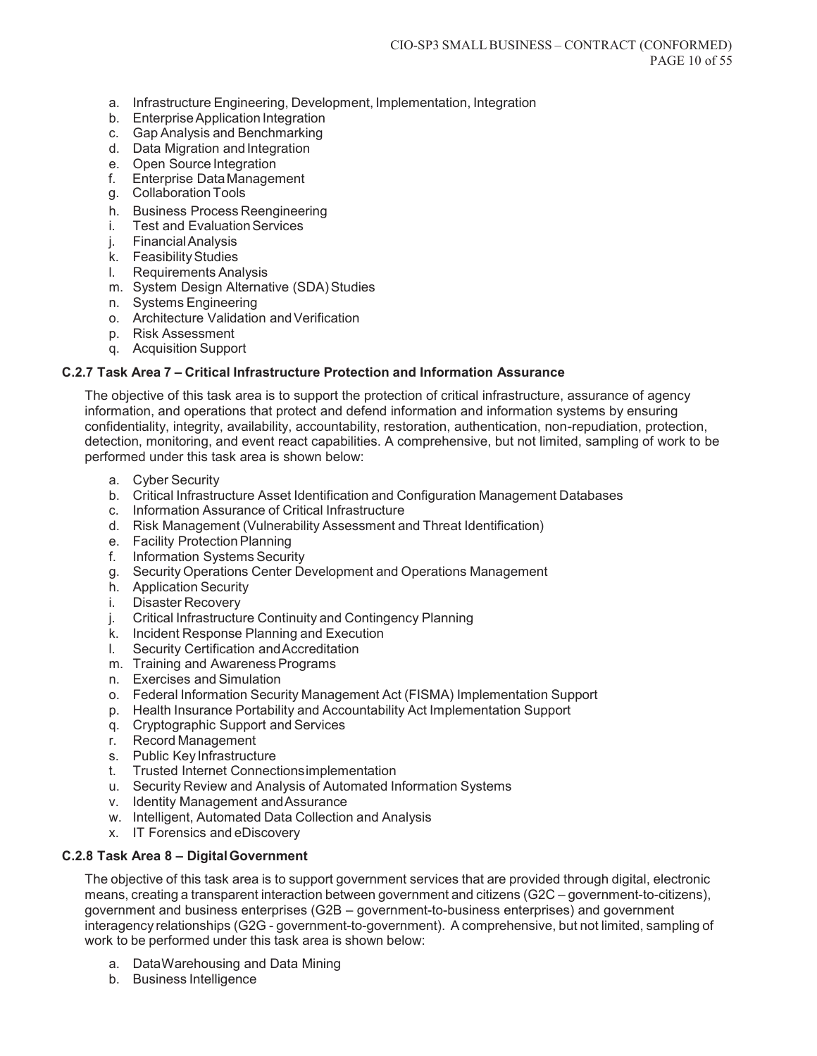a. Infrastructure Engineering, Development, Implementation, Integration
b. Enterprise Application Integration
c. Gap Analysis and Benchmarking
d. Data Migration and Integration
e. Open Source Integration
f. Enterprise Data Management
g. Collaboration Tools
h. Business Process Reengineering
i. Test and Evaluation Services
j. Financial Analysis
k. Feasibility Studies
l. Requirements Analysis
m. System Design Alternative (SDA) Studies
n. Systems Engineering
o. Architecture Validation and Verification
p. Risk Assessment
q. Acquisition Support

### C.2.7 Task Area 7 – Critical Infrastructure Protection and Information Assurance

The objective of this task area is to support the protection of critical infrastructure, assurance of agency information, and operations that protect and defend information and information systems by ensuring confidentiality, integrity, availability, accountability, restoration, authentication, non-repudiation, protection, detection, monitoring, and event react capabilities. A comprehensive, but not limited, sampling of work to be performed under this task area is shown below:

a. Cyber Security
b. Critical Infrastructure Asset Identification and Configuration Management Databases
c. Information Assurance of Critical Infrastructure
d. Risk Management (Vulnerability Assessment and Threat Identification)
e. Facility Protection Planning
f. Information Systems Security
g. Security Operations Center Development and Operations Management
h. Application Security
i. Disaster Recovery
j. Critical Infrastructure Continuity and Contingency Planning
k. Incident Response Planning and Execution
l. Security Certification and Accreditation
m. Training and Awareness Programs
n. Exercises and Simulation
o. Federal Information Security Management Act (FISMA) Implementation Support
p. Health Insurance Portability and Accountability Act Implementation Support
q. Cryptographic Support and Services
r. Record Management
s. Public Key Infrastructure
t. Trusted Internet Connections implementation
u. Security Review and Analysis of Automated Information Systems
v. Identity Management and Assurance
w. Intelligent, Automated Data Collection and Analysis
x. IT Forensics and eDiscovery

### C.2.8 Task Area 8 – Digital Government

The objective of this task area is to support government services that are provided through digital, electronic means, creating a transparent interaction between government and citizens (G2C – government-to-citizens), government and business enterprises (G2B – government-to-business enterprises) and government interagency relationships (G2G - government-to-government). A comprehensive, but not limited, sampling of work to be performed under this task area is shown below:

a. Data Warehousing and Data Mining
b. Business Intelligence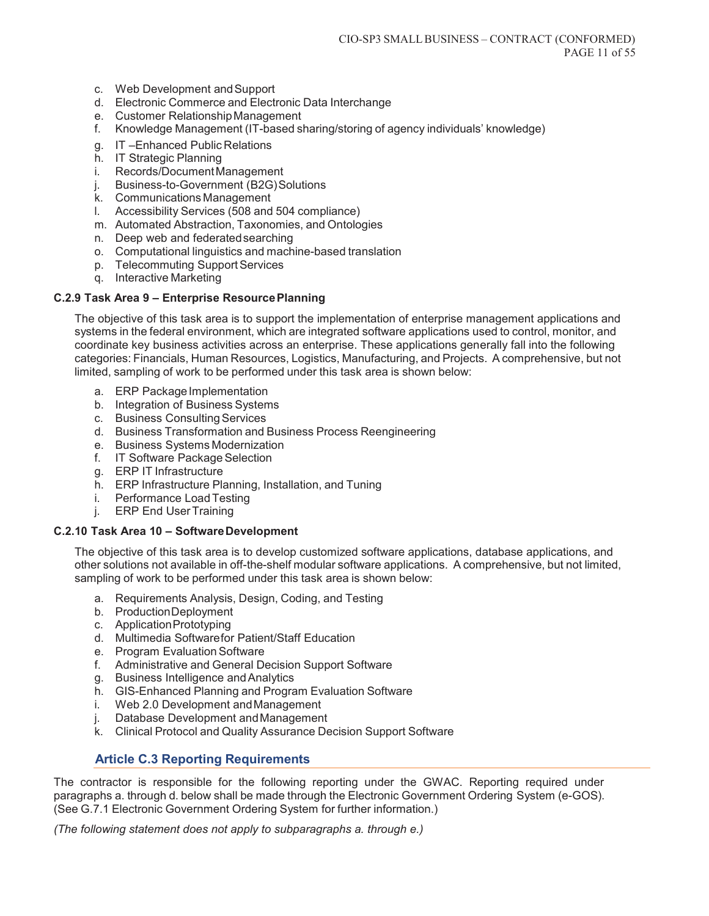c. Web Development and Support
d. Electronic Commerce and Electronic Data Interchange
e. Customer Relationship Management
f. Knowledge Management (IT-based sharing/storing of agency individuals' knowledge)
g. IT –Enhanced Public Relations
h. IT Strategic Planning
i. Records/Document Management
j. Business-to-Government (B2G) Solutions
k. Communications Management
l. Accessibility Services (508 and 504 compliance)
m. Automated Abstraction, Taxonomies, and Ontologies
n. Deep web and federated searching
o. Computational linguistics and machine-based translation
p. Telecommuting Support Services
q. Interactive Marketing

#### C.2.9 Task Area 9 – Enterprise Resource Planning

The objective of this task area is to support the implementation of enterprise management applications and systems in the federal environment, which are integrated software applications used to control, monitor, and coordinate key business activities across an enterprise. These applications generally fall into the following categories: Financials, Human Resources, Logistics, Manufacturing, and Projects. A comprehensive, but not limited, sampling of work to be performed under this task area is shown below:

a. ERP Package Implementation
b. Integration of Business Systems
c. Business Consulting Services
d. Business Transformation and Business Process Reengineering
e. Business Systems Modernization
f. IT Software Package Selection
g. ERP IT Infrastructure
h. ERP Infrastructure Planning, Installation, and Tuning
i. Performance Load Testing
j. ERP End User Training

#### C.2.10 Task Area 10 – Software Development

The objective of this task area is to develop customized software applications, database applications, and other solutions not available in off-the-shelf modular software applications. A comprehensive, but not limited, sampling of work to be performed under this task area is shown below:

a. Requirements Analysis, Design, Coding, and Testing
b. Production Deployment
c. Application Prototyping
d. Multimedia Software for Patient/Staff Education
e. Program Evaluation Software
f. Administrative and General Decision Support Software
g. Business Intelligence and Analytics
h. GIS-Enhanced Planning and Program Evaluation Software
i. Web 2.0 Development and Management
j. Database Development and Management
k. Clinical Protocol and Quality Assurance Decision Support Software

### Article C.3 Reporting Requirements

The contractor is responsible for the following reporting under the GWAC. Reporting required under paragraphs a. through d. below shall be made through the Electronic Government Ordering System (e-GOS). (See G.7.1 Electronic Government Ordering System for further information.)

*(The following statement does not apply to subparagraphs a. through e.)*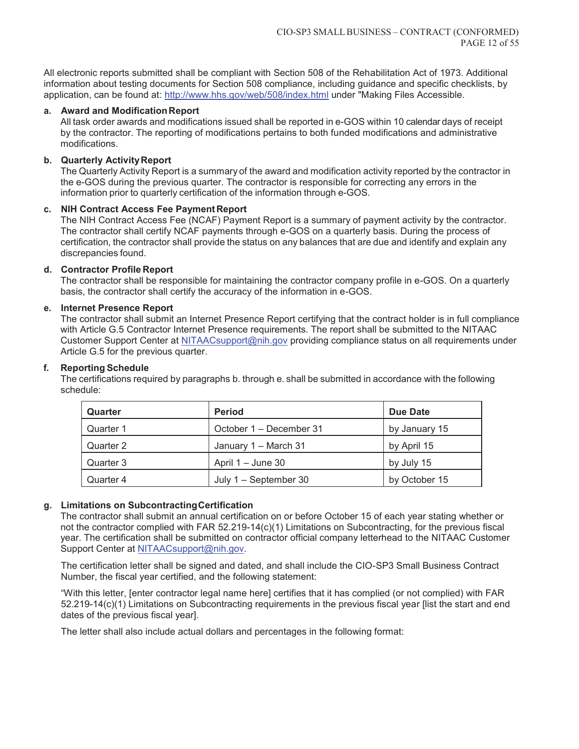All electronic reports submitted shall be compliant with Section 508 of the Rehabilitation Act of 1973. Additional information about testing documents for Section 508 compliance, including guidance and specific checklists, by application, can be found at: http://www.hhs.gov/web/508/index.html under "Making Files Accessible.

**a. Award and Modification Report**

All task order awards and modifications issued shall be reported in e-GOS within 10 calendar days of receipt by the contractor. The reporting of modifications pertains to both funded modifications and administrative modifications.

**b. Quarterly Activity Report**

The Quarterly Activity Report is a summary of the award and modification activity reported by the contractor in the e-GOS during the previous quarter. The contractor is responsible for correcting any errors in the information prior to quarterly certification of the information through e-GOS.

**c. NIH Contract Access Fee Payment Report**

The NIH Contract Access Fee (NCAF) Payment Report is a summary of payment activity by the contractor. The contractor shall certify NCAF payments through e-GOS on a quarterly basis. During the process of certification, the contractor shall provide the status on any balances that are due and identify and explain any discrepancies found.

**d. Contractor Profile Report**

The contractor shall be responsible for maintaining the contractor company profile in e-GOS. On a quarterly basis, the contractor shall certify the accuracy of the information in e-GOS.

**e. Internet Presence Report**

The contractor shall submit an Internet Presence Report certifying that the contract holder is in full compliance with Article G.5 Contractor Internet Presence requirements. The report shall be submitted to the NITAAC Customer Support Center at NITAACsupport@nih.gov providing compliance status on all requirements under Article G.5 for the previous quarter.

**f. Reporting Schedule**

The certifications required by paragraphs b. through e. shall be submitted in accordance with the following schedule:

| Quarter | Period | Due Date |
| --- | --- | --- |
| Quarter 1 | October 1 – December 31 | by January 15 |
| Quarter 2 | January 1 – March 31 | by April 15 |
| Quarter 3 | April 1 – June 30 | by July 15 |
| Quarter 4 | July 1 – September 30 | by October 15 |

**g. Limitations on Subcontracting Certification**

The contractor shall submit an annual certification on or before October 15 of each year stating whether or not the contractor complied with FAR 52.219-14(c)(1) Limitations on Subcontracting, for the previous fiscal year. The certification shall be submitted on contractor official company letterhead to the NITAAC Customer Support Center at NITAACsupport@nih.gov.

The certification letter shall be signed and dated, and shall include the CIO-SP3 Small Business Contract Number, the fiscal year certified, and the following statement:

"With this letter, [enter contractor legal name here] certifies that it has complied (or not complied) with FAR 52.219-14(c)(1) Limitations on Subcontracting requirements in the previous fiscal year [list the start and end dates of the previous fiscal year].

The letter shall also include actual dollars and percentages in the following format: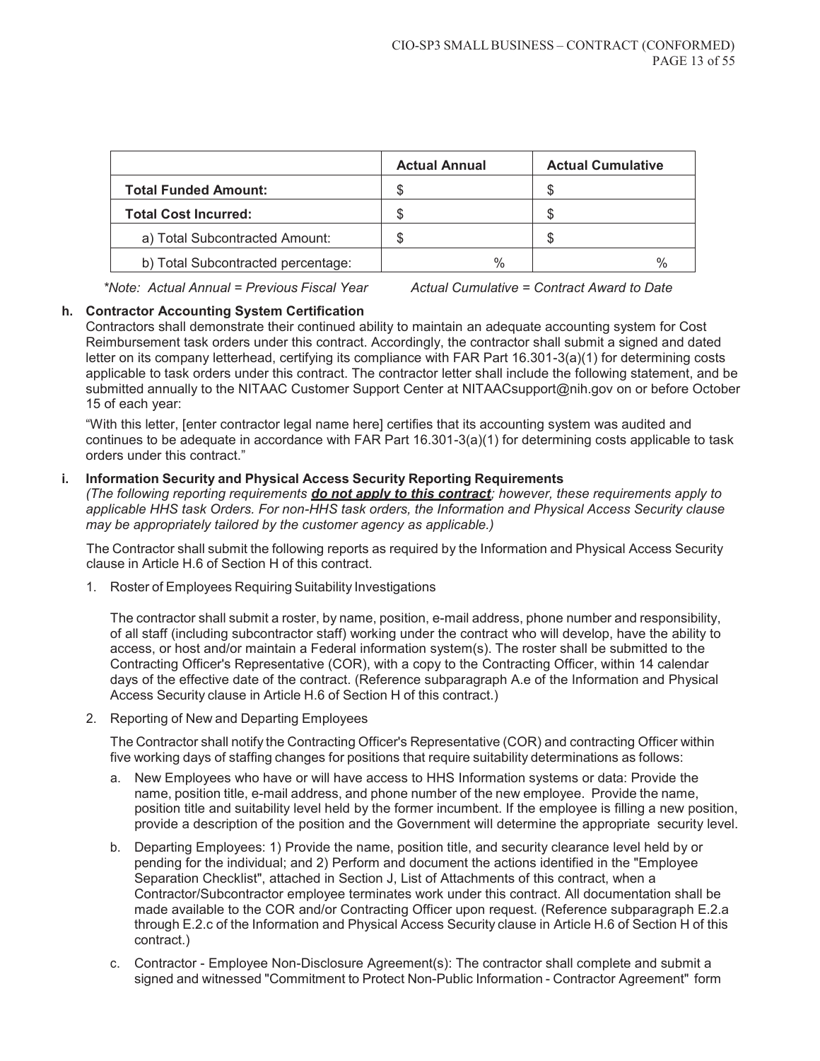| | Actual Annual | Actual Cumulative |
|---|---|---|
| **Total Funded Amount:** | $ | $ |
| **Total Cost Incurred:** | $ | $ |
| a) Total Subcontracted Amount: | $ | $ |
| b) Total Subcontracted percentage: | % | % |

*\*Note: Actual Annual = Previous Fiscal Year        Actual Cumulative = Contract Award to Date*

**h. Contractor Accounting System Certification**

Contractors shall demonstrate their continued ability to maintain an adequate accounting system for Cost Reimbursement task orders under this contract. Accordingly, the contractor shall submit a signed and dated letter on its company letterhead, certifying its compliance with FAR Part 16.301-3(a)(1) for determining costs applicable to task orders under this contract. The contractor letter shall include the following statement, and be submitted annually to the NITAAC Customer Support Center at NITAACsupport@nih.gov on or before October 15 of each year:

"With this letter, [enter contractor legal name here] certifies that its accounting system was audited and continues to be adequate in accordance with FAR Part 16.301-3(a)(1) for determining costs applicable to task orders under this contract."

**i. Information Security and Physical Access Security Reporting Requirements**

*(The following reporting requirements* ***do not apply to this contract****; however, these requirements apply to applicable HHS task Orders. For non-HHS task orders, the Information and Physical Access Security clause may be appropriately tailored by the customer agency as applicable.)*

The Contractor shall submit the following reports as required by the Information and Physical Access Security clause in Article H.6 of Section H of this contract.

1. Roster of Employees Requiring Suitability Investigations

   The contractor shall submit a roster, by name, position, e-mail address, phone number and responsibility, of all staff (including subcontractor staff) working under the contract who will develop, have the ability to access, or host and/or maintain a Federal information system(s). The roster shall be submitted to the Contracting Officer's Representative (COR), with a copy to the Contracting Officer, within 14 calendar days of the effective date of the contract. (Reference subparagraph A.e of the Information and Physical Access Security clause in Article H.6 of Section H of this contract.)

2. Reporting of New and Departing Employees

   The Contractor shall notify the Contracting Officer's Representative (COR) and contracting Officer within five working days of staffing changes for positions that require suitability determinations as follows:

   a. New Employees who have or will have access to HHS Information systems or data: Provide the name, position title, e-mail address, and phone number of the new employee. Provide the name, position title and suitability level held by the former incumbent. If the employee is filling a new position, provide a description of the position and the Government will determine the appropriate security level.

   b. Departing Employees: 1) Provide the name, position title, and security clearance level held by or pending for the individual; and 2) Perform and document the actions identified in the "Employee Separation Checklist", attached in Section J, List of Attachments of this contract, when a Contractor/Subcontractor employee terminates work under this contract. All documentation shall be made available to the COR and/or Contracting Officer upon request. (Reference subparagraph E.2.a through E.2.c of the Information and Physical Access Security clause in Article H.6 of Section H of this contract.)

   c. Contractor - Employee Non-Disclosure Agreement(s): The contractor shall complete and submit a signed and witnessed "Commitment to Protect Non-Public Information - Contractor Agreement" form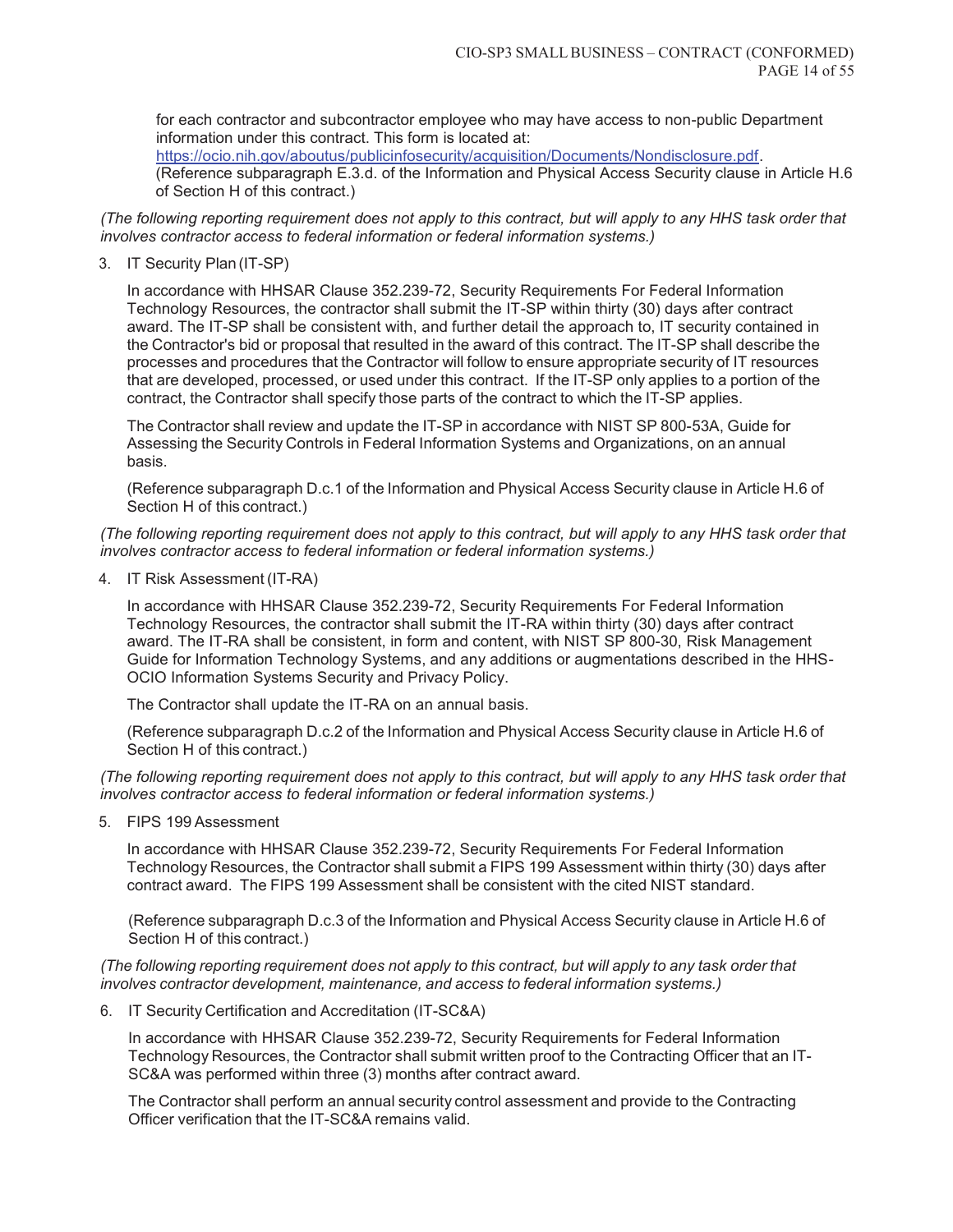for each contractor and subcontractor employee who may have access to non-public Department information under this contract. This form is located at: https://ocio.nih.gov/aboutus/publicinfosecurity/acquisition/Documents/Nondisclosure.pdf. (Reference subparagraph E.3.d. of the Information and Physical Access Security clause in Article H.6 of Section H of this contract.)

*(The following reporting requirement does not apply to this contract, but will apply to any HHS task order that involves contractor access to federal information or federal information systems.)*

3. IT Security Plan (IT-SP)

   In accordance with HHSAR Clause 352.239-72, Security Requirements For Federal Information Technology Resources, the contractor shall submit the IT-SP within thirty (30) days after contract award. The IT-SP shall be consistent with, and further detail the approach to, IT security contained in the Contractor's bid or proposal that resulted in the award of this contract. The IT-SP shall describe the processes and procedures that the Contractor will follow to ensure appropriate security of IT resources that are developed, processed, or used under this contract. If the IT-SP only applies to a portion of the contract, the Contractor shall specify those parts of the contract to which the IT-SP applies.

   The Contractor shall review and update the IT-SP in accordance with NIST SP 800-53A, Guide for Assessing the Security Controls in Federal Information Systems and Organizations, on an annual basis.

   (Reference subparagraph D.c.1 of the Information and Physical Access Security clause in Article H.6 of Section H of this contract.)

*(The following reporting requirement does not apply to this contract, but will apply to any HHS task order that involves contractor access to federal information or federal information systems.)*

4. IT Risk Assessment (IT-RA)

   In accordance with HHSAR Clause 352.239-72, Security Requirements For Federal Information Technology Resources, the contractor shall submit the IT-RA within thirty (30) days after contract award. The IT-RA shall be consistent, in form and content, with NIST SP 800-30, Risk Management Guide for Information Technology Systems, and any additions or augmentations described in the HHS-OCIO Information Systems Security and Privacy Policy.

   The Contractor shall update the IT-RA on an annual basis.

   (Reference subparagraph D.c.2 of the Information and Physical Access Security clause in Article H.6 of Section H of this contract.)

*(The following reporting requirement does not apply to this contract, but will apply to any HHS task order that involves contractor access to federal information or federal information systems.)*

5. FIPS 199 Assessment

   In accordance with HHSAR Clause 352.239-72, Security Requirements For Federal Information Technology Resources, the Contractor shall submit a FIPS 199 Assessment within thirty (30) days after contract award. The FIPS 199 Assessment shall be consistent with the cited NIST standard.

   (Reference subparagraph D.c.3 of the Information and Physical Access Security clause in Article H.6 of Section H of this contract.)

*(The following reporting requirement does not apply to this contract, but will apply to any task order that involves contractor development, maintenance, and access to federal information systems.)*

6. IT Security Certification and Accreditation (IT-SC&A)

   In accordance with HHSAR Clause 352.239-72, Security Requirements for Federal Information Technology Resources, the Contractor shall submit written proof to the Contracting Officer that an IT-SC&A was performed within three (3) months after contract award.

   The Contractor shall perform an annual security control assessment and provide to the Contracting Officer verification that the IT-SC&A remains valid.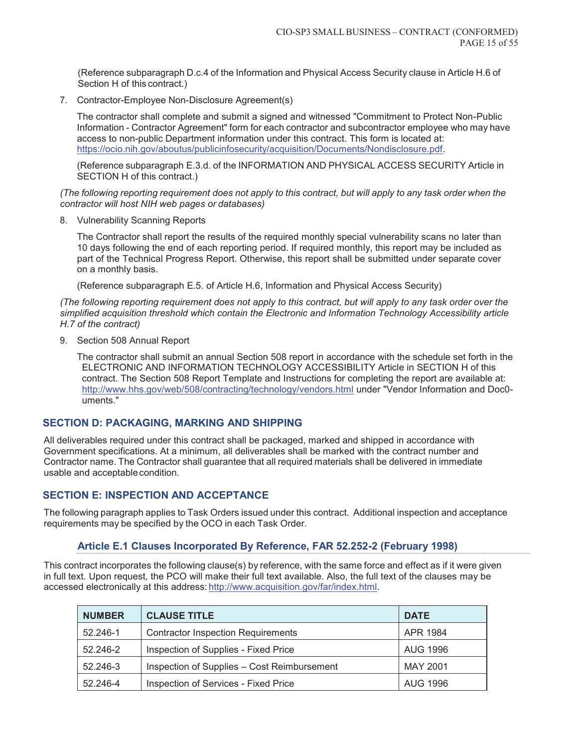(Reference subparagraph D.c.4 of the Information and Physical Access Security clause in Article H.6 of Section H of this contract.)

7. Contractor-Employee Non-Disclosure Agreement(s)

   The contractor shall complete and submit a signed and witnessed "Commitment to Protect Non-Public Information - Contractor Agreement" form for each contractor and subcontractor employee who may have access to non-public Department information under this contract. This form is located at: https://ocio.nih.gov/aboutus/publicinfosecurity/acquisition/Documents/Nondisclosure.pdf.

   (Reference subparagraph E.3.d. of the INFORMATION AND PHYSICAL ACCESS SECURITY Article in SECTION H of this contract.)

*(The following reporting requirement does not apply to this contract, but will apply to any task order when the contractor will host NIH web pages or databases)*

8. Vulnerability Scanning Reports

   The Contractor shall report the results of the required monthly special vulnerability scans no later than 10 days following the end of each reporting period. If required monthly, this report may be included as part of the Technical Progress Report. Otherwise, this report shall be submitted under separate cover on a monthly basis.

   (Reference subparagraph E.5. of Article H.6, Information and Physical Access Security)

*(The following reporting requirement does not apply to this contract, but will apply to any task order over the simplified acquisition threshold which contain the Electronic and Information Technology Accessibility article H.7 of the contract)*

9. Section 508 Annual Report

   The contractor shall submit an annual Section 508 report in accordance with the schedule set forth in the ELECTRONIC AND INFORMATION TECHNOLOGY ACCESSIBILITY Article in SECTION H of this contract. The Section 508 Report Template and Instructions for completing the report are available at: http://www.hhs.gov/web/508/contracting/technology/vendors.html under "Vendor Information and Doc0-uments."

## SECTION D: PACKAGING, MARKING AND SHIPPING

All deliverables required under this contract shall be packaged, marked and shipped in accordance with Government specifications. At a minimum, all deliverables shall be marked with the contract number and Contractor name. The Contractor shall guarantee that all required materials shall be delivered in immediate usable and acceptable condition.

## SECTION E: INSPECTION AND ACCEPTANCE

The following paragraph applies to Task Orders issued under this contract. Additional inspection and acceptance requirements may be specified by the OCO in each Task Order.

### Article E.1 Clauses Incorporated By Reference, FAR 52.252-2 (February 1998)

This contract incorporates the following clause(s) by reference, with the same force and effect as if it were given in full text. Upon request, the PCO will make their full text available. Also, the full text of the clauses may be accessed electronically at this address: http://www.acquisition.gov/far/index.html.

| NUMBER | CLAUSE TITLE | DATE |
|---|---|---|
| 52.246-1 | Contractor Inspection Requirements | APR 1984 |
| 52.246-2 | Inspection of Supplies - Fixed Price | AUG 1996 |
| 52.246-3 | Inspection of Supplies – Cost Reimbursement | MAY 2001 |
| 52.246-4 | Inspection of Services - Fixed Price | AUG 1996 |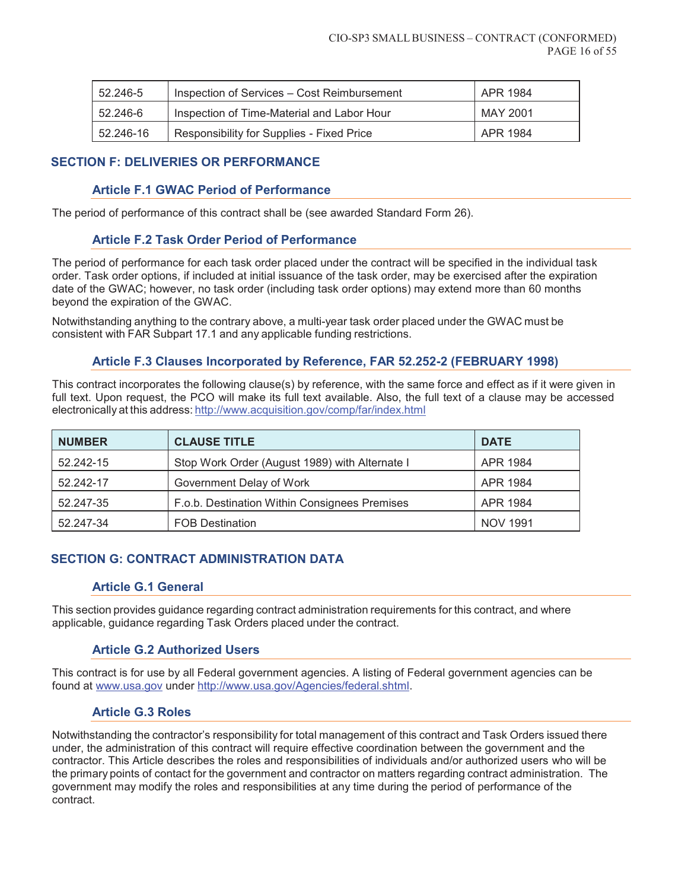| 52.246-5 | Inspection of Services – Cost Reimbursement | APR 1984 |
|---|---|---|
| 52.246-6 | Inspection of Time-Material and Labor Hour | MAY 2001 |
| 52.246-16 | Responsibility for Supplies - Fixed Price | APR 1984 |

## SECTION F: DELIVERIES OR PERFORMANCE

### Article F.1 GWAC Period of Performance

The period of performance of this contract shall be (see awarded Standard Form 26).

### Article F.2 Task Order Period of Performance

The period of performance for each task order placed under the contract will be specified in the individual task order. Task order options, if included at initial issuance of the task order, may be exercised after the expiration date of the GWAC; however, no task order (including task order options) may extend more than 60 months beyond the expiration of the GWAC.

Notwithstanding anything to the contrary above, a multi-year task order placed under the GWAC must be consistent with FAR Subpart 17.1 and any applicable funding restrictions.

### Article F.3 Clauses Incorporated by Reference, FAR 52.252-2 (FEBRUARY 1998)

This contract incorporates the following clause(s) by reference, with the same force and effect as if it were given in full text. Upon request, the PCO will make its full text available. Also, the full text of a clause may be accessed electronically at this address: http://www.acquisition.gov/comp/far/index.html

| NUMBER | CLAUSE TITLE | DATE |
|---|---|---|
| 52.242-15 | Stop Work Order (August 1989) with Alternate I | APR 1984 |
| 52.242-17 | Government Delay of Work | APR 1984 |
| 52.247-35 | F.o.b. Destination Within Consignees Premises | APR 1984 |
| 52.247-34 | FOB Destination | NOV 1991 |

## SECTION G: CONTRACT ADMINISTRATION DATA

### Article G.1 General

This section provides guidance regarding contract administration requirements for this contract, and where applicable, guidance regarding Task Orders placed under the contract.

### Article G.2 Authorized Users

This contract is for use by all Federal government agencies. A listing of Federal government agencies can be found at www.usa.gov under http://www.usa.gov/Agencies/federal.shtml.

### Article G.3 Roles

Notwithstanding the contractor's responsibility for total management of this contract and Task Orders issued there under, the administration of this contract will require effective coordination between the government and the contractor. This Article describes the roles and responsibilities of individuals and/or authorized users who will be the primary points of contact for the government and contractor on matters regarding contract administration. The government may modify the roles and responsibilities at any time during the period of performance of the contract.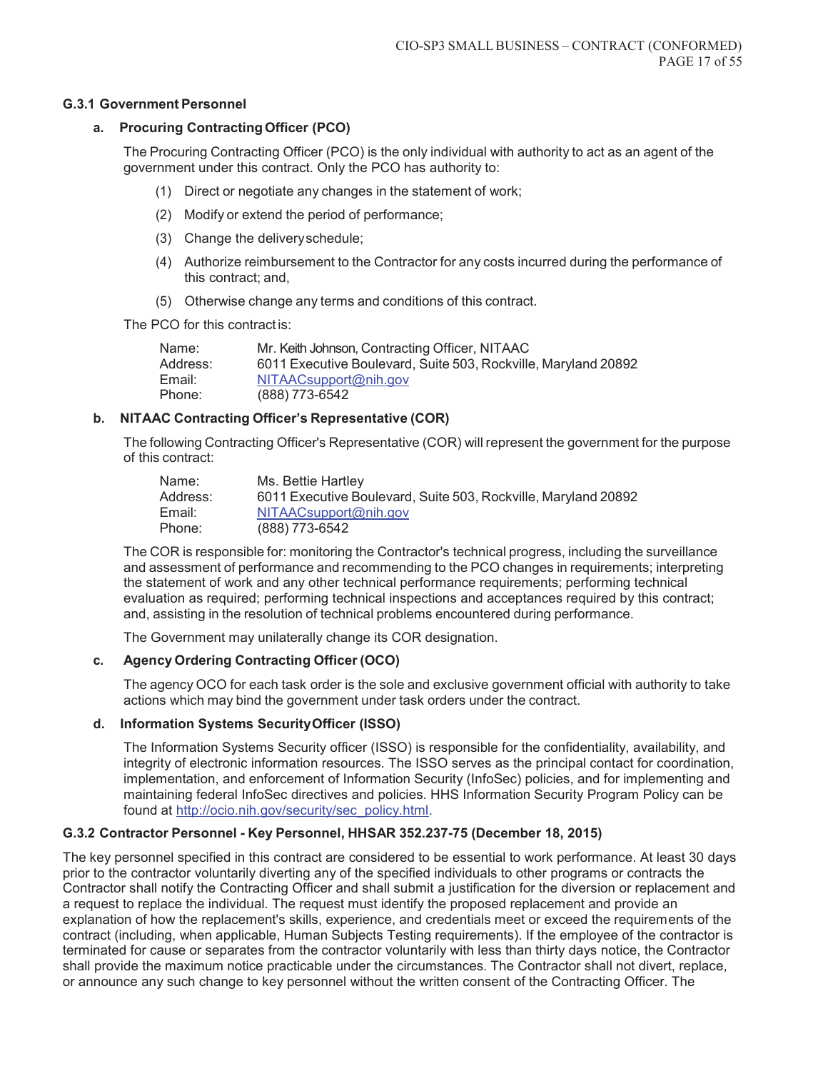### G.3.1 Government Personnel

#### a. Procuring Contracting Officer (PCO)

The Procuring Contracting Officer (PCO) is the only individual with authority to act as an agent of the government under this contract. Only the PCO has authority to:

(1) Direct or negotiate any changes in the statement of work;

(2) Modify or extend the period of performance;

(3) Change the delivery schedule;

(4) Authorize reimbursement to the Contractor for any costs incurred during the performance of this contract; and,

(5) Otherwise change any terms and conditions of this contract.

The PCO for this contract is:

Name: Mr. Keith Johnson, Contracting Officer, NITAAC
Address: 6011 Executive Boulevard, Suite 503, Rockville, Maryland 20892
Email: NITAACsupport@nih.gov
Phone: (888) 773-6542

#### b. NITAAC Contracting Officer's Representative (COR)

The following Contracting Officer's Representative (COR) will represent the government for the purpose of this contract:

Name: Ms. Bettie Hartley
Address: 6011 Executive Boulevard, Suite 503, Rockville, Maryland 20892
Email: NITAACsupport@nih.gov
Phone: (888) 773-6542

The COR is responsible for: monitoring the Contractor's technical progress, including the surveillance and assessment of performance and recommending to the PCO changes in requirements; interpreting the statement of work and any other technical performance requirements; performing technical evaluation as required; performing technical inspections and acceptances required by this contract; and, assisting in the resolution of technical problems encountered during performance.

The Government may unilaterally change its COR designation.

#### c. Agency Ordering Contracting Officer (OCO)

The agency OCO for each task order is the sole and exclusive government official with authority to take actions which may bind the government under task orders under the contract.

#### d. Information Systems Security Officer (ISSO)

The Information Systems Security officer (ISSO) is responsible for the confidentiality, availability, and integrity of electronic information resources. The ISSO serves as the principal contact for coordination, implementation, and enforcement of Information Security (InfoSec) policies, and for implementing and maintaining federal InfoSec directives and policies. HHS Information Security Program Policy can be found at http://ocio.nih.gov/security/sec_policy.html.

### G.3.2 Contractor Personnel - Key Personnel, HHSAR 352.237-75 (December 18, 2015)

The key personnel specified in this contract are considered to be essential to work performance. At least 30 days prior to the contractor voluntarily diverting any of the specified individuals to other programs or contracts the Contractor shall notify the Contracting Officer and shall submit a justification for the diversion or replacement and a request to replace the individual. The request must identify the proposed replacement and provide an explanation of how the replacement's skills, experience, and credentials meet or exceed the requirements of the contract (including, when applicable, Human Subjects Testing requirements). If the employee of the contractor is terminated for cause or separates from the contractor voluntarily with less than thirty days notice, the Contractor shall provide the maximum notice practicable under the circumstances. The Contractor shall not divert, replace, or announce any such change to key personnel without the written consent of the Contracting Officer. The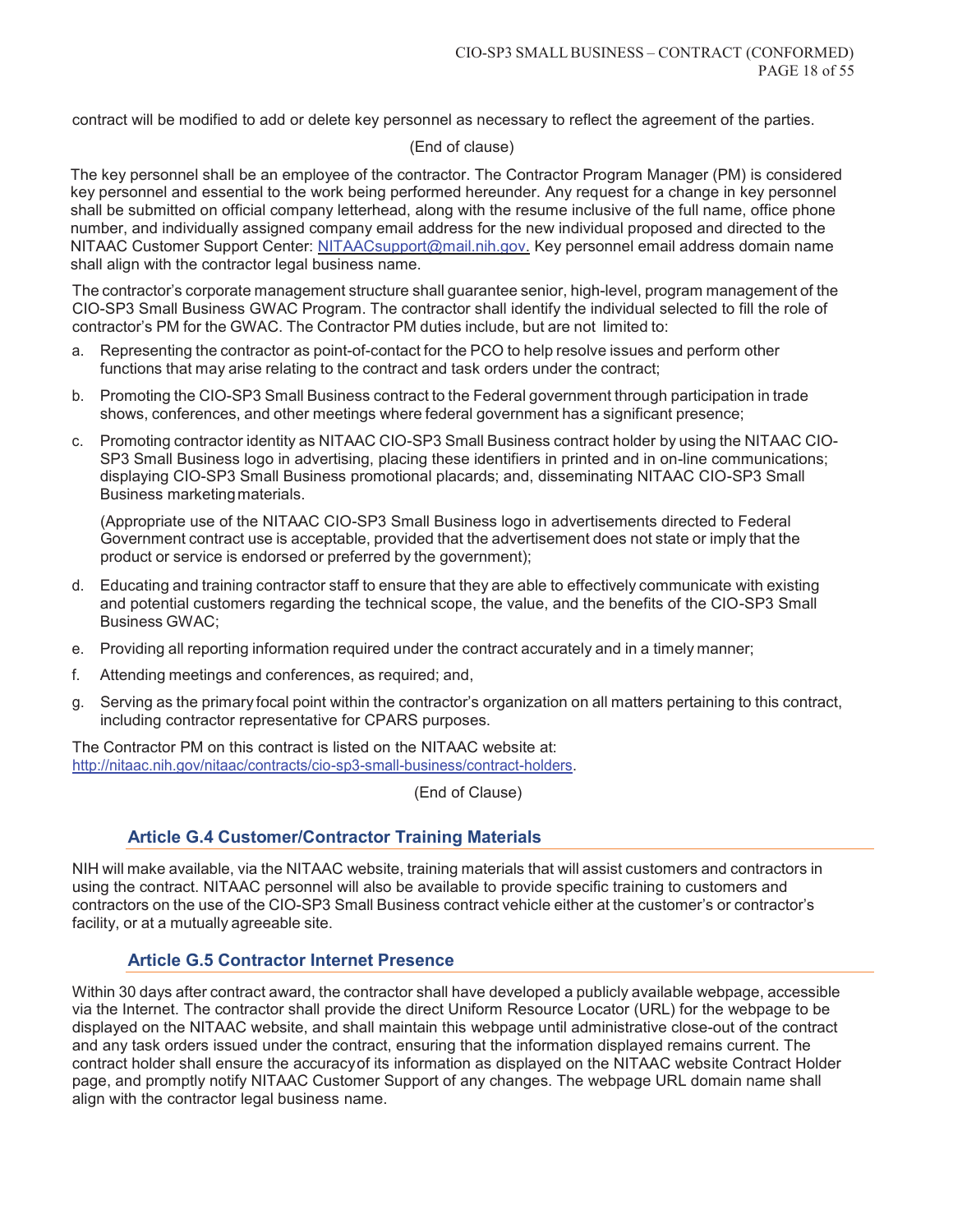contract will be modified to add or delete key personnel as necessary to reflect the agreement of the parties.

(End of clause)

The key personnel shall be an employee of the contractor. The Contractor Program Manager (PM) is considered key personnel and essential to the work being performed hereunder. Any request for a change in key personnel shall be submitted on official company letterhead, along with the resume inclusive of the full name, office phone number, and individually assigned company email address for the new individual proposed and directed to the NITAAC Customer Support Center: NITAACsupport@mail.nih.gov. Key personnel email address domain name shall align with the contractor legal business name.

The contractor's corporate management structure shall guarantee senior, high-level, program management of the CIO-SP3 Small Business GWAC Program. The contractor shall identify the individual selected to fill the role of contractor's PM for the GWAC. The Contractor PM duties include, but are not limited to:

a. Representing the contractor as point-of-contact for the PCO to help resolve issues and perform other functions that may arise relating to the contract and task orders under the contract;

b. Promoting the CIO-SP3 Small Business contract to the Federal government through participation in trade shows, conferences, and other meetings where federal government has a significant presence;

c. Promoting contractor identity as NITAAC CIO-SP3 Small Business contract holder by using the NITAAC CIO-SP3 Small Business logo in advertising, placing these identifiers in printed and in on-line communications; displaying CIO-SP3 Small Business promotional placards; and, disseminating NITAAC CIO-SP3 Small Business marketing materials.

   (Appropriate use of the NITAAC CIO-SP3 Small Business logo in advertisements directed to Federal Government contract use is acceptable, provided that the advertisement does not state or imply that the product or service is endorsed or preferred by the government);

d. Educating and training contractor staff to ensure that they are able to effectively communicate with existing and potential customers regarding the technical scope, the value, and the benefits of the CIO-SP3 Small Business GWAC;

e. Providing all reporting information required under the contract accurately and in a timely manner;

f. Attending meetings and conferences, as required; and,

g. Serving as the primary focal point within the contractor's organization on all matters pertaining to this contract, including contractor representative for CPARS purposes.

The Contractor PM on this contract is listed on the NITAAC website at: http://nitaac.nih.gov/nitaac/contracts/cio-sp3-small-business/contract-holders.

(End of Clause)

### Article G.4 Customer/Contractor Training Materials

NIH will make available, via the NITAAC website, training materials that will assist customers and contractors in using the contract. NITAAC personnel will also be available to provide specific training to customers and contractors on the use of the CIO-SP3 Small Business contract vehicle either at the customer's or contractor's facility, or at a mutually agreeable site.

### Article G.5 Contractor Internet Presence

Within 30 days after contract award, the contractor shall have developed a publicly available webpage, accessible via the Internet. The contractor shall provide the direct Uniform Resource Locator (URL) for the webpage to be displayed on the NITAAC website, and shall maintain this webpage until administrative close-out of the contract and any task orders issued under the contract, ensuring that the information displayed remains current. The contract holder shall ensure the accuracy of its information as displayed on the NITAAC website Contract Holder page, and promptly notify NITAAC Customer Support of any changes. The webpage URL domain name shall align with the contractor legal business name.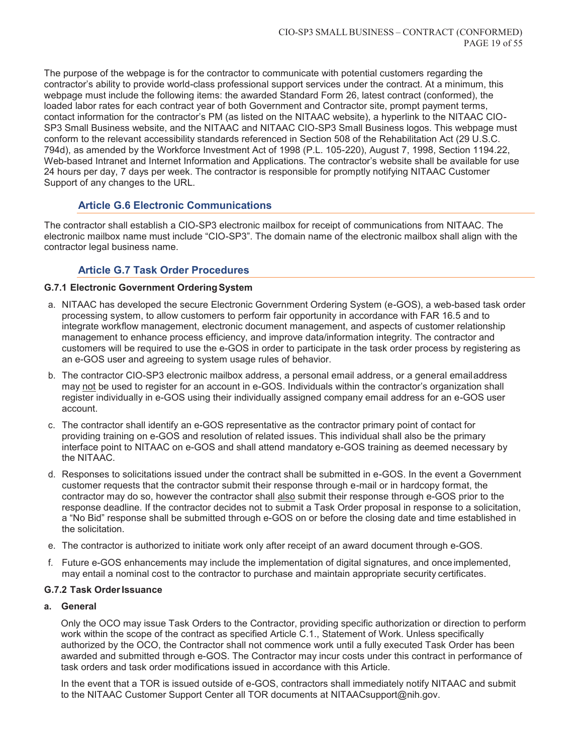The purpose of the webpage is for the contractor to communicate with potential customers regarding the contractor's ability to provide world-class professional support services under the contract. At a minimum, this webpage must include the following items: the awarded Standard Form 26, latest contract (conformed), the loaded labor rates for each contract year of both Government and Contractor site, prompt payment terms, contact information for the contractor's PM (as listed on the NITAAC website), a hyperlink to the NITAAC CIO-SP3 Small Business website, and the NITAAC and NITAAC CIO-SP3 Small Business logos. This webpage must conform to the relevant accessibility standards referenced in Section 508 of the Rehabilitation Act (29 U.S.C. 794d), as amended by the Workforce Investment Act of 1998 (P.L. 105-220), August 7, 1998, Section 1194.22, Web-based Intranet and Internet Information and Applications. The contractor's website shall be available for use 24 hours per day, 7 days per week. The contractor is responsible for promptly notifying NITAAC Customer Support of any changes to the URL.

## Article G.6 Electronic Communications

The contractor shall establish a CIO-SP3 electronic mailbox for receipt of communications from NITAAC. The electronic mailbox name must include "CIO-SP3". The domain name of the electronic mailbox shall align with the contractor legal business name.

## Article G.7 Task Order Procedures

### G.7.1 Electronic Government Ordering System

a. NITAAC has developed the secure Electronic Government Ordering System (e-GOS), a web-based task order processing system, to allow customers to perform fair opportunity in accordance with FAR 16.5 and to integrate workflow management, electronic document management, and aspects of customer relationship management to enhance process efficiency, and improve data/information integrity. The contractor and customers will be required to use the e-GOS in order to participate in the task order process by registering as an e-GOS user and agreeing to system usage rules of behavior.

b. The contractor CIO-SP3 electronic mailbox address, a personal email address, or a general email address may not be used to register for an account in e-GOS. Individuals within the contractor's organization shall register individually in e-GOS using their individually assigned company email address for an e-GOS user account.

c. The contractor shall identify an e-GOS representative as the contractor primary point of contact for providing training on e-GOS and resolution of related issues. This individual shall also be the primary interface point to NITAAC on e-GOS and shall attend mandatory e-GOS training as deemed necessary by the NITAAC.

d. Responses to solicitations issued under the contract shall be submitted in e-GOS. In the event a Government customer requests that the contractor submit their response through e-mail or in hardcopy format, the contractor may do so, however the contractor shall also submit their response through e-GOS prior to the response deadline. If the contractor decides not to submit a Task Order proposal in response to a solicitation, a "No Bid" response shall be submitted through e-GOS on or before the closing date and time established in the solicitation.

e. The contractor is authorized to initiate work only after receipt of an award document through e-GOS.

f. Future e-GOS enhancements may include the implementation of digital signatures, and once implemented, may entail a nominal cost to the contractor to purchase and maintain appropriate security certificates.

### G.7.2 Task Order Issuance

**a. General**

Only the OCO may issue Task Orders to the Contractor, providing specific authorization or direction to perform work within the scope of the contract as specified Article C.1., Statement of Work. Unless specifically authorized by the OCO, the Contractor shall not commence work until a fully executed Task Order has been awarded and submitted through e-GOS. The Contractor may incur costs under this contract in performance of task orders and task order modifications issued in accordance with this Article.

In the event that a TOR is issued outside of e-GOS, contractors shall immediately notify NITAAC and submit to the NITAAC Customer Support Center all TOR documents at NITAACsupport@nih.gov.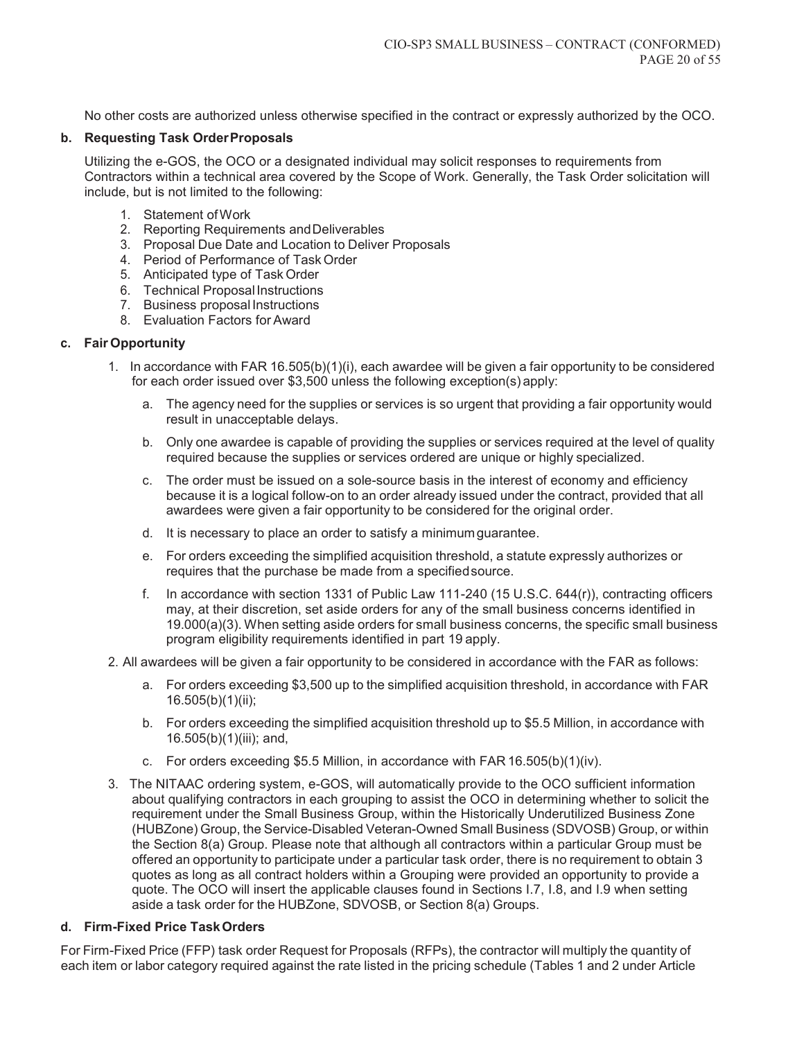No other costs are authorized unless otherwise specified in the contract or expressly authorized by the OCO.

**b. Requesting Task Order Proposals**

Utilizing the e-GOS, the OCO or a designated individual may solicit responses to requirements from Contractors within a technical area covered by the Scope of Work. Generally, the Task Order solicitation will include, but is not limited to the following:

1. Statement of Work
2. Reporting Requirements and Deliverables
3. Proposal Due Date and Location to Deliver Proposals
4. Period of Performance of Task Order
5. Anticipated type of Task Order
6. Technical Proposal Instructions
7. Business proposal Instructions
8. Evaluation Factors for Award

**c. Fair Opportunity**

1. In accordance with FAR 16.505(b)(1)(i), each awardee will be given a fair opportunity to be considered for each order issued over $3,500 unless the following exception(s) apply:

   a. The agency need for the supplies or services is so urgent that providing a fair opportunity would result in unacceptable delays.

   b. Only one awardee is capable of providing the supplies or services required at the level of quality required because the supplies or services ordered are unique or highly specialized.

   c. The order must be issued on a sole-source basis in the interest of economy and efficiency because it is a logical follow-on to an order already issued under the contract, provided that all awardees were given a fair opportunity to be considered for the original order.

   d. It is necessary to place an order to satisfy a minimum guarantee.

   e. For orders exceeding the simplified acquisition threshold, a statute expressly authorizes or requires that the purchase be made from a specified source.

   f. In accordance with section 1331 of Public Law 111-240 (15 U.S.C. 644(r)), contracting officers may, at their discretion, set aside orders for any of the small business concerns identified in 19.000(a)(3). When setting aside orders for small business concerns, the specific small business program eligibility requirements identified in part 19 apply.

2. All awardees will be given a fair opportunity to be considered in accordance with the FAR as follows:

   a. For orders exceeding $3,500 up to the simplified acquisition threshold, in accordance with FAR 16.505(b)(1)(ii);

   b. For orders exceeding the simplified acquisition threshold up to $5.5 Million, in accordance with 16.505(b)(1)(iii); and,

   c. For orders exceeding $5.5 Million, in accordance with FAR 16.505(b)(1)(iv).

3. The NITAAC ordering system, e-GOS, will automatically provide to the OCO sufficient information about qualifying contractors in each grouping to assist the OCO in determining whether to solicit the requirement under the Small Business Group, within the Historically Underutilized Business Zone (HUBZone) Group, the Service-Disabled Veteran-Owned Small Business (SDVOSB) Group, or within the Section 8(a) Group. Please note that although all contractors within a particular Group must be offered an opportunity to participate under a particular task order, there is no requirement to obtain 3 quotes as long as all contract holders within a Grouping were provided an opportunity to provide a quote. The OCO will insert the applicable clauses found in Sections I.7, I.8, and I.9 when setting aside a task order for the HUBZone, SDVOSB, or Section 8(a) Groups.

**d. Firm-Fixed Price Task Orders**

For Firm-Fixed Price (FFP) task order Request for Proposals (RFPs), the contractor will multiply the quantity of each item or labor category required against the rate listed in the pricing schedule (Tables 1 and 2 under Article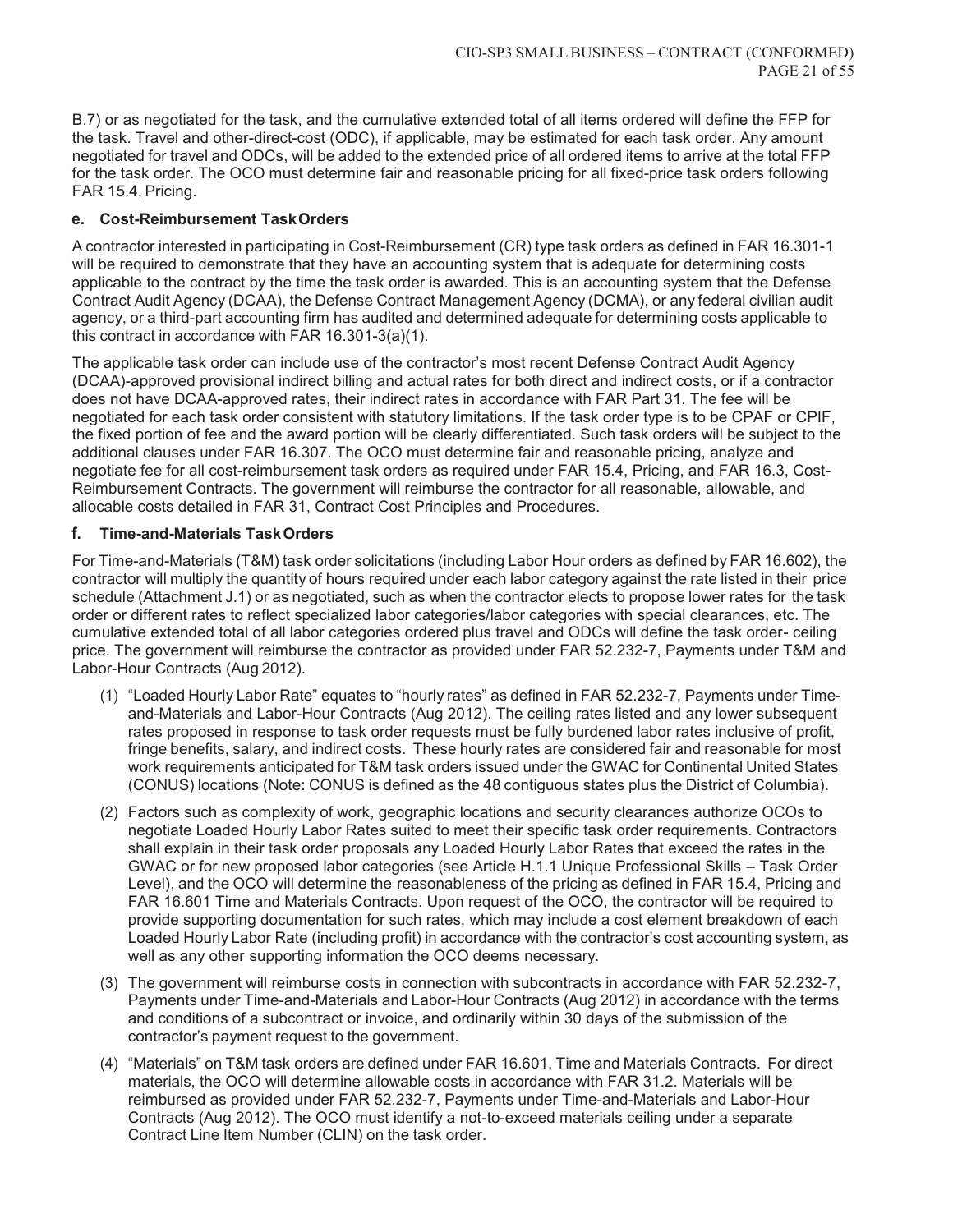B.7) or as negotiated for the task, and the cumulative extended total of all items ordered will define the FFP for the task. Travel and other-direct-cost (ODC), if applicable, may be estimated for each task order. Any amount negotiated for travel and ODCs, will be added to the extended price of all ordered items to arrive at the total FFP for the task order. The OCO must determine fair and reasonable pricing for all fixed-price task orders following FAR 15.4, Pricing.

#### e. Cost-Reimbursement Task Orders

A contractor interested in participating in Cost-Reimbursement (CR) type task orders as defined in FAR 16.301-1 will be required to demonstrate that they have an accounting system that is adequate for determining costs applicable to the contract by the time the task order is awarded. This is an accounting system that the Defense Contract Audit Agency (DCAA), the Defense Contract Management Agency (DCMA), or any federal civilian audit agency, or a third-part accounting firm has audited and determined adequate for determining costs applicable to this contract in accordance with FAR 16.301-3(a)(1).

The applicable task order can include use of the contractor's most recent Defense Contract Audit Agency (DCAA)-approved provisional indirect billing and actual rates for both direct and indirect costs, or if a contractor does not have DCAA-approved rates, their indirect rates in accordance with FAR Part 31. The fee will be negotiated for each task order consistent with statutory limitations. If the task order type is to be CPAF or CPIF, the fixed portion of fee and the award portion will be clearly differentiated. Such task orders will be subject to the additional clauses under FAR 16.307. The OCO must determine fair and reasonable pricing, analyze and negotiate fee for all cost-reimbursement task orders as required under FAR 15.4, Pricing, and FAR 16.3, Cost-Reimbursement Contracts. The government will reimburse the contractor for all reasonable, allowable, and allocable costs detailed in FAR 31, Contract Cost Principles and Procedures.

#### f. Time-and-Materials Task Orders

For Time-and-Materials (T&M) task order solicitations (including Labor Hour orders as defined by FAR 16.602), the contractor will multiply the quantity of hours required under each labor category against the rate listed in their price schedule (Attachment J.1) or as negotiated, such as when the contractor elects to propose lower rates for the task order or different rates to reflect specialized labor categories/labor categories with special clearances, etc. The cumulative extended total of all labor categories ordered plus travel and ODCs will define the task order- ceiling price. The government will reimburse the contractor as provided under FAR 52.232-7, Payments under T&M and Labor-Hour Contracts (Aug 2012).

(1) "Loaded Hourly Labor Rate" equates to "hourly rates" as defined in FAR 52.232-7, Payments under Time-and-Materials and Labor-Hour Contracts (Aug 2012). The ceiling rates listed and any lower subsequent rates proposed in response to task order requests must be fully burdened labor rates inclusive of profit, fringe benefits, salary, and indirect costs. These hourly rates are considered fair and reasonable for most work requirements anticipated for T&M task orders issued under the GWAC for Continental United States (CONUS) locations (Note: CONUS is defined as the 48 contiguous states plus the District of Columbia).

(2) Factors such as complexity of work, geographic locations and security clearances authorize OCOs to negotiate Loaded Hourly Labor Rates suited to meet their specific task order requirements. Contractors shall explain in their task order proposals any Loaded Hourly Labor Rates that exceed the rates in the GWAC or for new proposed labor categories (see Article H.1.1 Unique Professional Skills – Task Order Level), and the OCO will determine the reasonableness of the pricing as defined in FAR 15.4, Pricing and FAR 16.601 Time and Materials Contracts. Upon request of the OCO, the contractor will be required to provide supporting documentation for such rates, which may include a cost element breakdown of each Loaded Hourly Labor Rate (including profit) in accordance with the contractor's cost accounting system, as well as any other supporting information the OCO deems necessary.

(3) The government will reimburse costs in connection with subcontracts in accordance with FAR 52.232-7, Payments under Time-and-Materials and Labor-Hour Contracts (Aug 2012) in accordance with the terms and conditions of a subcontract or invoice, and ordinarily within 30 days of the submission of the contractor's payment request to the government.

(4) "Materials" on T&M task orders are defined under FAR 16.601, Time and Materials Contracts. For direct materials, the OCO will determine allowable costs in accordance with FAR 31.2. Materials will be reimbursed as provided under FAR 52.232-7, Payments under Time-and-Materials and Labor-Hour Contracts (Aug 2012). The OCO must identify a not-to-exceed materials ceiling under a separate Contract Line Item Number (CLIN) on the task order.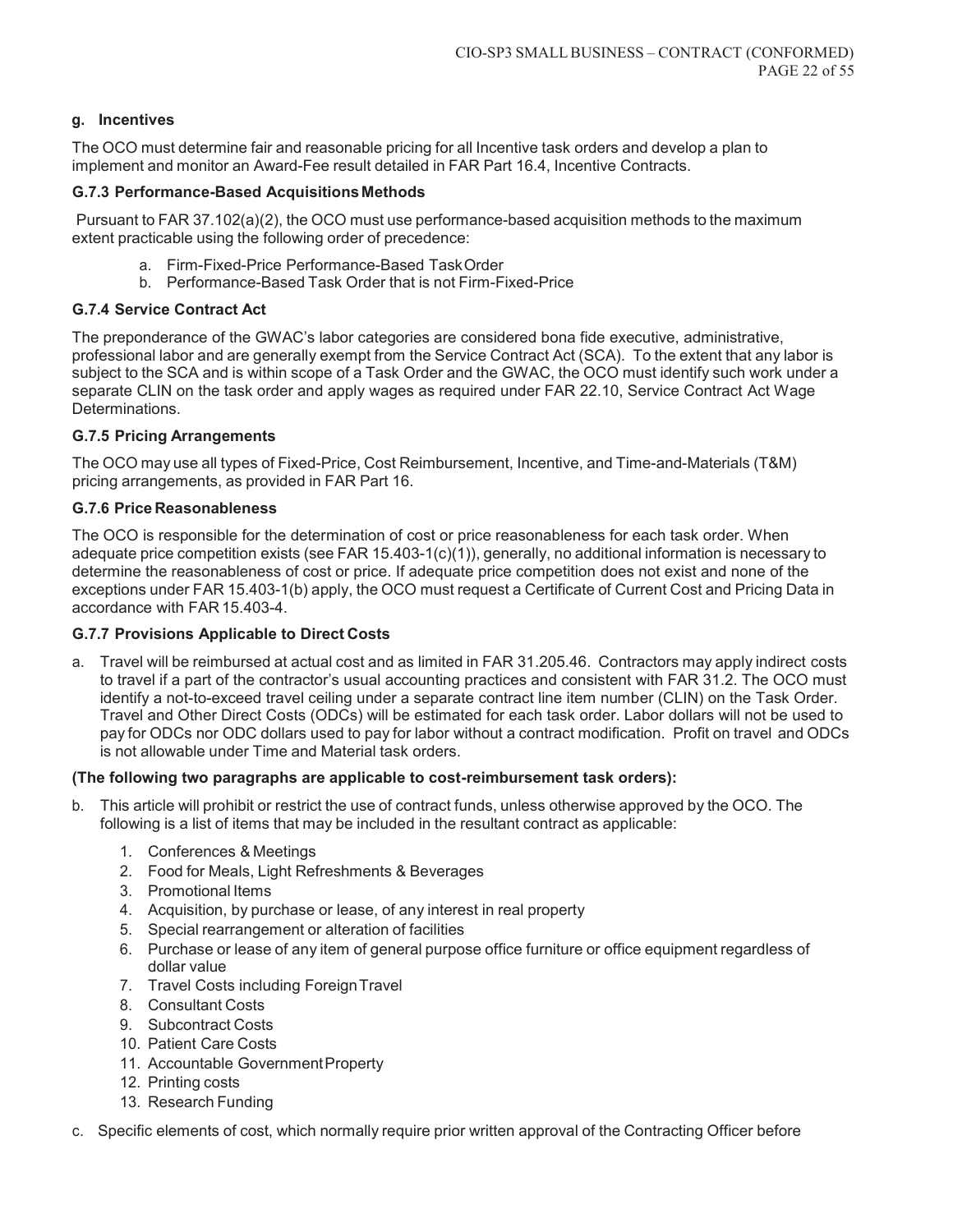#### g. Incentives

The OCO must determine fair and reasonable pricing for all Incentive task orders and develop a plan to implement and monitor an Award-Fee result detailed in FAR Part 16.4, Incentive Contracts.

### G.7.3 Performance-Based Acquisitions Methods

Pursuant to FAR 37.102(a)(2), the OCO must use performance-based acquisition methods to the maximum extent practicable using the following order of precedence:

a. Firm-Fixed-Price Performance-Based Task Order
b. Performance-Based Task Order that is not Firm-Fixed-Price

### G.7.4 Service Contract Act

The preponderance of the GWAC's labor categories are considered bona fide executive, administrative, professional labor and are generally exempt from the Service Contract Act (SCA). To the extent that any labor is subject to the SCA and is within scope of a Task Order and the GWAC, the OCO must identify such work under a separate CLIN on the task order and apply wages as required under FAR 22.10, Service Contract Act Wage Determinations.

### G.7.5 Pricing Arrangements

The OCO may use all types of Fixed-Price, Cost Reimbursement, Incentive, and Time-and-Materials (T&M) pricing arrangements, as provided in FAR Part 16.

### G.7.6 Price Reasonableness

The OCO is responsible for the determination of cost or price reasonableness for each task order. When adequate price competition exists (see FAR 15.403-1(c)(1)), generally, no additional information is necessary to determine the reasonableness of cost or price. If adequate price competition does not exist and none of the exceptions under FAR 15.403-1(b) apply, the OCO must request a Certificate of Current Cost and Pricing Data in accordance with FAR 15.403-4.

### G.7.7 Provisions Applicable to Direct Costs

a. Travel will be reimbursed at actual cost and as limited in FAR 31.205.46. Contractors may apply indirect costs to travel if a part of the contractor's usual accounting practices and consistent with FAR 31.2. The OCO must identify a not-to-exceed travel ceiling under a separate contract line item number (CLIN) on the Task Order. Travel and Other Direct Costs (ODCs) will be estimated for each task order. Labor dollars will not be used to pay for ODCs nor ODC dollars used to pay for labor without a contract modification. Profit on travel and ODCs is not allowable under Time and Material task orders.

**(The following two paragraphs are applicable to cost-reimbursement task orders):**

b. This article will prohibit or restrict the use of contract funds, unless otherwise approved by the OCO. The following is a list of items that may be included in the resultant contract as applicable:
   1. Conferences & Meetings
   2. Food for Meals, Light Refreshments & Beverages
   3. Promotional Items
   4. Acquisition, by purchase or lease, of any interest in real property
   5. Special rearrangement or alteration of facilities
   6. Purchase or lease of any item of general purpose office furniture or office equipment regardless of dollar value
   7. Travel Costs including Foreign Travel
   8. Consultant Costs
   9. Subcontract Costs
   10. Patient Care Costs
   11. Accountable Government Property
   12. Printing costs
   13. Research Funding

c. Specific elements of cost, which normally require prior written approval of the Contracting Officer before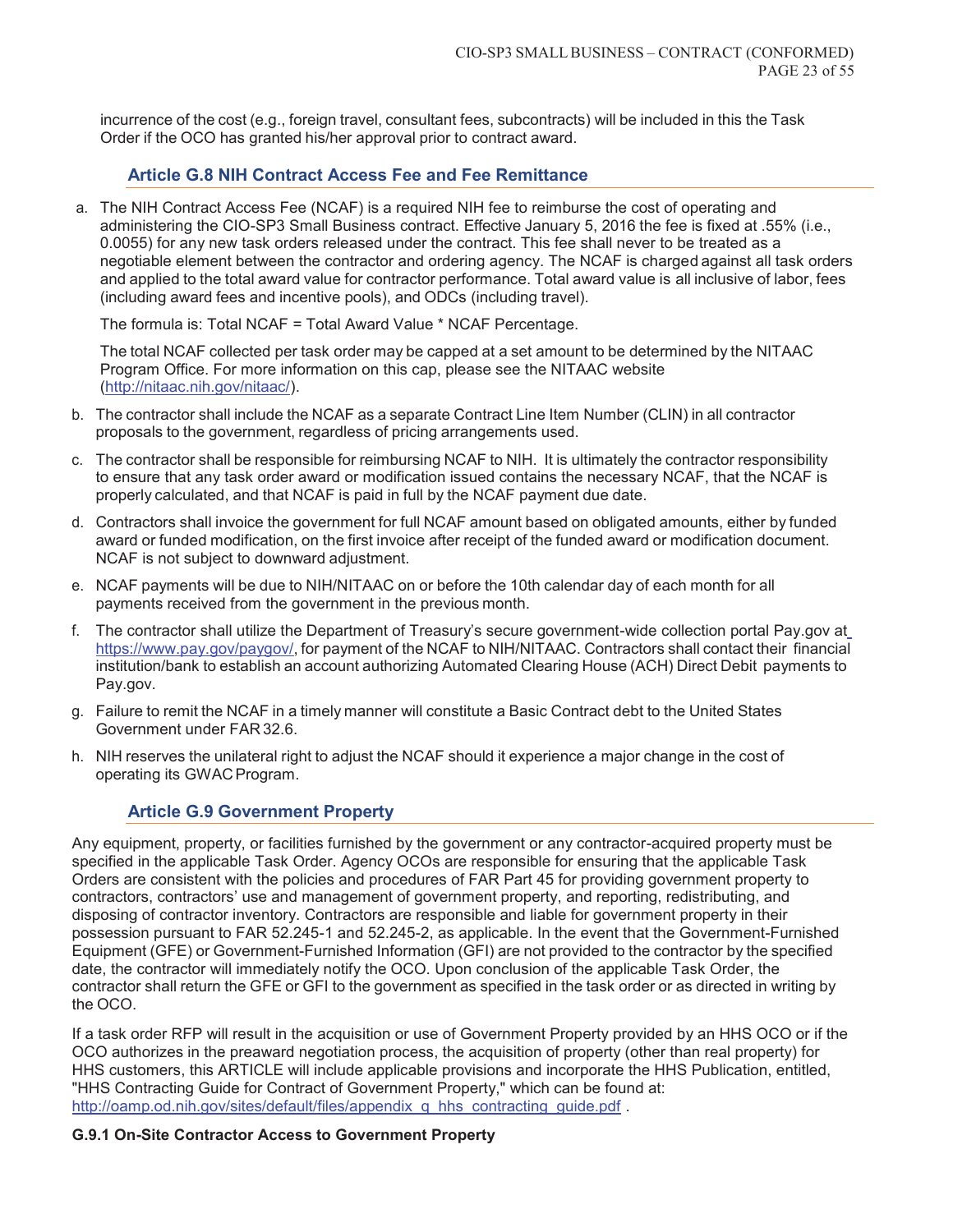incurrence of the cost (e.g., foreign travel, consultant fees, subcontracts) will be included in this the Task Order if the OCO has granted his/her approval prior to contract award.

### Article G.8 NIH Contract Access Fee and Fee Remittance

a. The NIH Contract Access Fee (NCAF) is a required NIH fee to reimburse the cost of operating and administering the CIO-SP3 Small Business contract. Effective January 5, 2016 the fee is fixed at .55% (i.e., 0.0055) for any new task orders released under the contract. This fee shall never to be treated as a negotiable element between the contractor and ordering agency. The NCAF is charged against all task orders and applied to the total award value for contractor performance. Total award value is all inclusive of labor, fees (including award fees and incentive pools), and ODCs (including travel).

   The formula is: Total NCAF = Total Award Value * NCAF Percentage.

   The total NCAF collected per task order may be capped at a set amount to be determined by the NITAAC Program Office. For more information on this cap, please see the NITAAC website (http://nitaac.nih.gov/nitaac/).

b. The contractor shall include the NCAF as a separate Contract Line Item Number (CLIN) in all contractor proposals to the government, regardless of pricing arrangements used.

c. The contractor shall be responsible for reimbursing NCAF to NIH. It is ultimately the contractor responsibility to ensure that any task order award or modification issued contains the necessary NCAF, that the NCAF is properly calculated, and that NCAF is paid in full by the NCAF payment due date.

d. Contractors shall invoice the government for full NCAF amount based on obligated amounts, either by funded award or funded modification, on the first invoice after receipt of the funded award or modification document. NCAF is not subject to downward adjustment.

e. NCAF payments will be due to NIH/NITAAC on or before the 10th calendar day of each month for all payments received from the government in the previous month.

f. The contractor shall utilize the Department of Treasury's secure government-wide collection portal Pay.gov at https://www.pay.gov/paygov/, for payment of the NCAF to NIH/NITAAC. Contractors shall contact their financial institution/bank to establish an account authorizing Automated Clearing House (ACH) Direct Debit payments to Pay.gov.

g. Failure to remit the NCAF in a timely manner will constitute a Basic Contract debt to the United States Government under FAR 32.6.

h. NIH reserves the unilateral right to adjust the NCAF should it experience a major change in the cost of operating its GWAC Program.

### Article G.9 Government Property

Any equipment, property, or facilities furnished by the government or any contractor-acquired property must be specified in the applicable Task Order. Agency OCOs are responsible for ensuring that the applicable Task Orders are consistent with the policies and procedures of FAR Part 45 for providing government property to contractors, contractors' use and management of government property, and reporting, redistributing, and disposing of contractor inventory. Contractors are responsible and liable for government property in their possession pursuant to FAR 52.245-1 and 52.245-2, as applicable. In the event that the Government-Furnished Equipment (GFE) or Government-Furnished Information (GFI) are not provided to the contractor by the specified date, the contractor will immediately notify the OCO. Upon conclusion of the applicable Task Order, the contractor shall return the GFE or GFI to the government as specified in the task order or as directed in writing by the OCO.

If a task order RFP will result in the acquisition or use of Government Property provided by an HHS OCO or if the OCO authorizes in the preaward negotiation process, the acquisition of property (other than real property) for HHS customers, this ARTICLE will include applicable provisions and incorporate the HHS Publication, entitled, "HHS Contracting Guide for Contract of Government Property," which can be found at: http://oamp.od.nih.gov/sites/default/files/appendix_q_hhs_contracting_guide.pdf .

**G.9.1 On-Site Contractor Access to Government Property**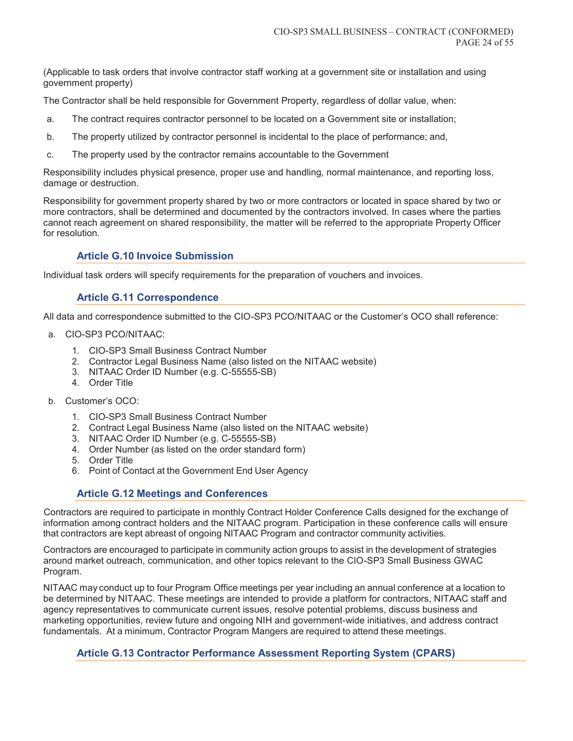(Applicable to task orders that involve contractor staff working at a government site or installation and using government property)

The Contractor shall be held responsible for Government Property, regardless of dollar value, when:

a. The contract requires contractor personnel to be located on a Government site or installation;

b. The property utilized by contractor personnel is incidental to the place of performance; and,

c. The property used by the contractor remains accountable to the Government

Responsibility includes physical presence, proper use and handling, normal maintenance, and reporting loss, damage or destruction.

Responsibility for government property shared by two or more contractors or located in space shared by two or more contractors, shall be determined and documented by the contractors involved. In cases where the parties cannot reach agreement on shared responsibility, the matter will be referred to the appropriate Property Officer for resolution.

### Article G.10 Invoice Submission

Individual task orders will specify requirements for the preparation of vouchers and invoices.

### Article G.11 Correspondence

All data and correspondence submitted to the CIO-SP3 PCO/NITAAC or the Customer's OCO shall reference:

a. CIO-SP3 PCO/NITAAC:
   1. CIO-SP3 Small Business Contract Number
   2. Contractor Legal Business Name (also listed on the NITAAC website)
   3. NITAAC Order ID Number (e.g. C-55555-SB)
   4. Order Title

b. Customer's OCO:
   1. CIO-SP3 Small Business Contract Number
   2. Contract Legal Business Name (also listed on the NITAAC website)
   3. NITAAC Order ID Number (e.g. C-55555-SB)
   4. Order Number (as listed on the order standard form)
   5. Order Title
   6. Point of Contact at the Government End User Agency

### Article G.12 Meetings and Conferences

Contractors are required to participate in monthly Contract Holder Conference Calls designed for the exchange of information among contract holders and the NITAAC program. Participation in these conference calls will ensure that contractors are kept abreast of ongoing NITAAC Program and contractor community activities.

Contractors are encouraged to participate in community action groups to assist in the development of strategies around market outreach, communication, and other topics relevant to the CIO-SP3 Small Business GWAC Program.

NITAAC may conduct up to four Program Office meetings per year including an annual conference at a location to be determined by NITAAC. These meetings are intended to provide a platform for contractors, NITAAC staff and agency representatives to communicate current issues, resolve potential problems, discuss business and marketing opportunities, review future and ongoing NIH and government-wide initiatives, and address contract fundamentals. At a minimum, Contractor Program Mangers are required to attend these meetings.

### Article G.13 Contractor Performance Assessment Reporting System (CPARS)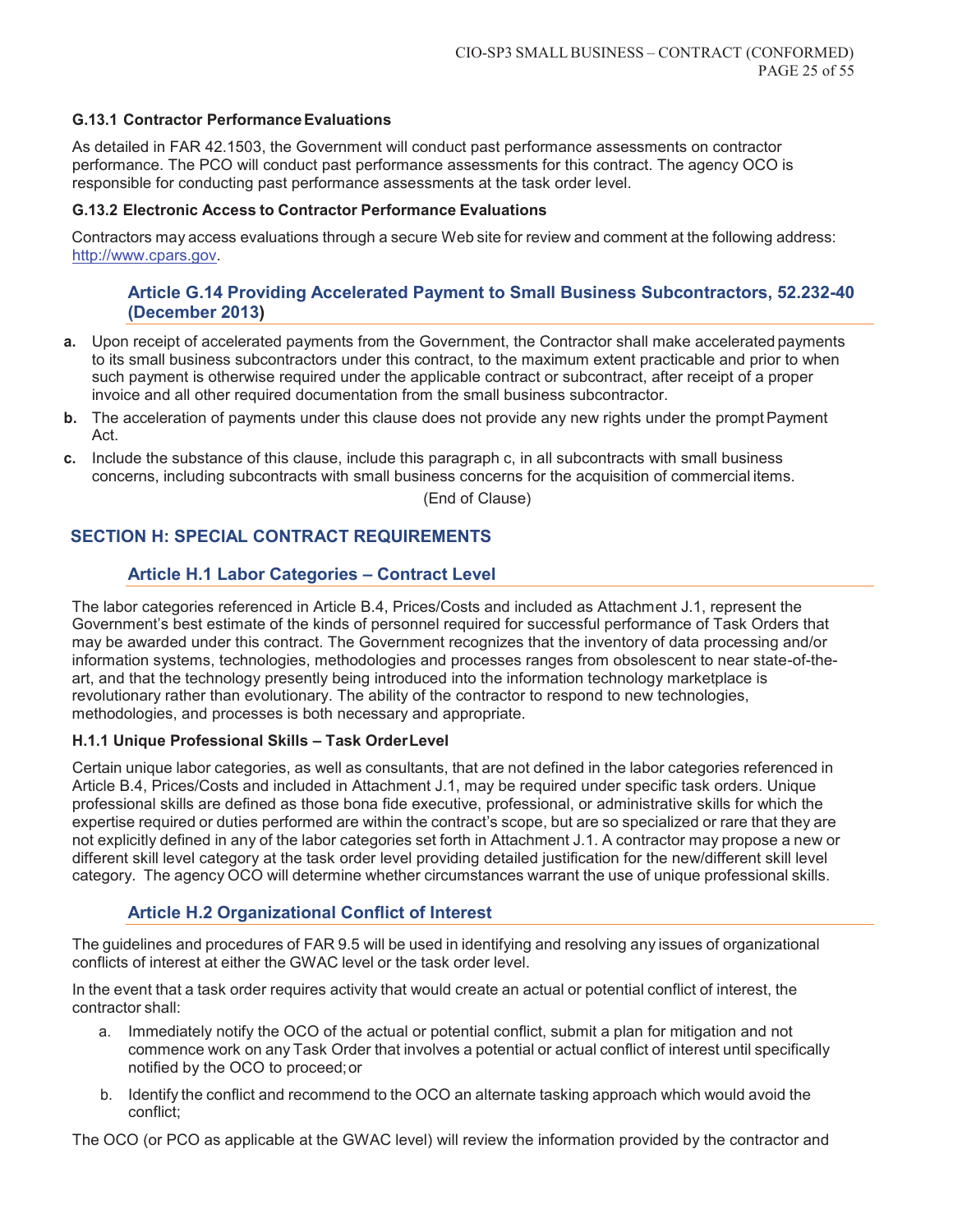#### G.13.1 Contractor Performance Evaluations

As detailed in FAR 42.1503, the Government will conduct past performance assessments on contractor performance. The PCO will conduct past performance assessments for this contract. The agency OCO is responsible for conducting past performance assessments at the task order level.

#### G.13.2 Electronic Access to Contractor Performance Evaluations

Contractors may access evaluations through a secure Web site for review and comment at the following address: http://www.cpars.gov.

### Article G.14 Providing Accelerated Payment to Small Business Subcontractors, 52.232-40 (December 2013)

**a.** Upon receipt of accelerated payments from the Government, the Contractor shall make accelerated payments to its small business subcontractors under this contract, to the maximum extent practicable and prior to when such payment is otherwise required under the applicable contract or subcontract, after receipt of a proper invoice and all other required documentation from the small business subcontractor.

**b.** The acceleration of payments under this clause does not provide any new rights under the prompt Payment Act.

**c.** Include the substance of this clause, include this paragraph c, in all subcontracts with small business concerns, including subcontracts with small business concerns for the acquisition of commercial items.

(End of Clause)

## SECTION H: SPECIAL CONTRACT REQUIREMENTS

### Article H.1 Labor Categories – Contract Level

The labor categories referenced in Article B.4, Prices/Costs and included as Attachment J.1, represent the Government's best estimate of the kinds of personnel required for successful performance of Task Orders that may be awarded under this contract. The Government recognizes that the inventory of data processing and/or information systems, technologies, methodologies and processes ranges from obsolescent to near state-of-the-art, and that the technology presently being introduced into the information technology marketplace is revolutionary rather than evolutionary. The ability of the contractor to respond to new technologies, methodologies, and processes is both necessary and appropriate.

#### H.1.1 Unique Professional Skills – Task Order Level

Certain unique labor categories, as well as consultants, that are not defined in the labor categories referenced in Article B.4, Prices/Costs and included in Attachment J.1, may be required under specific task orders. Unique professional skills are defined as those bona fide executive, professional, or administrative skills for which the expertise required or duties performed are within the contract's scope, but are so specialized or rare that they are not explicitly defined in any of the labor categories set forth in Attachment J.1. A contractor may propose a new or different skill level category at the task order level providing detailed justification for the new/different skill level category. The agency OCO will determine whether circumstances warrant the use of unique professional skills.

### Article H.2 Organizational Conflict of Interest

The guidelines and procedures of FAR 9.5 will be used in identifying and resolving any issues of organizational conflicts of interest at either the GWAC level or the task order level.

In the event that a task order requires activity that would create an actual or potential conflict of interest, the contractor shall:

a. Immediately notify the OCO of the actual or potential conflict, submit a plan for mitigation and not commence work on any Task Order that involves a potential or actual conflict of interest until specifically notified by the OCO to proceed; or

b. Identify the conflict and recommend to the OCO an alternate tasking approach which would avoid the conflict;

The OCO (or PCO as applicable at the GWAC level) will review the information provided by the contractor and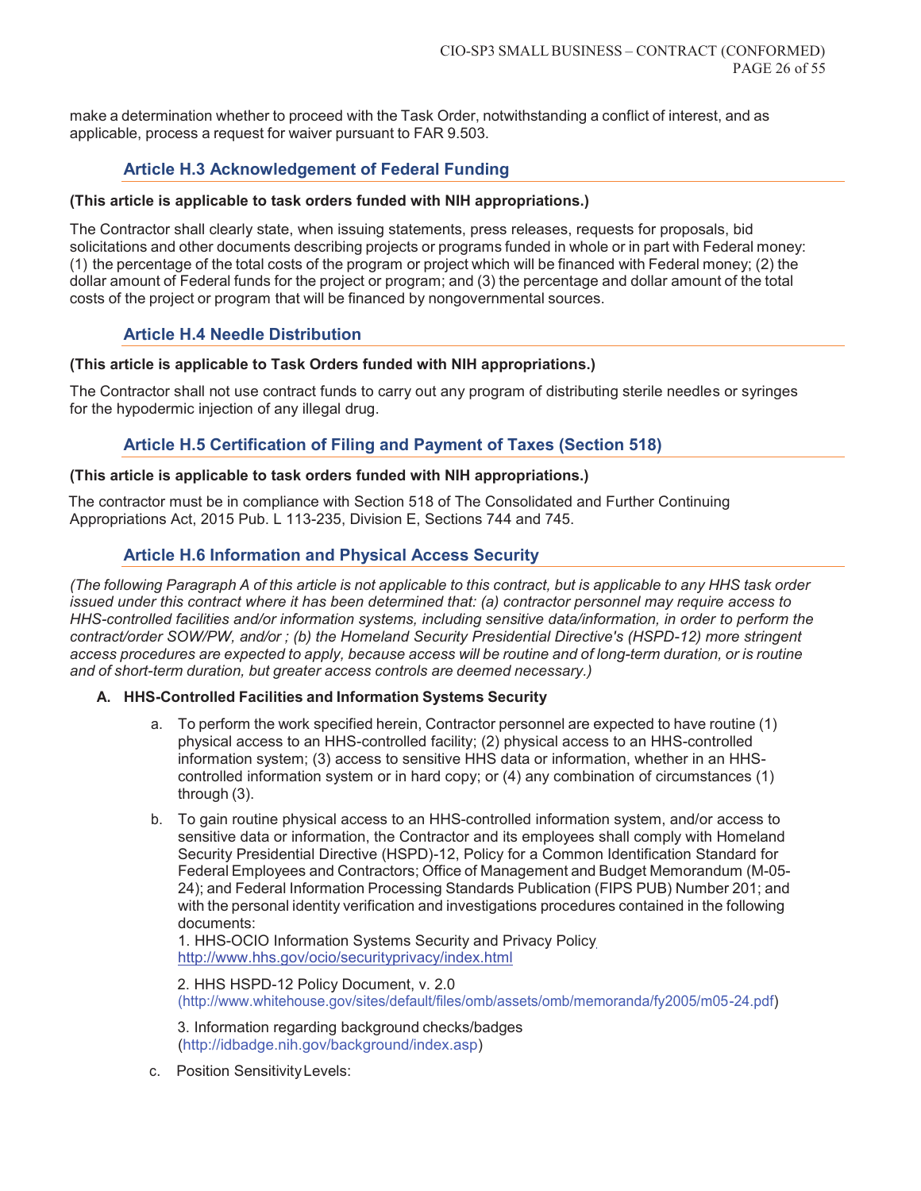make a determination whether to proceed with the Task Order, notwithstanding a conflict of interest, and as applicable, process a request for waiver pursuant to FAR 9.503.

## Article H.3 Acknowledgement of Federal Funding

**(This article is applicable to task orders funded with NIH appropriations.)**

The Contractor shall clearly state, when issuing statements, press releases, requests for proposals, bid solicitations and other documents describing projects or programs funded in whole or in part with Federal money: (1) the percentage of the total costs of the program or project which will be financed with Federal money; (2) the dollar amount of Federal funds for the project or program; and (3) the percentage and dollar amount of the total costs of the project or program that will be financed by nongovernmental sources.

## Article H.4 Needle Distribution

**(This article is applicable to Task Orders funded with NIH appropriations.)**

The Contractor shall not use contract funds to carry out any program of distributing sterile needles or syringes for the hypodermic injection of any illegal drug.

## Article H.5 Certification of Filing and Payment of Taxes (Section 518)

**(This article is applicable to task orders funded with NIH appropriations.)**

The contractor must be in compliance with Section 518 of The Consolidated and Further Continuing Appropriations Act, 2015 Pub. L 113-235, Division E, Sections 744 and 745.

## Article H.6 Information and Physical Access Security

*(The following Paragraph A of this article is not applicable to this contract, but is applicable to any HHS task order issued under this contract where it has been determined that: (a) contractor personnel may require access to HHS-controlled facilities and/or information systems, including sensitive data/information, in order to perform the contract/order SOW/PW, and/or ; (b) the Homeland Security Presidential Directive's (HSPD-12) more stringent access procedures are expected to apply, because access will be routine and of long-term duration, or is routine and of short-term duration, but greater access controls are deemed necessary.)*

**A. HHS-Controlled Facilities and Information Systems Security**

a. To perform the work specified herein, Contractor personnel are expected to have routine (1) physical access to an HHS-controlled facility; (2) physical access to an HHS-controlled information system; (3) access to sensitive HHS data or information, whether in an HHS-controlled information system or in hard copy; or (4) any combination of circumstances (1) through (3).

b. To gain routine physical access to an HHS-controlled information system, and/or access to sensitive data or information, the Contractor and its employees shall comply with Homeland Security Presidential Directive (HSPD)-12, Policy for a Common Identification Standard for Federal Employees and Contractors; Office of Management and Budget Memorandum (M-05-24); and Federal Information Processing Standards Publication (FIPS PUB) Number 201; and with the personal identity verification and investigations procedures contained in the following documents:

1. HHS-OCIO Information Systems Security and Privacy Policy
http://www.hhs.gov/ocio/securityprivacy/index.html

2. HHS HSPD-12 Policy Document, v. 2.0
(http://www.whitehouse.gov/sites/default/files/omb/assets/omb/memoranda/fy2005/m05-24.pdf)

3. Information regarding background checks/badges
(http://idbadge.nih.gov/background/index.asp)

c. Position Sensitivity Levels: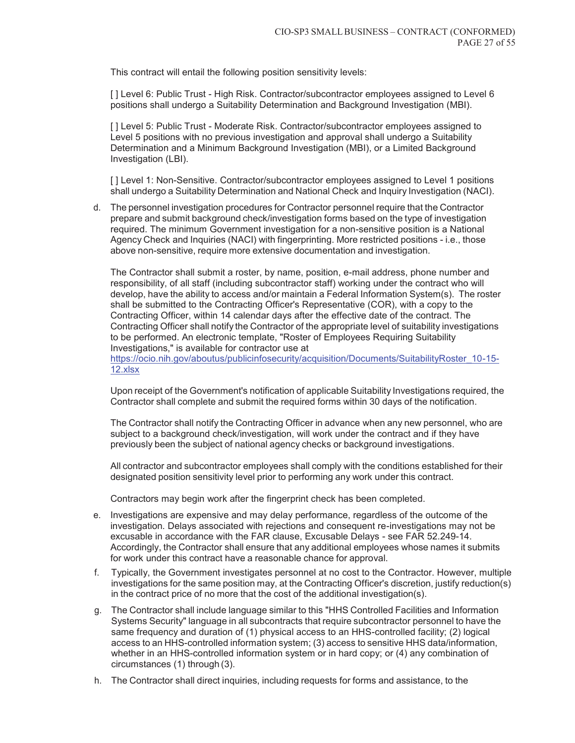This contract will entail the following position sensitivity levels:

[ ] Level 6: Public Trust - High Risk. Contractor/subcontractor employees assigned to Level 6 positions shall undergo a Suitability Determination and Background Investigation (MBI).

[ ] Level 5: Public Trust - Moderate Risk. Contractor/subcontractor employees assigned to Level 5 positions with no previous investigation and approval shall undergo a Suitability Determination and a Minimum Background Investigation (MBI), or a Limited Background Investigation (LBI).

[ ] Level 1: Non-Sensitive. Contractor/subcontractor employees assigned to Level 1 positions shall undergo a Suitability Determination and National Check and Inquiry Investigation (NACI).

d. The personnel investigation procedures for Contractor personnel require that the Contractor prepare and submit background check/investigation forms based on the type of investigation required. The minimum Government investigation for a non-sensitive position is a National Agency Check and Inquiries (NACI) with fingerprinting. More restricted positions - i.e., those above non-sensitive, require more extensive documentation and investigation.

   The Contractor shall submit a roster, by name, position, e-mail address, phone number and responsibility, of all staff (including subcontractor staff) working under the contract who will develop, have the ability to access and/or maintain a Federal Information System(s). The roster shall be submitted to the Contracting Officer's Representative (COR), with a copy to the Contracting Officer, within 14 calendar days after the effective date of the contract. The Contracting Officer shall notify the Contractor of the appropriate level of suitability investigations to be performed. An electronic template, "Roster of Employees Requiring Suitability Investigations," is available for contractor use at https://ocio.nih.gov/aboutus/publicinfosecurity/acquisition/Documents/SuitabilityRoster_10-15-12.xlsx

   Upon receipt of the Government's notification of applicable Suitability Investigations required, the Contractor shall complete and submit the required forms within 30 days of the notification.

   The Contractor shall notify the Contracting Officer in advance when any new personnel, who are subject to a background check/investigation, will work under the contract and if they have previously been the subject of national agency checks or background investigations.

   All contractor and subcontractor employees shall comply with the conditions established for their designated position sensitivity level prior to performing any work under this contract.

   Contractors may begin work after the fingerprint check has been completed.

e. Investigations are expensive and may delay performance, regardless of the outcome of the investigation. Delays associated with rejections and consequent re-investigations may not be excusable in accordance with the FAR clause, Excusable Delays - see FAR 52.249-14. Accordingly, the Contractor shall ensure that any additional employees whose names it submits for work under this contract have a reasonable chance for approval.

f. Typically, the Government investigates personnel at no cost to the Contractor. However, multiple investigations for the same position may, at the Contracting Officer's discretion, justify reduction(s) in the contract price of no more that the cost of the additional investigation(s).

g. The Contractor shall include language similar to this "HHS Controlled Facilities and Information Systems Security" language in all subcontracts that require subcontractor personnel to have the same frequency and duration of (1) physical access to an HHS-controlled facility; (2) logical access to an HHS-controlled information system; (3) access to sensitive HHS data/information, whether in an HHS-controlled information system or in hard copy; or (4) any combination of circumstances (1) through (3).

h. The Contractor shall direct inquiries, including requests for forms and assistance, to the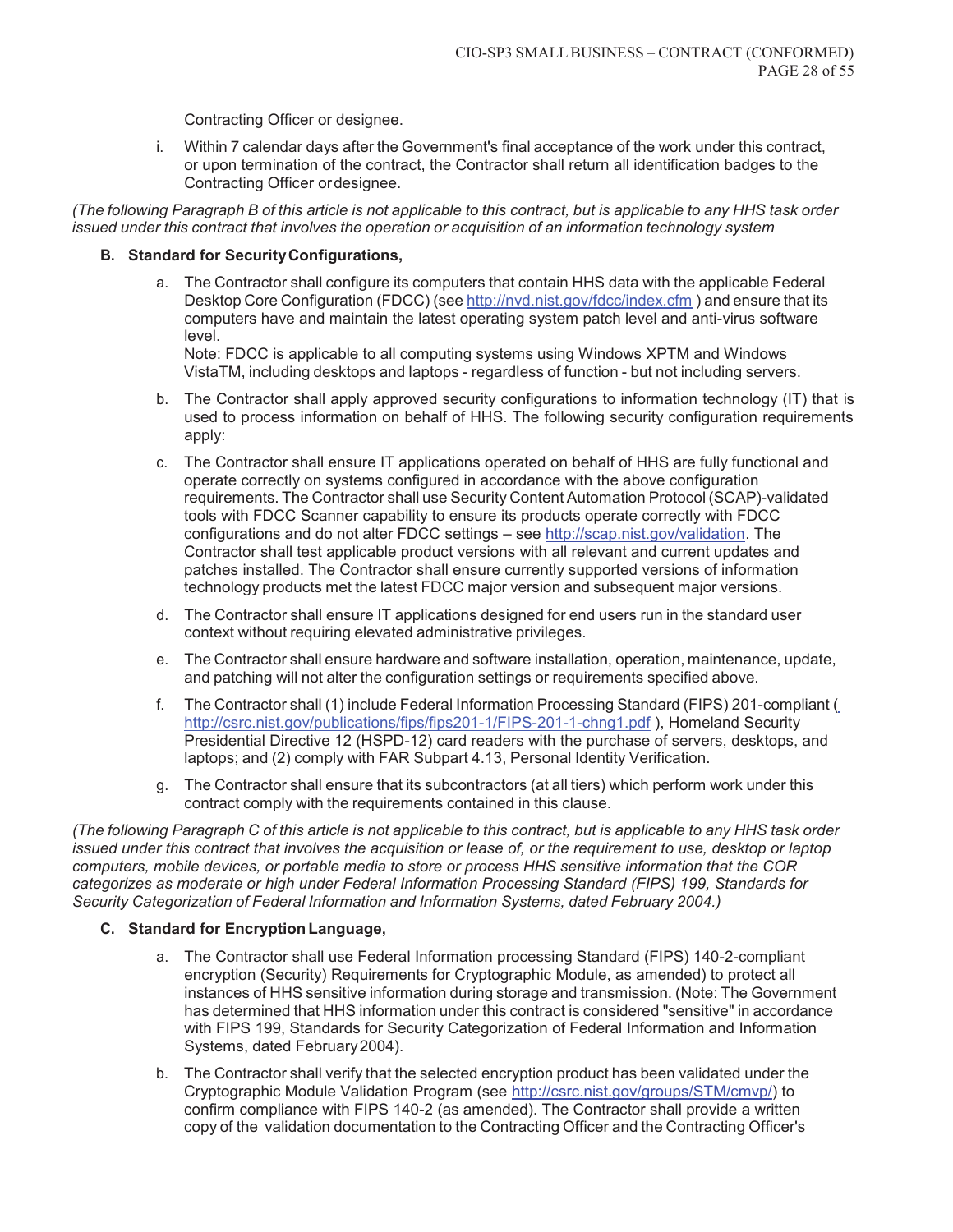Contracting Officer or designee.

i. Within 7 calendar days after the Government's final acceptance of the work under this contract, or upon termination of the contract, the Contractor shall return all identification badges to the Contracting Officer or designee.

*(The following Paragraph B of this article is not applicable to this contract, but is applicable to any HHS task order issued under this contract that involves the operation or acquisition of an information technology system*

**B. Standard for Security Configurations,**

a. The Contractor shall configure its computers that contain HHS data with the applicable Federal Desktop Core Configuration (FDCC) (see http://nvd.nist.gov/fdcc/index.cfm ) and ensure that its computers have and maintain the latest operating system patch level and anti-virus software level.
Note: FDCC is applicable to all computing systems using Windows XPTM and Windows VistaTM, including desktops and laptops - regardless of function - but not including servers.

b. The Contractor shall apply approved security configurations to information technology (IT) that is used to process information on behalf of HHS. The following security configuration requirements apply:

c. The Contractor shall ensure IT applications operated on behalf of HHS are fully functional and operate correctly on systems configured in accordance with the above configuration requirements. The Contractor shall use Security Content Automation Protocol (SCAP)-validated tools with FDCC Scanner capability to ensure its products operate correctly with FDCC configurations and do not alter FDCC settings – see http://scap.nist.gov/validation. The Contractor shall test applicable product versions with all relevant and current updates and patches installed. The Contractor shall ensure currently supported versions of information technology products met the latest FDCC major version and subsequent major versions.

d. The Contractor shall ensure IT applications designed for end users run in the standard user context without requiring elevated administrative privileges.

e. The Contractor shall ensure hardware and software installation, operation, maintenance, update, and patching will not alter the configuration settings or requirements specified above.

f. The Contractor shall (1) include Federal Information Processing Standard (FIPS) 201-compliant ( http://csrc.nist.gov/publications/fips/fips201-1/FIPS-201-1-chng1.pdf ), Homeland Security Presidential Directive 12 (HSPD-12) card readers with the purchase of servers, desktops, and laptops; and (2) comply with FAR Subpart 4.13, Personal Identity Verification.

g. The Contractor shall ensure that its subcontractors (at all tiers) which perform work under this contract comply with the requirements contained in this clause.

*(The following Paragraph C of this article is not applicable to this contract, but is applicable to any HHS task order issued under this contract that involves the acquisition or lease of, or the requirement to use, desktop or laptop computers, mobile devices, or portable media to store or process HHS sensitive information that the COR categorizes as moderate or high under Federal Information Processing Standard (FIPS) 199, Standards for Security Categorization of Federal Information and Information Systems, dated February 2004.)*

**C. Standard for Encryption Language,**

a. The Contractor shall use Federal Information processing Standard (FIPS) 140-2-compliant encryption (Security) Requirements for Cryptographic Module, as amended) to protect all instances of HHS sensitive information during storage and transmission. (Note: The Government has determined that HHS information under this contract is considered "sensitive" in accordance with FIPS 199, Standards for Security Categorization of Federal Information and Information Systems, dated February 2004).

b. The Contractor shall verify that the selected encryption product has been validated under the Cryptographic Module Validation Program (see http://csrc.nist.gov/groups/STM/cmvp/) to confirm compliance with FIPS 140-2 (as amended). The Contractor shall provide a written copy of the validation documentation to the Contracting Officer and the Contracting Officer's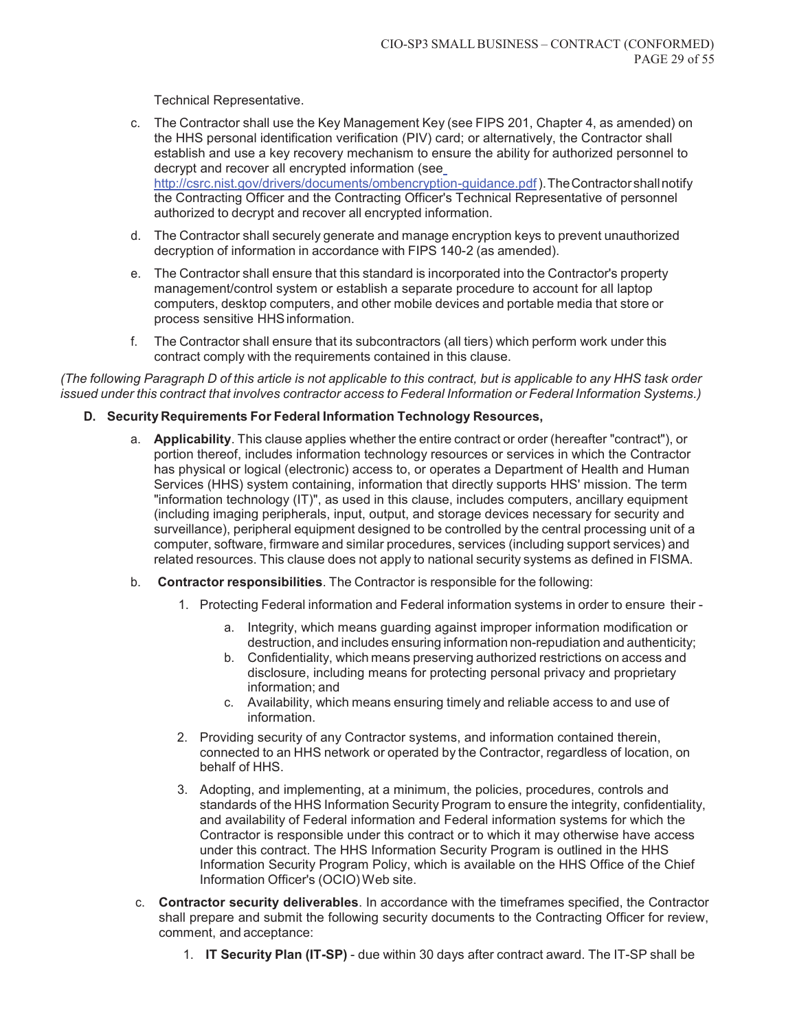Technical Representative.

c. The Contractor shall use the Key Management Key (see FIPS 201, Chapter 4, as amended) on the HHS personal identification verification (PIV) card; or alternatively, the Contractor shall establish and use a key recovery mechanism to ensure the ability for authorized personnel to decrypt and recover all encrypted information (see http://csrc.nist.gov/drivers/documents/ombencryption-guidance.pdf). The Contractor shall notify the Contracting Officer and the Contracting Officer's Technical Representative of personnel authorized to decrypt and recover all encrypted information.

d. The Contractor shall securely generate and manage encryption keys to prevent unauthorized decryption of information in accordance with FIPS 140-2 (as amended).

e. The Contractor shall ensure that this standard is incorporated into the Contractor's property management/control system or establish a separate procedure to account for all laptop computers, desktop computers, and other mobile devices and portable media that store or process sensitive HHS information.

f. The Contractor shall ensure that its subcontractors (all tiers) which perform work under this contract comply with the requirements contained in this clause.

*(The following Paragraph D of this article is not applicable to this contract, but is applicable to any HHS task order issued under this contract that involves contractor access to Federal Information or Federal Information Systems.)*

**D. Security Requirements For Federal Information Technology Resources,**

a. **Applicability**. This clause applies whether the entire contract or order (hereafter "contract"), or portion thereof, includes information technology resources or services in which the Contractor has physical or logical (electronic) access to, or operates a Department of Health and Human Services (HHS) system containing, information that directly supports HHS' mission. The term "information technology (IT)", as used in this clause, includes computers, ancillary equipment (including imaging peripherals, input, output, and storage devices necessary for security and surveillance), peripheral equipment designed to be controlled by the central processing unit of a computer, software, firmware and similar procedures, services (including support services) and related resources. This clause does not apply to national security systems as defined in FISMA.

b. **Contractor responsibilities**. The Contractor is responsible for the following:

1. Protecting Federal information and Federal information systems in order to ensure their -
   a. Integrity, which means guarding against improper information modification or destruction, and includes ensuring information non-repudiation and authenticity;
   b. Confidentiality, which means preserving authorized restrictions on access and disclosure, including means for protecting personal privacy and proprietary information; and
   c. Availability, which means ensuring timely and reliable access to and use of information.
2. Providing security of any Contractor systems, and information contained therein, connected to an HHS network or operated by the Contractor, regardless of location, on behalf of HHS.
3. Adopting, and implementing, at a minimum, the policies, procedures, controls and standards of the HHS Information Security Program to ensure the integrity, confidentiality, and availability of Federal information and Federal information systems for which the Contractor is responsible under this contract or to which it may otherwise have access under this contract. The HHS Information Security Program is outlined in the HHS Information Security Program Policy, which is available on the HHS Office of the Chief Information Officer's (OCIO) Web site.

c. **Contractor security deliverables**. In accordance with the timeframes specified, the Contractor shall prepare and submit the following security documents to the Contracting Officer for review, comment, and acceptance:

1. **IT Security Plan (IT-SP)** - due within 30 days after contract award. The IT-SP shall be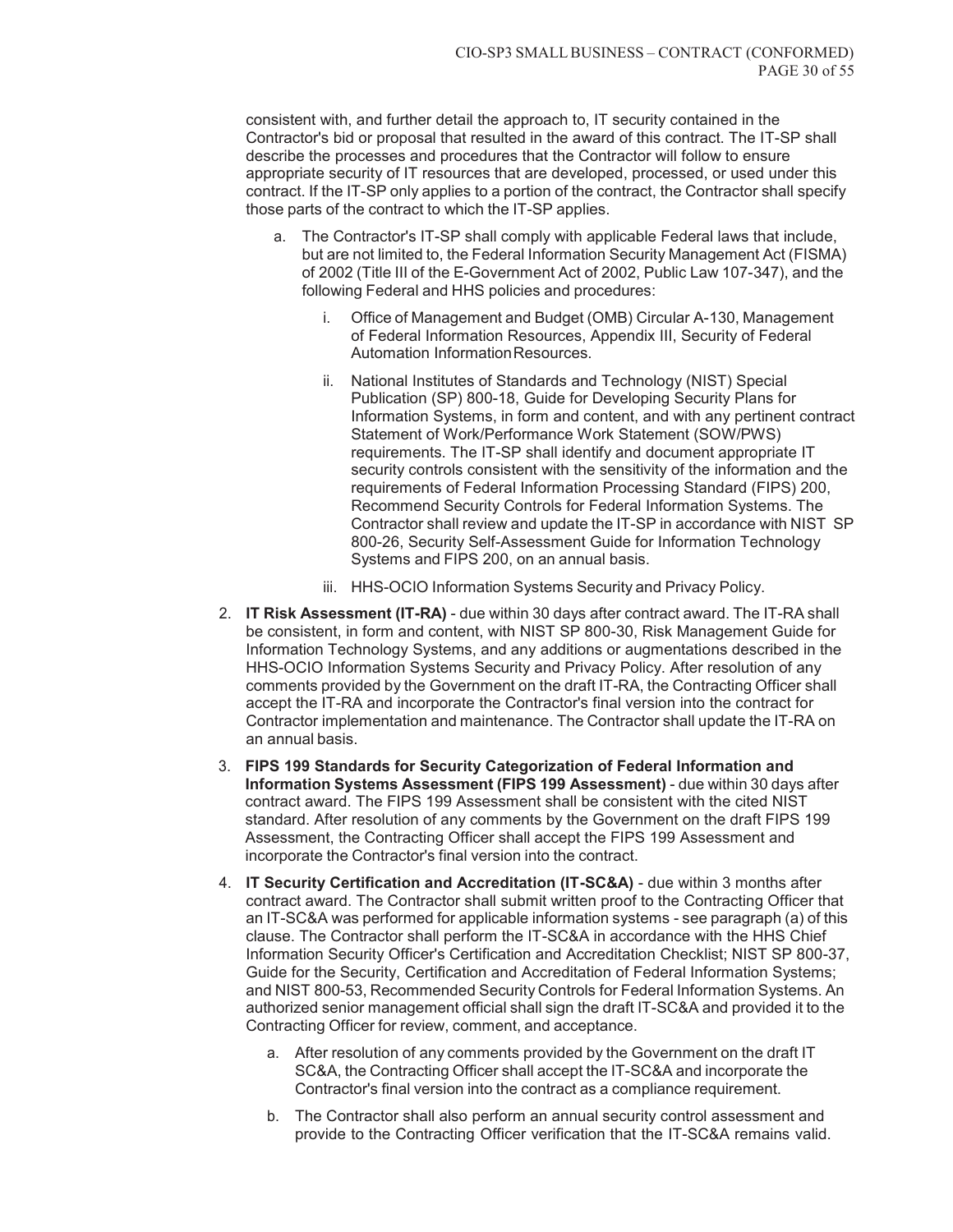consistent with, and further detail the approach to, IT security contained in the Contractor's bid or proposal that resulted in the award of this contract. The IT-SP shall describe the processes and procedures that the Contractor will follow to ensure appropriate security of IT resources that are developed, processed, or used under this contract. If the IT-SP only applies to a portion of the contract, the Contractor shall specify those parts of the contract to which the IT-SP applies.

a. The Contractor's IT-SP shall comply with applicable Federal laws that include, but are not limited to, the Federal Information Security Management Act (FISMA) of 2002 (Title III of the E-Government Act of 2002, Public Law 107-347), and the following Federal and HHS policies and procedures:

   i. Office of Management and Budget (OMB) Circular A-130, Management of Federal Information Resources, Appendix III, Security of Federal Automation Information Resources.

   ii. National Institutes of Standards and Technology (NIST) Special Publication (SP) 800-18, Guide for Developing Security Plans for Information Systems, in form and content, and with any pertinent contract Statement of Work/Performance Work Statement (SOW/PWS) requirements. The IT-SP shall identify and document appropriate IT security controls consistent with the sensitivity of the information and the requirements of Federal Information Processing Standard (FIPS) 200, Recommend Security Controls for Federal Information Systems. The Contractor shall review and update the IT-SP in accordance with NIST SP 800-26, Security Self-Assessment Guide for Information Technology Systems and FIPS 200, on an annual basis.

   iii. HHS-OCIO Information Systems Security and Privacy Policy.

2. **IT Risk Assessment (IT-RA)** - due within 30 days after contract award. The IT-RA shall be consistent, in form and content, with NIST SP 800-30, Risk Management Guide for Information Technology Systems, and any additions or augmentations described in the HHS-OCIO Information Systems Security and Privacy Policy. After resolution of any comments provided by the Government on the draft IT-RA, the Contracting Officer shall accept the IT-RA and incorporate the Contractor's final version into the contract for Contractor implementation and maintenance. The Contractor shall update the IT-RA on an annual basis.

3. **FIPS 199 Standards for Security Categorization of Federal Information and Information Systems Assessment (FIPS 199 Assessment)** - due within 30 days after contract award. The FIPS 199 Assessment shall be consistent with the cited NIST standard. After resolution of any comments by the Government on the draft FIPS 199 Assessment, the Contracting Officer shall accept the FIPS 199 Assessment and incorporate the Contractor's final version into the contract.

4. **IT Security Certification and Accreditation (IT-SC&A)** - due within 3 months after contract award. The Contractor shall submit written proof to the Contracting Officer that an IT-SC&A was performed for applicable information systems - see paragraph (a) of this clause. The Contractor shall perform the IT-SC&A in accordance with the HHS Chief Information Security Officer's Certification and Accreditation Checklist; NIST SP 800-37, Guide for the Security, Certification and Accreditation of Federal Information Systems; and NIST 800-53, Recommended Security Controls for Federal Information Systems. An authorized senior management official shall sign the draft IT-SC&A and provided it to the Contracting Officer for review, comment, and acceptance.

   a. After resolution of any comments provided by the Government on the draft IT SC&A, the Contracting Officer shall accept the IT-SC&A and incorporate the Contractor's final version into the contract as a compliance requirement.

   b. The Contractor shall also perform an annual security control assessment and provide to the Contracting Officer verification that the IT-SC&A remains valid.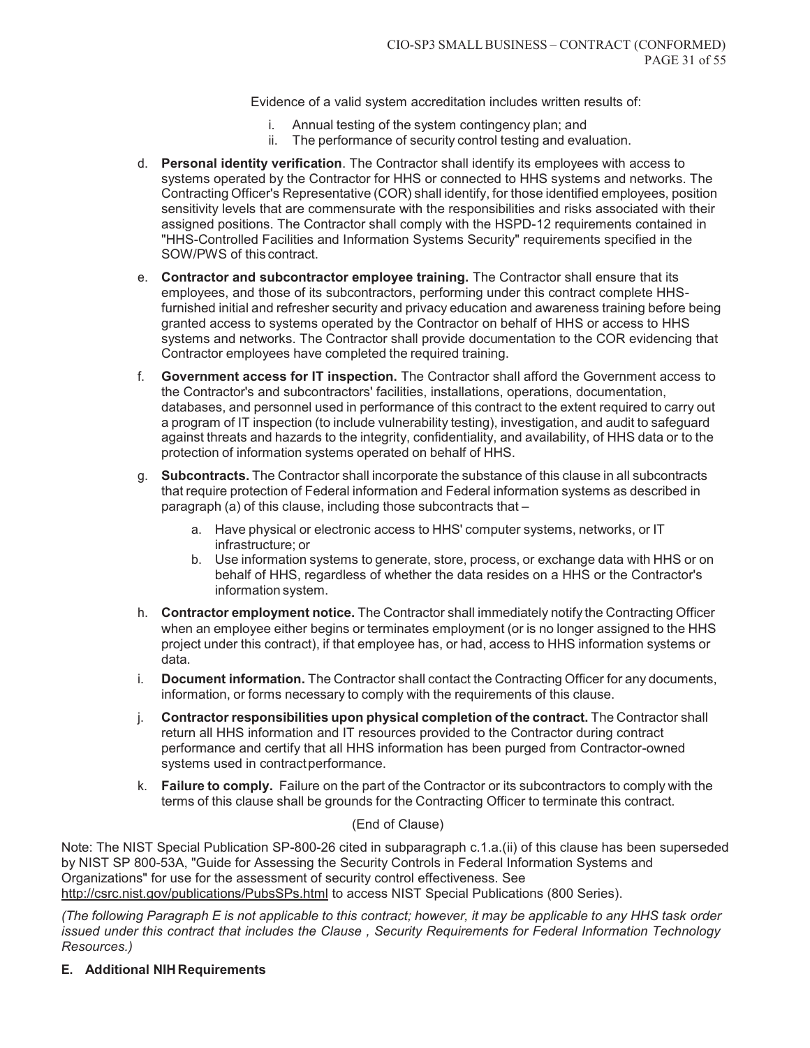Evidence of a valid system accreditation includes written results of:

i. Annual testing of the system contingency plan; and
ii. The performance of security control testing and evaluation.

d. **Personal identity verification**. The Contractor shall identify its employees with access to systems operated by the Contractor for HHS or connected to HHS systems and networks. The Contracting Officer's Representative (COR) shall identify, for those identified employees, position sensitivity levels that are commensurate with the responsibilities and risks associated with their assigned positions. The Contractor shall comply with the HSPD-12 requirements contained in "HHS-Controlled Facilities and Information Systems Security" requirements specified in the SOW/PWS of this contract.

e. **Contractor and subcontractor employee training.** The Contractor shall ensure that its employees, and those of its subcontractors, performing under this contract complete HHS-furnished initial and refresher security and privacy education and awareness training before being granted access to systems operated by the Contractor on behalf of HHS or access to HHS systems and networks. The Contractor shall provide documentation to the COR evidencing that Contractor employees have completed the required training.

f. **Government access for IT inspection.** The Contractor shall afford the Government access to the Contractor's and subcontractors' facilities, installations, operations, documentation, databases, and personnel used in performance of this contract to the extent required to carry out a program of IT inspection (to include vulnerability testing), investigation, and audit to safeguard against threats and hazards to the integrity, confidentiality, and availability, of HHS data or to the protection of information systems operated on behalf of HHS.

g. **Subcontracts.** The Contractor shall incorporate the substance of this clause in all subcontracts that require protection of Federal information and Federal information systems as described in paragraph (a) of this clause, including those subcontracts that –

   a. Have physical or electronic access to HHS' computer systems, networks, or IT infrastructure; or
   b. Use information systems to generate, store, process, or exchange data with HHS or on behalf of HHS, regardless of whether the data resides on a HHS or the Contractor's information system.

h. **Contractor employment notice.** The Contractor shall immediately notify the Contracting Officer when an employee either begins or terminates employment (or is no longer assigned to the HHS project under this contract), if that employee has, or had, access to HHS information systems or data.

i. **Document information.** The Contractor shall contact the Contracting Officer for any documents, information, or forms necessary to comply with the requirements of this clause.

j. **Contractor responsibilities upon physical completion of the contract.** The Contractor shall return all HHS information and IT resources provided to the Contractor during contract performance and certify that all HHS information has been purged from Contractor-owned systems used in contract performance.

k. **Failure to comply.** Failure on the part of the Contractor or its subcontractors to comply with the terms of this clause shall be grounds for the Contracting Officer to terminate this contract.

(End of Clause)

Note: The NIST Special Publication SP-800-26 cited in subparagraph c.1.a.(ii) of this clause has been superseded by NIST SP 800-53A, "Guide for Assessing the Security Controls in Federal Information Systems and Organizations" for use for the assessment of security control effectiveness. See http://csrc.nist.gov/publications/PubsSPs.html to access NIST Special Publications (800 Series).

*(The following Paragraph E is not applicable to this contract; however, it may be applicable to any HHS task order issued under this contract that includes the Clause , Security Requirements for Federal Information Technology Resources.)*

**E. Additional NIH Requirements**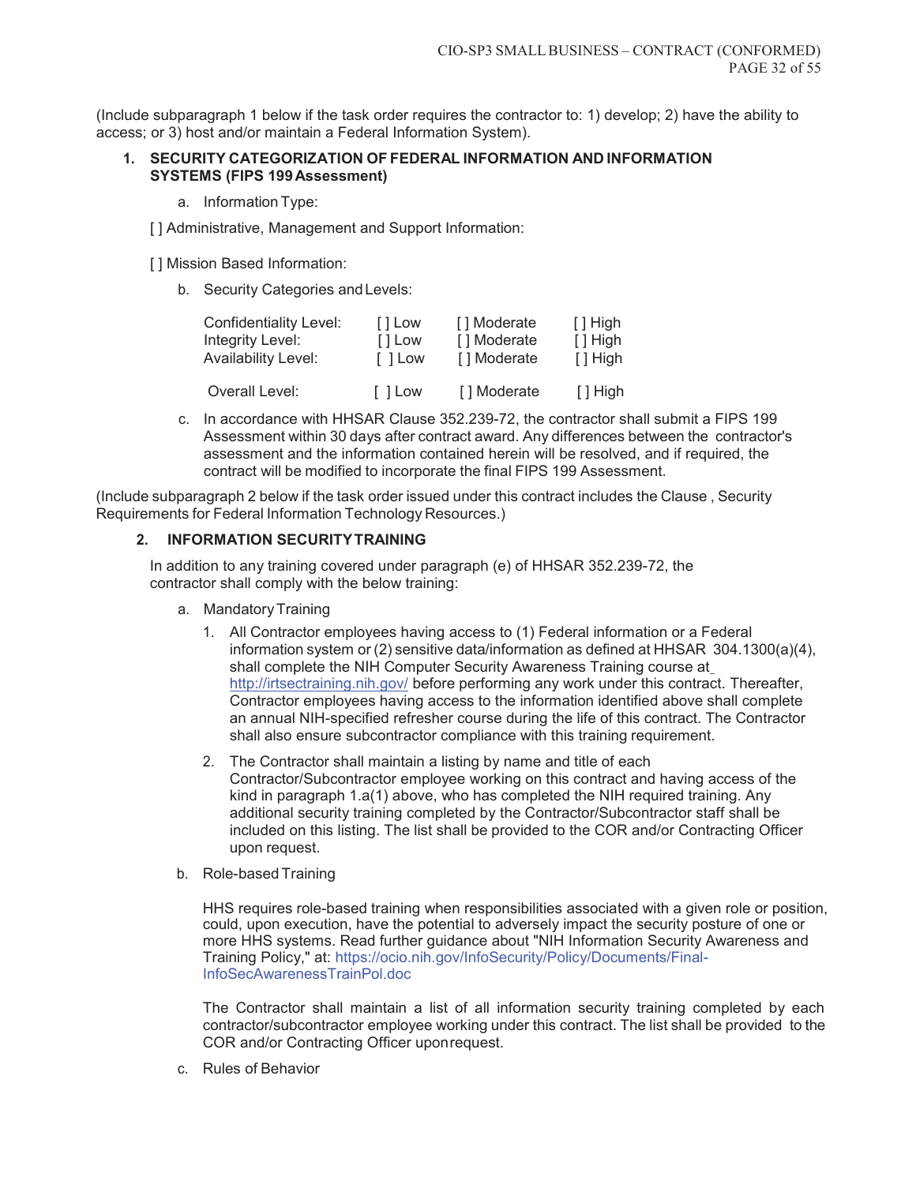(Include subparagraph 1 below if the task order requires the contractor to: 1) develop; 2) have the ability to access; or 3) host and/or maintain a Federal Information System).

**1. SECURITY CATEGORIZATION OF FEDERAL INFORMATION AND INFORMATION SYSTEMS (FIPS 199 Assessment)**

a. Information Type:

[ ] Administrative, Management and Support Information:

[ ] Mission Based Information:

b. Security Categories and Levels:

| | | | |
|---|---|---|---|
| Confidentiality Level: | [ ] Low | [ ] Moderate | [ ] High |
| Integrity Level: | [ ] Low | [ ] Moderate | [ ] High |
| Availability Level: | [ ] Low | [ ] Moderate | [ ] High |
| Overall Level: | [ ] Low | [ ] Moderate | [ ] High |

c. In accordance with HHSAR Clause 352.239-72, the contractor shall submit a FIPS 199 Assessment within 30 days after contract award. Any differences between the contractor's assessment and the information contained herein will be resolved, and if required, the contract will be modified to incorporate the final FIPS 199 Assessment.

(Include subparagraph 2 below if the task order issued under this contract includes the Clause , Security Requirements for Federal Information Technology Resources.)

**2. INFORMATION SECURITY TRAINING**

In addition to any training covered under paragraph (e) of HHSAR 352.239-72, the contractor shall comply with the below training:

a. Mandatory Training

1. All Contractor employees having access to (1) Federal information or a Federal information system or (2) sensitive data/information as defined at HHSAR 304.1300(a)(4), shall complete the NIH Computer Security Awareness Training course at http://irtsectraining.nih.gov/ before performing any work under this contract. Thereafter, Contractor employees having access to the information identified above shall complete an annual NIH-specified refresher course during the life of this contract. The Contractor shall also ensure subcontractor compliance with this training requirement.

2. The Contractor shall maintain a listing by name and title of each Contractor/Subcontractor employee working on this contract and having access of the kind in paragraph 1.a(1) above, who has completed the NIH required training. Any additional security training completed by the Contractor/Subcontractor staff shall be included on this listing. The list shall be provided to the COR and/or Contracting Officer upon request.

b. Role-based Training

HHS requires role-based training when responsibilities associated with a given role or position, could, upon execution, have the potential to adversely impact the security posture of one or more HHS systems. Read further guidance about "NIH Information Security Awareness and Training Policy," at: https://ocio.nih.gov/InfoSecurity/Policy/Documents/Final-InfoSecAwarenessTrainPol.doc

The Contractor shall maintain a list of all information security training completed by each contractor/subcontractor employee working under this contract. The list shall be provided to the COR and/or Contracting Officer upon request.

c. Rules of Behavior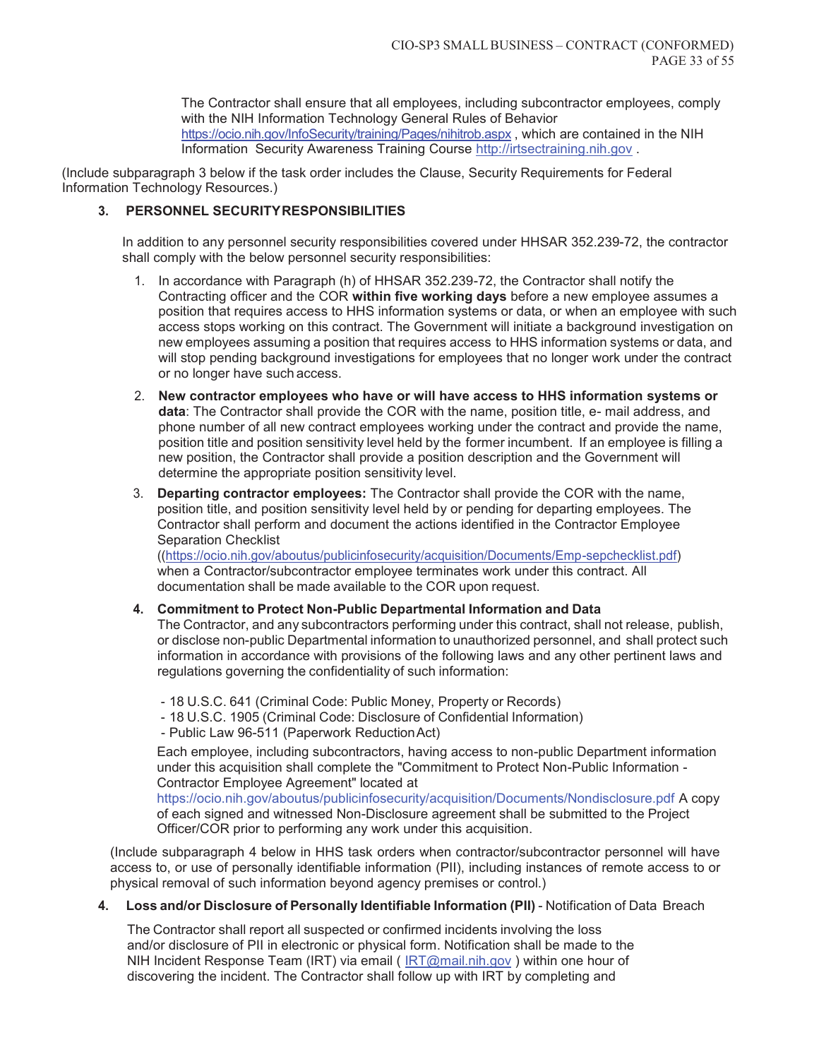The Contractor shall ensure that all employees, including subcontractor employees, comply with the NIH Information Technology General Rules of Behavior https://ocio.nih.gov/InfoSecurity/training/Pages/nihitrob.aspx , which are contained in the NIH Information Security Awareness Training Course http://irtsectraining.nih.gov .

(Include subparagraph 3 below if the task order includes the Clause, Security Requirements for Federal Information Technology Resources.)

### 3. PERSONNEL SECURITY RESPONSIBILITIES

In addition to any personnel security responsibilities covered under HHSAR 352.239-72, the contractor shall comply with the below personnel security responsibilities:

1. In accordance with Paragraph (h) of HHSAR 352.239-72, the Contractor shall notify the Contracting officer and the COR **within five working days** before a new employee assumes a position that requires access to HHS information systems or data, or when an employee with such access stops working on this contract. The Government will initiate a background investigation on new employees assuming a position that requires access to HHS information systems or data, and will stop pending background investigations for employees that no longer work under the contract or no longer have such access.
2. **New contractor employees who have or will have access to HHS information systems or data**: The Contractor shall provide the COR with the name, position title, e- mail address, and phone number of all new contract employees working under the contract and provide the name, position title and position sensitivity level held by the former incumbent. If an employee is filling a new position, the Contractor shall provide a position description and the Government will determine the appropriate position sensitivity level.
3. **Departing contractor employees:** The Contractor shall provide the COR with the name, position title, and position sensitivity level held by or pending for departing employees. The Contractor shall perform and document the actions identified in the Contractor Employee Separation Checklist ((https://ocio.nih.gov/aboutus/publicinfosecurity/acquisition/Documents/Emp-sepchecklist.pdf) when a Contractor/subcontractor employee terminates work under this contract. All documentation shall be made available to the COR upon request.
4. **Commitment to Protect Non-Public Departmental Information and Data**
   The Contractor, and any subcontractors performing under this contract, shall not release, publish, or disclose non-public Departmental information to unauthorized personnel, and shall protect such information in accordance with provisions of the following laws and any other pertinent laws and regulations governing the confidentiality of such information:

   - 18 U.S.C. 641 (Criminal Code: Public Money, Property or Records)
   - 18 U.S.C. 1905 (Criminal Code: Disclosure of Confidential Information)
   - Public Law 96-511 (Paperwork Reduction Act)

   Each employee, including subcontractors, having access to non-public Department information under this acquisition shall complete the "Commitment to Protect Non-Public Information - Contractor Employee Agreement" located at https://ocio.nih.gov/aboutus/publicinfosecurity/acquisition/Documents/Nondisclosure.pdf A copy of each signed and witnessed Non-Disclosure agreement shall be submitted to the Project Officer/COR prior to performing any work under this acquisition.

(Include subparagraph 4 below in HHS task orders when contractor/subcontractor personnel will have access to, or use of personally identifiable information (PII), including instances of remote access to or physical removal of such information beyond agency premises or control.)

### 4. Loss and/or Disclosure of Personally Identifiable Information (PII) - Notification of Data Breach

The Contractor shall report all suspected or confirmed incidents involving the loss and/or disclosure of PII in electronic or physical form. Notification shall be made to the NIH Incident Response Team (IRT) via email ( IRT@mail.nih.gov ) within one hour of discovering the incident. The Contractor shall follow up with IRT by completing and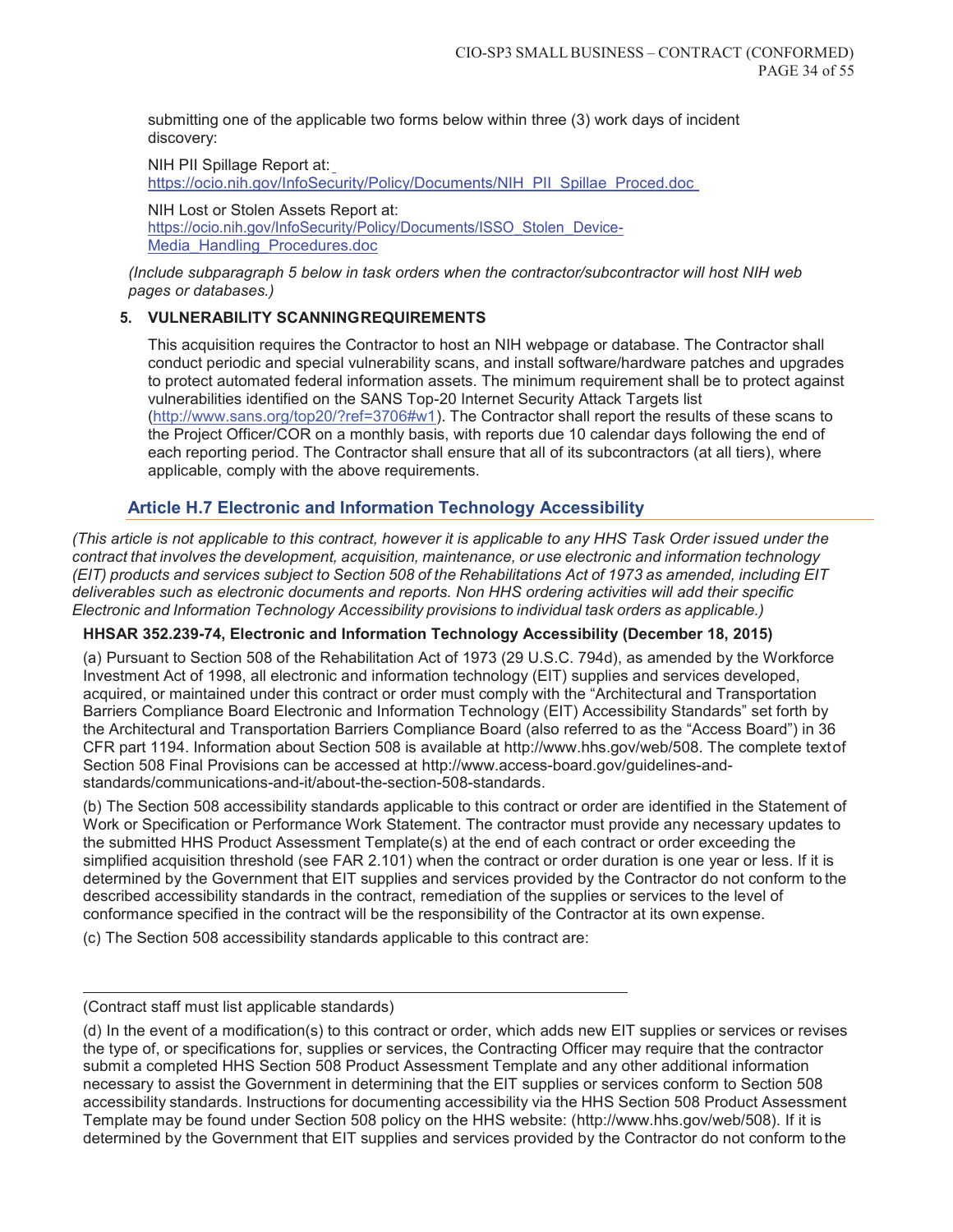submitting one of the applicable two forms below within three (3) work days of incident discovery:

NIH PII Spillage Report at: https://ocio.nih.gov/InfoSecurity/Policy/Documents/NIH_PII_Spillae_Proced.doc

NIH Lost or Stolen Assets Report at: https://ocio.nih.gov/InfoSecurity/Policy/Documents/ISSO_Stolen_Device-Media_Handling_Procedures.doc

*(Include subparagraph 5 below in task orders when the contractor/subcontractor will host NIH web pages or databases.)*

**5. VULNERABILITY SCANNINGREQUIREMENTS**

This acquisition requires the Contractor to host an NIH webpage or database. The Contractor shall conduct periodic and special vulnerability scans, and install software/hardware patches and upgrades to protect automated federal information assets. The minimum requirement shall be to protect against vulnerabilities identified on the SANS Top-20 Internet Security Attack Targets list (http://www.sans.org/top20/?ref=3706#w1). The Contractor shall report the results of these scans to the Project Officer/COR on a monthly basis, with reports due 10 calendar days following the end of each reporting period. The Contractor shall ensure that all of its subcontractors (at all tiers), where applicable, comply with the above requirements.

## Article H.7 Electronic and Information Technology Accessibility

*(This article is not applicable to this contract, however it is applicable to any HHS Task Order issued under the contract that involves the development, acquisition, maintenance, or use electronic and information technology (EIT) products and services subject to Section 508 of the Rehabilitations Act of 1973 as amended, including EIT deliverables such as electronic documents and reports. Non HHS ordering activities will add their specific Electronic and Information Technology Accessibility provisions to individual task orders as applicable.)*

**HHSAR 352.239-74, Electronic and Information Technology Accessibility (December 18, 2015)**

(a) Pursuant to Section 508 of the Rehabilitation Act of 1973 (29 U.S.C. 794d), as amended by the Workforce Investment Act of 1998, all electronic and information technology (EIT) supplies and services developed, acquired, or maintained under this contract or order must comply with the "Architectural and Transportation Barriers Compliance Board Electronic and Information Technology (EIT) Accessibility Standards" set forth by the Architectural and Transportation Barriers Compliance Board (also referred to as the "Access Board") in 36 CFR part 1194. Information about Section 508 is available at http://www.hhs.gov/web/508. The complete textof Section 508 Final Provisions can be accessed at http://www.access-board.gov/guidelines-and-standards/communications-and-it/about-the-section-508-standards.

(b) The Section 508 accessibility standards applicable to this contract or order are identified in the Statement of Work or Specification or Performance Work Statement. The contractor must provide any necessary updates to the submitted HHS Product Assessment Template(s) at the end of each contract or order exceeding the simplified acquisition threshold (see FAR 2.101) when the contract or order duration is one year or less. If it is determined by the Government that EIT supplies and services provided by the Contractor do not conform to the described accessibility standards in the contract, remediation of the supplies or services to the level of conformance specified in the contract will be the responsibility of the Contractor at its own expense.

(c) The Section 508 accessibility standards applicable to this contract are:

\_\_\_\_\_\_\_\_\_\_\_\_\_\_\_\_\_\_\_\_\_\_\_\_\_\_\_\_\_\_\_\_\_\_\_\_\_\_\_\_\_\_\_\_\_\_\_\_\_\_\_\_\_\_\_\_\_\_

(Contract staff must list applicable standards)

(d) In the event of a modification(s) to this contract or order, which adds new EIT supplies or services or revises the type of, or specifications for, supplies or services, the Contracting Officer may require that the contractor submit a completed HHS Section 508 Product Assessment Template and any other additional information necessary to assist the Government in determining that the EIT supplies or services conform to Section 508 accessibility standards. Instructions for documenting accessibility via the HHS Section 508 Product Assessment Template may be found under Section 508 policy on the HHS website: (http://www.hhs.gov/web/508). If it is determined by the Government that EIT supplies and services provided by the Contractor do not conform tothe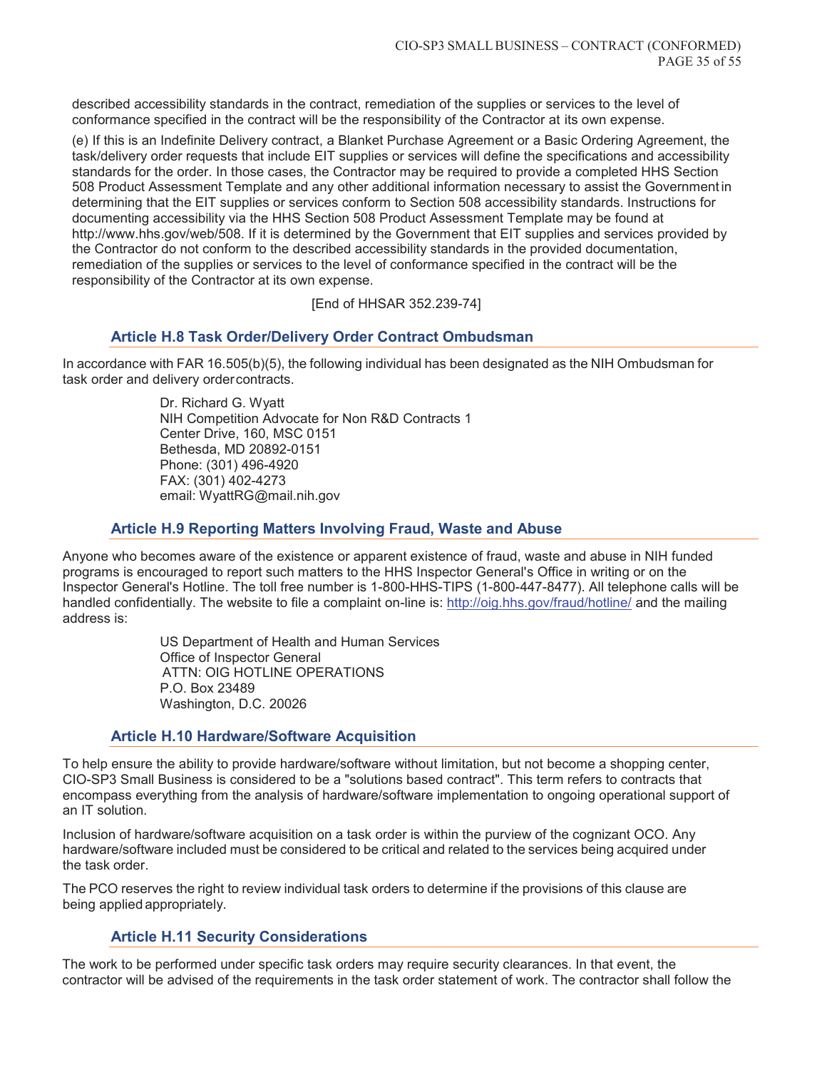described accessibility standards in the contract, remediation of the supplies or services to the level of conformance specified in the contract will be the responsibility of the Contractor at its own expense.

(e) If this is an Indefinite Delivery contract, a Blanket Purchase Agreement or a Basic Ordering Agreement, the task/delivery order requests that include EIT supplies or services will define the specifications and accessibility standards for the order. In those cases, the Contractor may be required to provide a completed HHS Section 508 Product Assessment Template and any other additional information necessary to assist the Government in determining that the EIT supplies or services conform to Section 508 accessibility standards. Instructions for documenting accessibility via the HHS Section 508 Product Assessment Template may be found at http://www.hhs.gov/web/508. If it is determined by the Government that EIT supplies and services provided by the Contractor do not conform to the described accessibility standards in the provided documentation, remediation of the supplies or services to the level of conformance specified in the contract will be the responsibility of the Contractor at its own expense.

[End of HHSAR 352.239-74]

### Article H.8 Task Order/Delivery Order Contract Ombudsman

In accordance with FAR 16.505(b)(5), the following individual has been designated as the NIH Ombudsman for task order and delivery order contracts.

> Dr. Richard G. Wyatt
> NIH Competition Advocate for Non R&D Contracts 1
> Center Drive, 160, MSC 0151
> Bethesda, MD 20892-0151
> Phone: (301) 496-4920
> FAX: (301) 402-4273
> email: WyattRG@mail.nih.gov

### Article H.9 Reporting Matters Involving Fraud, Waste and Abuse

Anyone who becomes aware of the existence or apparent existence of fraud, waste and abuse in NIH funded programs is encouraged to report such matters to the HHS Inspector General's Office in writing or on the Inspector General's Hotline. The toll free number is 1-800-HHS-TIPS (1-800-447-8477). All telephone calls will be handled confidentially. The website to file a complaint on-line is: http://oig.hhs.gov/fraud/hotline/ and the mailing address is:

> US Department of Health and Human Services
> Office of Inspector General
> ATTN: OIG HOTLINE OPERATIONS
> P.O. Box 23489
> Washington, D.C. 20026

### Article H.10 Hardware/Software Acquisition

To help ensure the ability to provide hardware/software without limitation, but not become a shopping center, CIO-SP3 Small Business is considered to be a "solutions based contract". This term refers to contracts that encompass everything from the analysis of hardware/software implementation to ongoing operational support of an IT solution.

Inclusion of hardware/software acquisition on a task order is within the purview of the cognizant OCO. Any hardware/software included must be considered to be critical and related to the services being acquired under the task order.

The PCO reserves the right to review individual task orders to determine if the provisions of this clause are being applied appropriately.

### Article H.11 Security Considerations

The work to be performed under specific task orders may require security clearances. In that event, the contractor will be advised of the requirements in the task order statement of work. The contractor shall follow the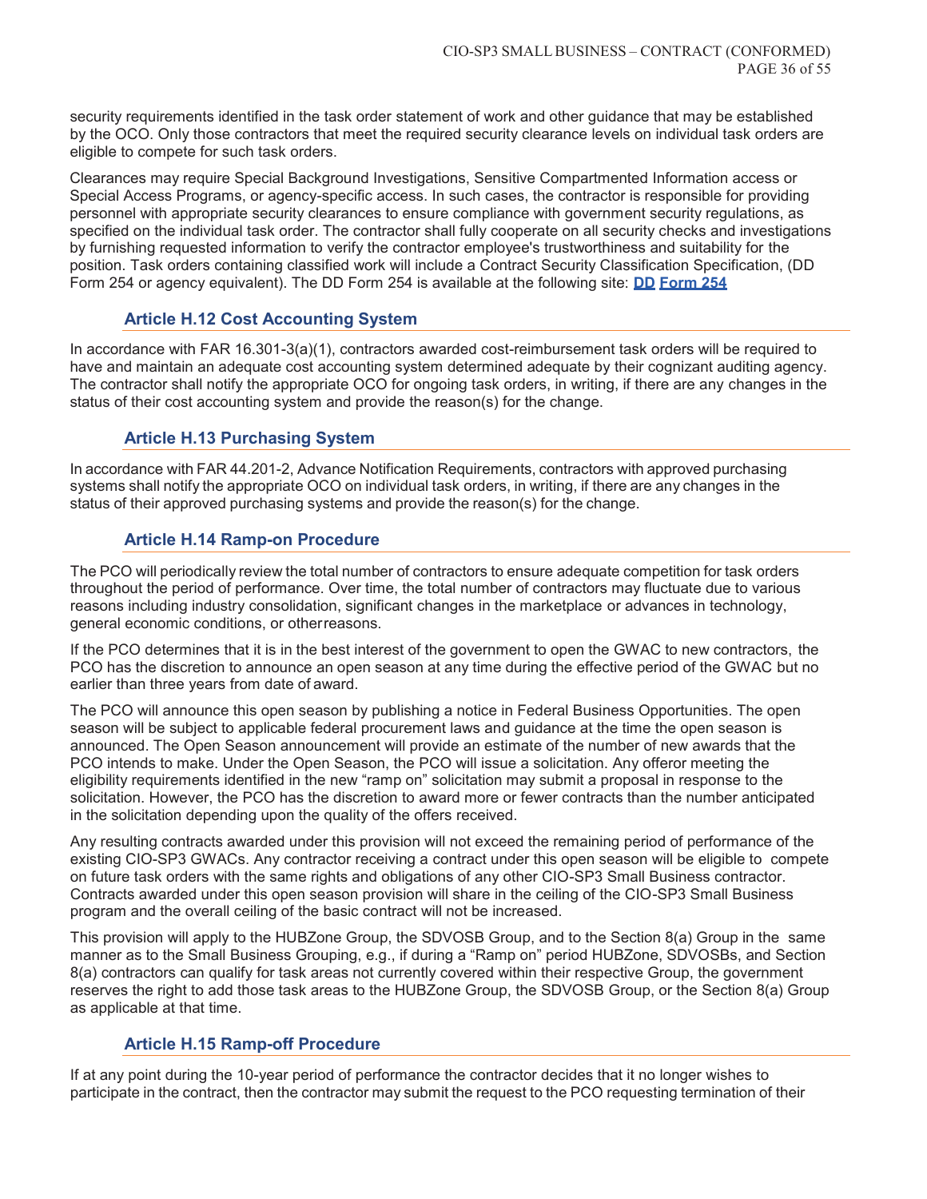security requirements identified in the task order statement of work and other guidance that may be established by the OCO. Only those contractors that meet the required security clearance levels on individual task orders are eligible to compete for such task orders.

Clearances may require Special Background Investigations, Sensitive Compartmented Information access or Special Access Programs, or agency-specific access. In such cases, the contractor is responsible for providing personnel with appropriate security clearances to ensure compliance with government security regulations, as specified on the individual task order. The contractor shall fully cooperate on all security checks and investigations by furnishing requested information to verify the contractor employee's trustworthiness and suitability for the position. Task orders containing classified work will include a Contract Security Classification Specification, (DD Form 254 or agency equivalent). The DD Form 254 is available at the following site: **DD Form 254**

### Article H.12 Cost Accounting System

In accordance with FAR 16.301-3(a)(1), contractors awarded cost-reimbursement task orders will be required to have and maintain an adequate cost accounting system determined adequate by their cognizant auditing agency. The contractor shall notify the appropriate OCO for ongoing task orders, in writing, if there are any changes in the status of their cost accounting system and provide the reason(s) for the change.

### Article H.13 Purchasing System

In accordance with FAR 44.201-2, Advance Notification Requirements, contractors with approved purchasing systems shall notify the appropriate OCO on individual task orders, in writing, if there are any changes in the status of their approved purchasing systems and provide the reason(s) for the change.

### Article H.14 Ramp-on Procedure

The PCO will periodically review the total number of contractors to ensure adequate competition for task orders throughout the period of performance. Over time, the total number of contractors may fluctuate due to various reasons including industry consolidation, significant changes in the marketplace or advances in technology, general economic conditions, or other reasons.

If the PCO determines that it is in the best interest of the government to open the GWAC to new contractors, the PCO has the discretion to announce an open season at any time during the effective period of the GWAC but no earlier than three years from date of award.

The PCO will announce this open season by publishing a notice in Federal Business Opportunities. The open season will be subject to applicable federal procurement laws and guidance at the time the open season is announced. The Open Season announcement will provide an estimate of the number of new awards that the PCO intends to make. Under the Open Season, the PCO will issue a solicitation. Any offeror meeting the eligibility requirements identified in the new "ramp on" solicitation may submit a proposal in response to the solicitation. However, the PCO has the discretion to award more or fewer contracts than the number anticipated in the solicitation depending upon the quality of the offers received.

Any resulting contracts awarded under this provision will not exceed the remaining period of performance of the existing CIO-SP3 GWACs. Any contractor receiving a contract under this open season will be eligible to compete on future task orders with the same rights and obligations of any other CIO-SP3 Small Business contractor. Contracts awarded under this open season provision will share in the ceiling of the CIO-SP3 Small Business program and the overall ceiling of the basic contract will not be increased.

This provision will apply to the HUBZone Group, the SDVOSB Group, and to the Section 8(a) Group in the same manner as to the Small Business Grouping, e.g., if during a "Ramp on" period HUBZone, SDVOSBs, and Section 8(a) contractors can qualify for task areas not currently covered within their respective Group, the government reserves the right to add those task areas to the HUBZone Group, the SDVOSB Group, or the Section 8(a) Group as applicable at that time.

### Article H.15 Ramp-off Procedure

If at any point during the 10-year period of performance the contractor decides that it no longer wishes to participate in the contract, then the contractor may submit the request to the PCO requesting termination of their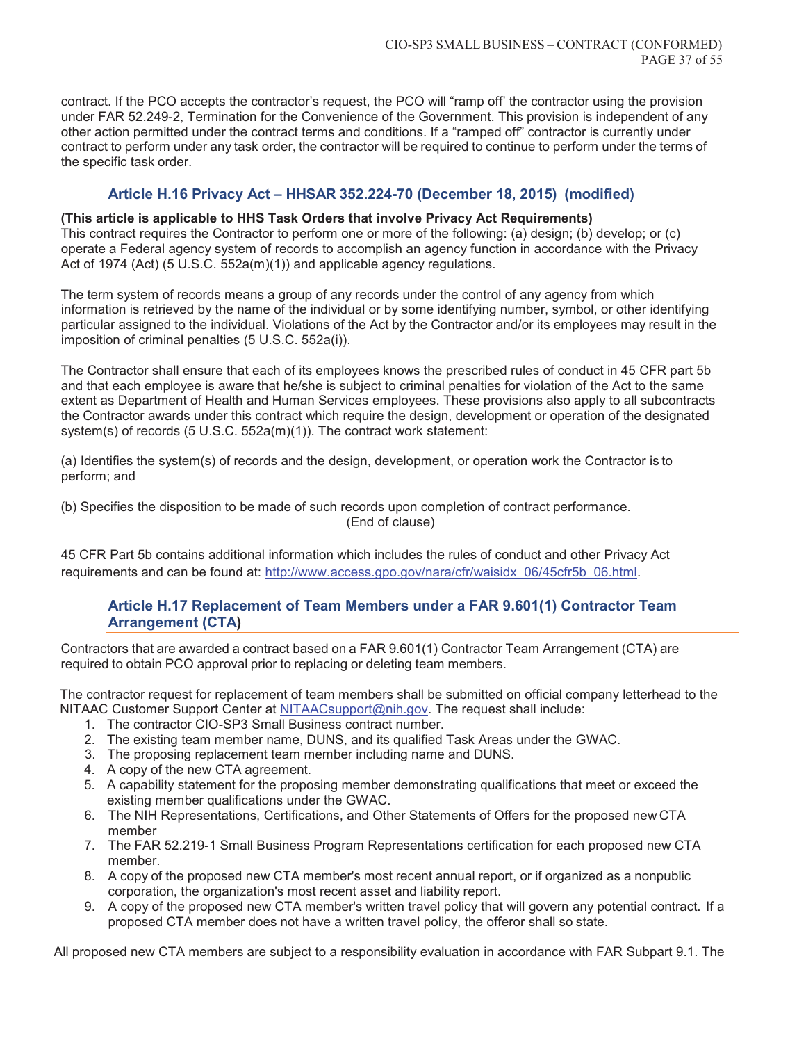contract. If the PCO accepts the contractor's request, the PCO will "ramp off' the contractor using the provision under FAR 52.249-2, Termination for the Convenience of the Government. This provision is independent of any other action permitted under the contract terms and conditions. If a "ramped off" contractor is currently under contract to perform under any task order, the contractor will be required to continue to perform under the terms of the specific task order.

## Article H.16 Privacy Act – HHSAR 352.224-70 (December 18, 2015) (modified)

**(This article is applicable to HHS Task Orders that involve Privacy Act Requirements)**
This contract requires the Contractor to perform one or more of the following: (a) design; (b) develop; or (c) operate a Federal agency system of records to accomplish an agency function in accordance with the Privacy Act of 1974 (Act) (5 U.S.C. 552a(m)(1)) and applicable agency regulations.

The term system of records means a group of any records under the control of any agency from which information is retrieved by the name of the individual or by some identifying number, symbol, or other identifying particular assigned to the individual. Violations of the Act by the Contractor and/or its employees may result in the imposition of criminal penalties (5 U.S.C. 552a(i)).

The Contractor shall ensure that each of its employees knows the prescribed rules of conduct in 45 CFR part 5b and that each employee is aware that he/she is subject to criminal penalties for violation of the Act to the same extent as Department of Health and Human Services employees. These provisions also apply to all subcontracts the Contractor awards under this contract which require the design, development or operation of the designated system(s) of records (5 U.S.C. 552a(m)(1)). The contract work statement:

(a) Identifies the system(s) of records and the design, development, or operation work the Contractor is to perform; and

(b) Specifies the disposition to be made of such records upon completion of contract performance.

(End of clause)

45 CFR Part 5b contains additional information which includes the rules of conduct and other Privacy Act requirements and can be found at: http://www.access.gpo.gov/nara/cfr/waisidx_06/45cfr5b_06.html.

## Article H.17 Replacement of Team Members under a FAR 9.601(1) Contractor Team Arrangement (CTA)

Contractors that are awarded a contract based on a FAR 9.601(1) Contractor Team Arrangement (CTA) are required to obtain PCO approval prior to replacing or deleting team members.

The contractor request for replacement of team members shall be submitted on official company letterhead to the NITAAC Customer Support Center at NITAACsupport@nih.gov. The request shall include:

1. The contractor CIO-SP3 Small Business contract number.
2. The existing team member name, DUNS, and its qualified Task Areas under the GWAC.
3. The proposing replacement team member including name and DUNS.
4. A copy of the new CTA agreement.
5. A capability statement for the proposing member demonstrating qualifications that meet or exceed the existing member qualifications under the GWAC.
6. The NIH Representations, Certifications, and Other Statements of Offers for the proposed new CTA member
7. The FAR 52.219-1 Small Business Program Representations certification for each proposed new CTA member.
8. A copy of the proposed new CTA member's most recent annual report, or if organized as a nonpublic corporation, the organization's most recent asset and liability report.
9. A copy of the proposed new CTA member's written travel policy that will govern any potential contract. If a proposed CTA member does not have a written travel policy, the offeror shall so state.

All proposed new CTA members are subject to a responsibility evaluation in accordance with FAR Subpart 9.1. The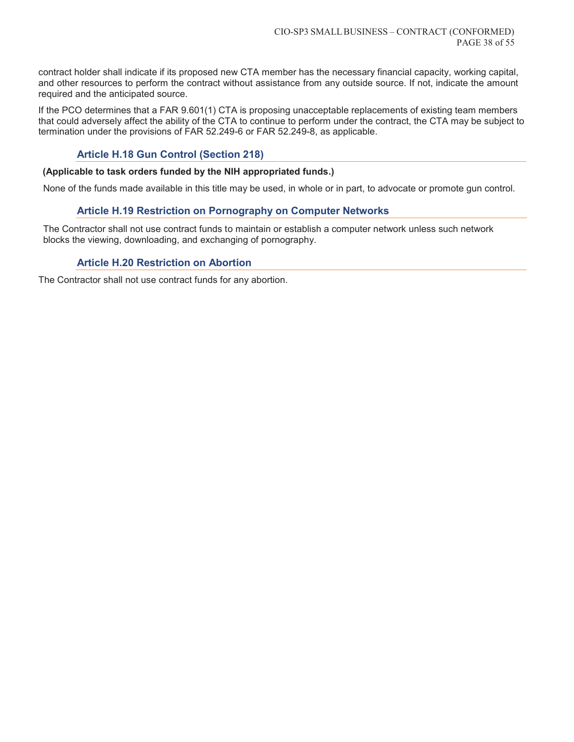contract holder shall indicate if its proposed new CTA member has the necessary financial capacity, working capital, and other resources to perform the contract without assistance from any outside source. If not, indicate the amount required and the anticipated source.

If the PCO determines that a FAR 9.601(1) CTA is proposing unacceptable replacements of existing team members that could adversely affect the ability of the CTA to continue to perform under the contract, the CTA may be subject to termination under the provisions of FAR 52.249-6 or FAR 52.249-8, as applicable.

### Article H.18 Gun Control (Section 218)

**(Applicable to task orders funded by the NIH appropriated funds.)**

None of the funds made available in this title may be used, in whole or in part, to advocate or promote gun control.

### Article H.19 Restriction on Pornography on Computer Networks

The Contractor shall not use contract funds to maintain or establish a computer network unless such network blocks the viewing, downloading, and exchanging of pornography.

### Article H.20 Restriction on Abortion

The Contractor shall not use contract funds for any abortion.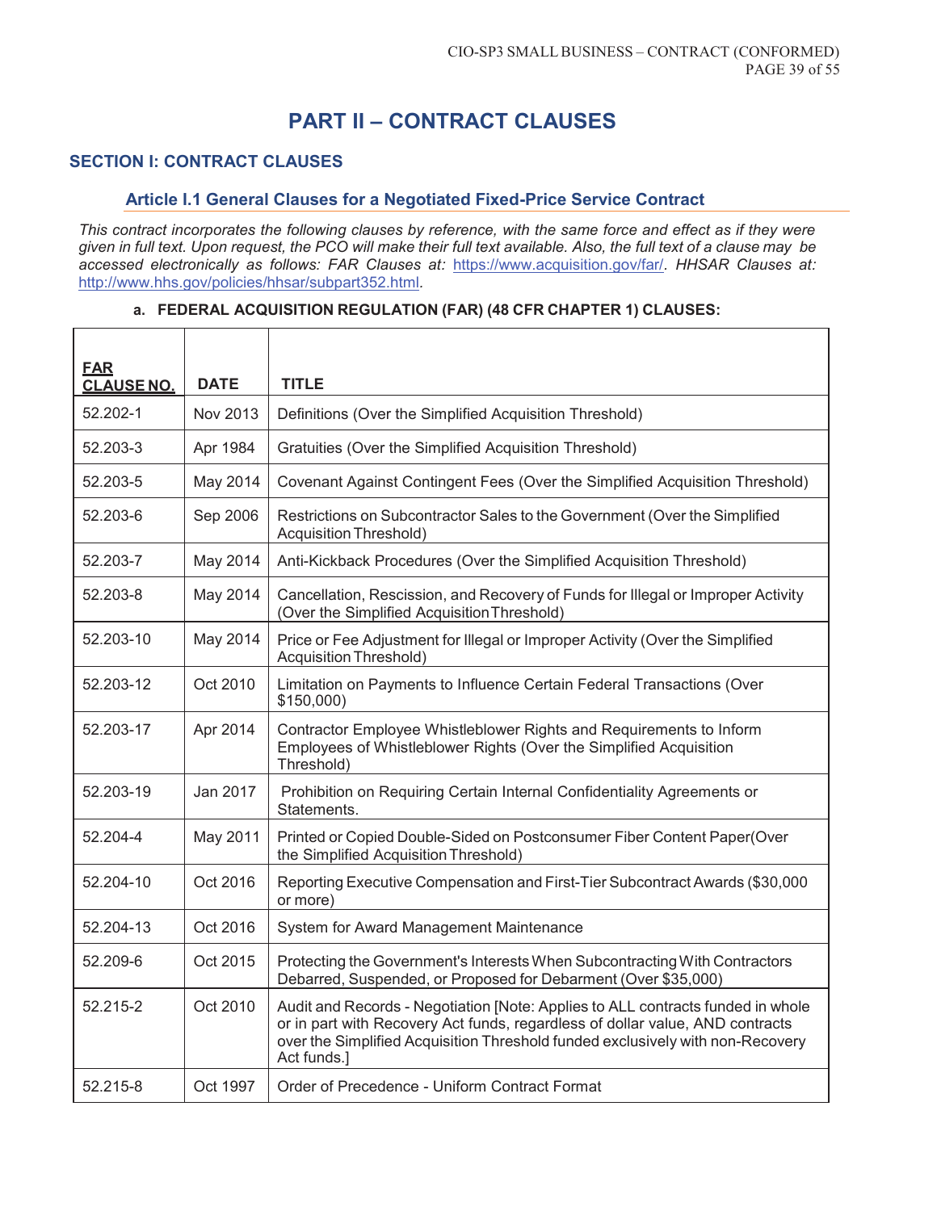# PART II – CONTRACT CLAUSES

## SECTION I: CONTRACT CLAUSES

### Article I.1 General Clauses for a Negotiated Fixed-Price Service Contract

*This contract incorporates the following clauses by reference, with the same force and effect as if they were given in full text. Upon request, the PCO will make their full text available. Also, the full text of a clause may be accessed electronically as follows: FAR Clauses at:* https://www.acquisition.gov/far/. *HHSAR Clauses at:* http://www.hhs.gov/policies/hhsar/subpart352.html.

**a. FEDERAL ACQUISITION REGULATION (FAR) (48 CFR CHAPTER 1) CLAUSES:**

| FAR CLAUSE NO. | DATE | TITLE |
|---|---|---|
| 52.202-1 | Nov 2013 | Definitions (Over the Simplified Acquisition Threshold) |
| 52.203-3 | Apr 1984 | Gratuities (Over the Simplified Acquisition Threshold) |
| 52.203-5 | May 2014 | Covenant Against Contingent Fees (Over the Simplified Acquisition Threshold) |
| 52.203-6 | Sep 2006 | Restrictions on Subcontractor Sales to the Government (Over the Simplified Acquisition Threshold) |
| 52.203-7 | May 2014 | Anti-Kickback Procedures (Over the Simplified Acquisition Threshold) |
| 52.203-8 | May 2014 | Cancellation, Rescission, and Recovery of Funds for Illegal or Improper Activity (Over the Simplified Acquisition Threshold) |
| 52.203-10 | May 2014 | Price or Fee Adjustment for Illegal or Improper Activity (Over the Simplified Acquisition Threshold) |
| 52.203-12 | Oct 2010 | Limitation on Payments to Influence Certain Federal Transactions (Over $150,000) |
| 52.203-17 | Apr 2014 | Contractor Employee Whistleblower Rights and Requirements to Inform Employees of Whistleblower Rights (Over the Simplified Acquisition Threshold) |
| 52.203-19 | Jan 2017 | Prohibition on Requiring Certain Internal Confidentiality Agreements or Statements. |
| 52.204-4 | May 2011 | Printed or Copied Double-Sided on Postconsumer Fiber Content Paper(Over the Simplified Acquisition Threshold) |
| 52.204-10 | Oct 2016 | Reporting Executive Compensation and First-Tier Subcontract Awards ($30,000 or more) |
| 52.204-13 | Oct 2016 | System for Award Management Maintenance |
| 52.209-6 | Oct 2015 | Protecting the Government's Interests When Subcontracting With Contractors Debarred, Suspended, or Proposed for Debarment (Over $35,000) |
| 52.215-2 | Oct 2010 | Audit and Records - Negotiation [Note: Applies to ALL contracts funded in whole or in part with Recovery Act funds, regardless of dollar value, AND contracts over the Simplified Acquisition Threshold funded exclusively with non-Recovery Act funds.] |
| 52.215-8 | Oct 1997 | Order of Precedence - Uniform Contract Format |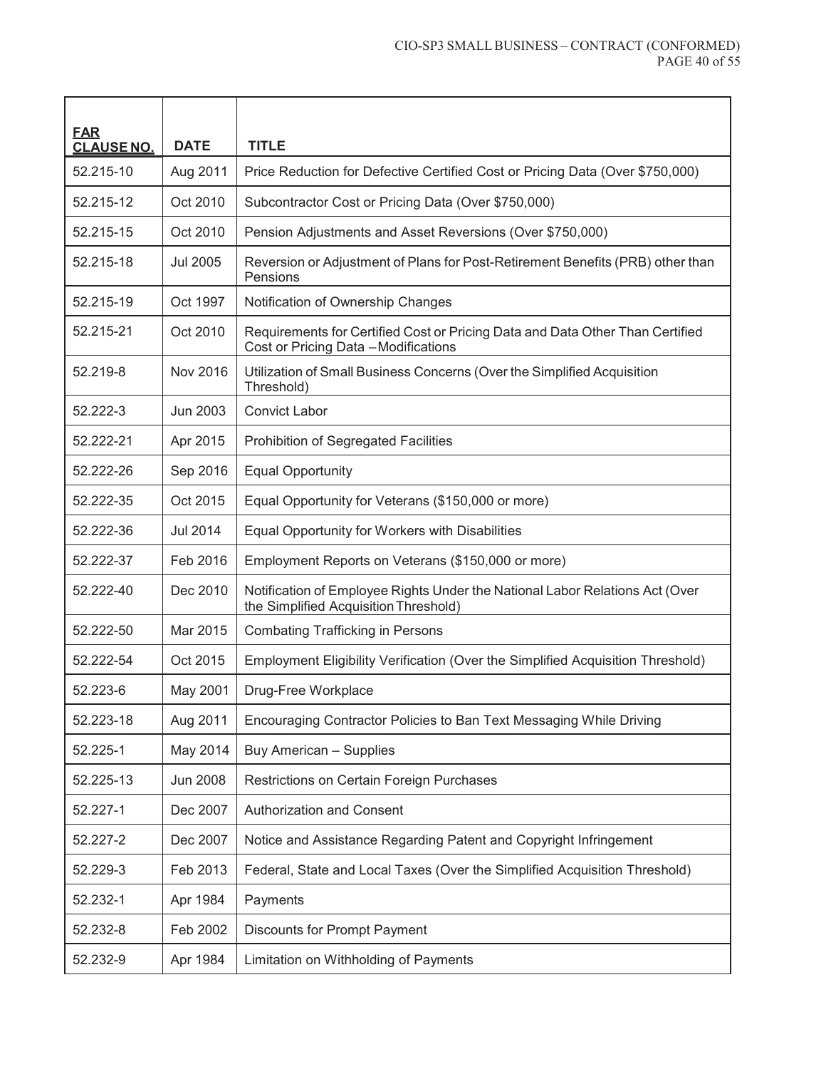| FAR CLAUSE NO. | DATE | TITLE |
|---|---|---|
| 52.215-10 | Aug 2011 | Price Reduction for Defective Certified Cost or Pricing Data (Over $750,000) |
| 52.215-12 | Oct 2010 | Subcontractor Cost or Pricing Data (Over $750,000) |
| 52.215-15 | Oct 2010 | Pension Adjustments and Asset Reversions (Over $750,000) |
| 52.215-18 | Jul 2005 | Reversion or Adjustment of Plans for Post-Retirement Benefits (PRB) other than Pensions |
| 52.215-19 | Oct 1997 | Notification of Ownership Changes |
| 52.215-21 | Oct 2010 | Requirements for Certified Cost or Pricing Data and Data Other Than Certified Cost or Pricing Data – Modifications |
| 52.219-8 | Nov 2016 | Utilization of Small Business Concerns (Over the Simplified Acquisition Threshold) |
| 52.222-3 | Jun 2003 | Convict Labor |
| 52.222-21 | Apr 2015 | Prohibition of Segregated Facilities |
| 52.222-26 | Sep 2016 | Equal Opportunity |
| 52.222-35 | Oct 2015 | Equal Opportunity for Veterans ($150,000 or more) |
| 52.222-36 | Jul 2014 | Equal Opportunity for Workers with Disabilities |
| 52.222-37 | Feb 2016 | Employment Reports on Veterans ($150,000 or more) |
| 52.222-40 | Dec 2010 | Notification of Employee Rights Under the National Labor Relations Act (Over the Simplified Acquisition Threshold) |
| 52.222-50 | Mar 2015 | Combating Trafficking in Persons |
| 52.222-54 | Oct 2015 | Employment Eligibility Verification (Over the Simplified Acquisition Threshold) |
| 52.223-6 | May 2001 | Drug-Free Workplace |
| 52.223-18 | Aug 2011 | Encouraging Contractor Policies to Ban Text Messaging While Driving |
| 52.225-1 | May 2014 | Buy American – Supplies |
| 52.225-13 | Jun 2008 | Restrictions on Certain Foreign Purchases |
| 52.227-1 | Dec 2007 | Authorization and Consent |
| 52.227-2 | Dec 2007 | Notice and Assistance Regarding Patent and Copyright Infringement |
| 52.229-3 | Feb 2013 | Federal, State and Local Taxes (Over the Simplified Acquisition Threshold) |
| 52.232-1 | Apr 1984 | Payments |
| 52.232-8 | Feb 2002 | Discounts for Prompt Payment |
| 52.232-9 | Apr 1984 | Limitation on Withholding of Payments |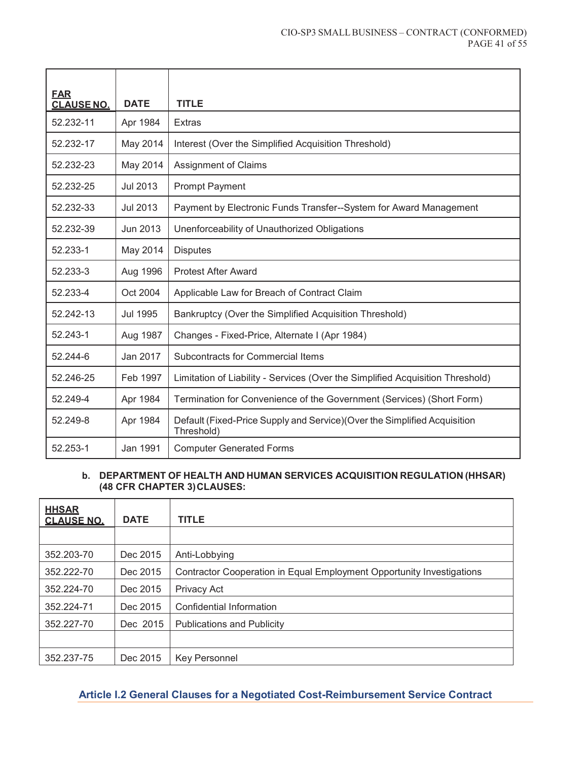| FAR CLAUSE NO. | DATE | TITLE |
| --- | --- | --- |
| 52.232-11 | Apr 1984 | Extras |
| 52.232-17 | May 2014 | Interest (Over the Simplified Acquisition Threshold) |
| 52.232-23 | May 2014 | Assignment of Claims |
| 52.232-25 | Jul 2013 | Prompt Payment |
| 52.232-33 | Jul 2013 | Payment by Electronic Funds Transfer--System for Award Management |
| 52.232-39 | Jun 2013 | Unenforceability of Unauthorized Obligations |
| 52.233-1 | May 2014 | Disputes |
| 52.233-3 | Aug 1996 | Protest After Award |
| 52.233-4 | Oct 2004 | Applicable Law for Breach of Contract Claim |
| 52.242-13 | Jul 1995 | Bankruptcy (Over the Simplified Acquisition Threshold) |
| 52.243-1 | Aug 1987 | Changes - Fixed-Price, Alternate I (Apr 1984) |
| 52.244-6 | Jan 2017 | Subcontracts for Commercial Items |
| 52.246-25 | Feb 1997 | Limitation of Liability - Services (Over the Simplified Acquisition Threshold) |
| 52.249-4 | Apr 1984 | Termination for Convenience of the Government (Services) (Short Form) |
| 52.249-8 | Apr 1984 | Default (Fixed-Price Supply and Service)(Over the Simplified Acquisition Threshold) |
| 52.253-1 | Jan 1991 | Computer Generated Forms |

**b. DEPARTMENT OF HEALTH AND HUMAN SERVICES ACQUISITION REGULATION (HHSAR) (48 CFR CHAPTER 3) CLAUSES:**

| HHSAR CLAUSE NO. | DATE | TITLE |
| --- | --- | --- |
| | | |
| 352.203-70 | Dec 2015 | Anti-Lobbying |
| 352.222-70 | Dec 2015 | Contractor Cooperation in Equal Employment Opportunity Investigations |
| 352.224-70 | Dec 2015 | Privacy Act |
| 352.224-71 | Dec 2015 | Confidential Information |
| 352.227-70 | Dec 2015 | Publications and Publicity |
| | | |
| 352.237-75 | Dec 2015 | Key Personnel |

## Article I.2 General Clauses for a Negotiated Cost-Reimbursement Service Contract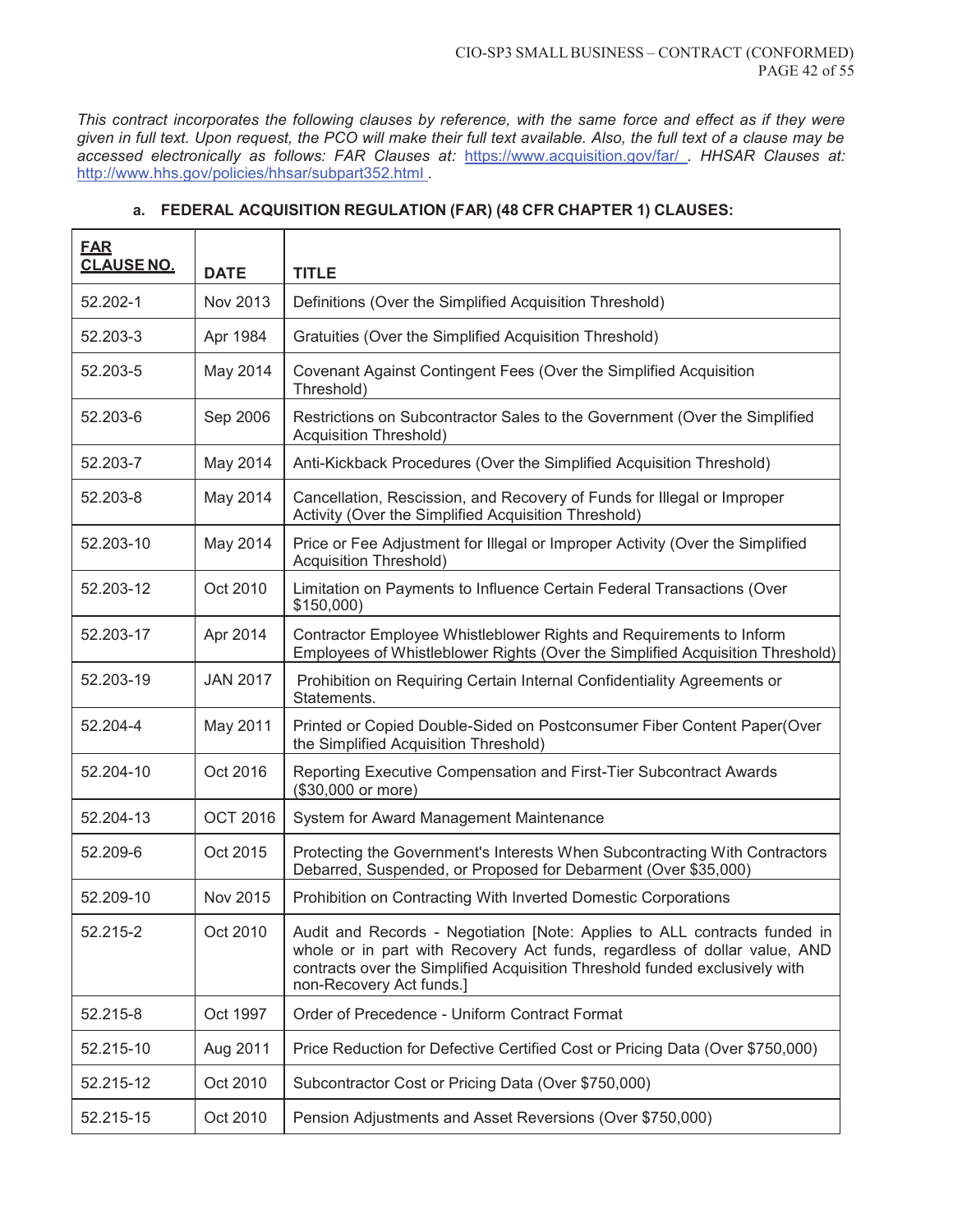*This contract incorporates the following clauses by reference, with the same force and effect as if they were given in full text. Upon request, the PCO will make their full text available. Also, the full text of a clause may be accessed electronically as follows: FAR Clauses at: https://www.acquisition.gov/far/ . HHSAR Clauses at: http://www.hhs.gov/policies/hhsar/subpart352.html .*

**a. FEDERAL ACQUISITION REGULATION (FAR) (48 CFR CHAPTER 1) CLAUSES:**

| FAR CLAUSE NO. | DATE | TITLE |
|---|---|---|
| 52.202-1 | Nov 2013 | Definitions (Over the Simplified Acquisition Threshold) |
| 52.203-3 | Apr 1984 | Gratuities (Over the Simplified Acquisition Threshold) |
| 52.203-5 | May 2014 | Covenant Against Contingent Fees (Over the Simplified Acquisition Threshold) |
| 52.203-6 | Sep 2006 | Restrictions on Subcontractor Sales to the Government (Over the Simplified Acquisition Threshold) |
| 52.203-7 | May 2014 | Anti-Kickback Procedures (Over the Simplified Acquisition Threshold) |
| 52.203-8 | May 2014 | Cancellation, Rescission, and Recovery of Funds for Illegal or Improper Activity (Over the Simplified Acquisition Threshold) |
| 52.203-10 | May 2014 | Price or Fee Adjustment for Illegal or Improper Activity (Over the Simplified Acquisition Threshold) |
| 52.203-12 | Oct 2010 | Limitation on Payments to Influence Certain Federal Transactions (Over $150,000) |
| 52.203-17 | Apr 2014 | Contractor Employee Whistleblower Rights and Requirements to Inform Employees of Whistleblower Rights (Over the Simplified Acquisition Threshold) |
| 52.203-19 | JAN 2017 | Prohibition on Requiring Certain Internal Confidentiality Agreements or Statements. |
| 52.204-4 | May 2011 | Printed or Copied Double-Sided on Postconsumer Fiber Content Paper(Over the Simplified Acquisition Threshold) |
| 52.204-10 | Oct 2016 | Reporting Executive Compensation and First-Tier Subcontract Awards ($30,000 or more) |
| 52.204-13 | OCT 2016 | System for Award Management Maintenance |
| 52.209-6 | Oct 2015 | Protecting the Government's Interests When Subcontracting With Contractors Debarred, Suspended, or Proposed for Debarment (Over $35,000) |
| 52.209-10 | Nov 2015 | Prohibition on Contracting With Inverted Domestic Corporations |
| 52.215-2 | Oct 2010 | Audit and Records - Negotiation [Note: Applies to ALL contracts funded in whole or in part with Recovery Act funds, regardless of dollar value, AND contracts over the Simplified Acquisition Threshold funded exclusively with non-Recovery Act funds.] |
| 52.215-8 | Oct 1997 | Order of Precedence - Uniform Contract Format |
| 52.215-10 | Aug 2011 | Price Reduction for Defective Certified Cost or Pricing Data (Over $750,000) |
| 52.215-12 | Oct 2010 | Subcontractor Cost or Pricing Data (Over $750,000) |
| 52.215-15 | Oct 2010 | Pension Adjustments and Asset Reversions (Over $750,000) |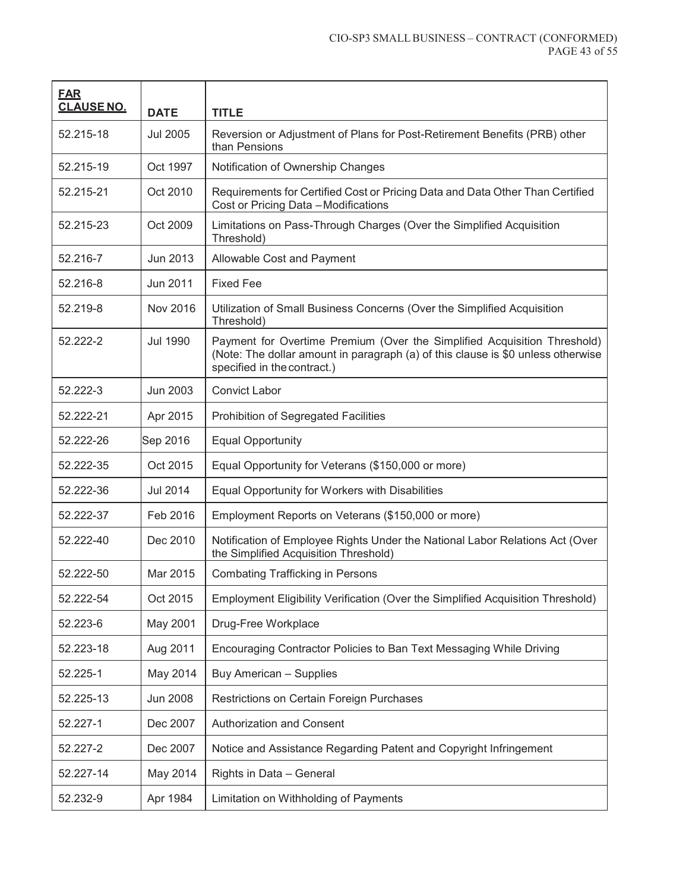| FAR CLAUSE NO. | DATE | TITLE |
|---|---|---|
| 52.215-18 | Jul 2005 | Reversion or Adjustment of Plans for Post-Retirement Benefits (PRB) other than Pensions |
| 52.215-19 | Oct 1997 | Notification of Ownership Changes |
| 52.215-21 | Oct 2010 | Requirements for Certified Cost or Pricing Data and Data Other Than Certified Cost or Pricing Data – Modifications |
| 52.215-23 | Oct 2009 | Limitations on Pass-Through Charges (Over the Simplified Acquisition Threshold) |
| 52.216-7 | Jun 2013 | Allowable Cost and Payment |
| 52.216-8 | Jun 2011 | Fixed Fee |
| 52.219-8 | Nov 2016 | Utilization of Small Business Concerns (Over the Simplified Acquisition Threshold) |
| 52.222-2 | Jul 1990 | Payment for Overtime Premium (Over the Simplified Acquisition Threshold) (Note: The dollar amount in paragraph (a) of this clause is $0 unless otherwise specified in the contract.) |
| 52.222-3 | Jun 2003 | Convict Labor |
| 52.222-21 | Apr 2015 | Prohibition of Segregated Facilities |
| 52.222-26 | Sep 2016 | Equal Opportunity |
| 52.222-35 | Oct 2015 | Equal Opportunity for Veterans ($150,000 or more) |
| 52.222-36 | Jul 2014 | Equal Opportunity for Workers with Disabilities |
| 52.222-37 | Feb 2016 | Employment Reports on Veterans ($150,000 or more) |
| 52.222-40 | Dec 2010 | Notification of Employee Rights Under the National Labor Relations Act (Over the Simplified Acquisition Threshold) |
| 52.222-50 | Mar 2015 | Combating Trafficking in Persons |
| 52.222-54 | Oct 2015 | Employment Eligibility Verification (Over the Simplified Acquisition Threshold) |
| 52.223-6 | May 2001 | Drug-Free Workplace |
| 52.223-18 | Aug 2011 | Encouraging Contractor Policies to Ban Text Messaging While Driving |
| 52.225-1 | May 2014 | Buy American – Supplies |
| 52.225-13 | Jun 2008 | Restrictions on Certain Foreign Purchases |
| 52.227-1 | Dec 2007 | Authorization and Consent |
| 52.227-2 | Dec 2007 | Notice and Assistance Regarding Patent and Copyright Infringement |
| 52.227-14 | May 2014 | Rights in Data – General |
| 52.232-9 | Apr 1984 | Limitation on Withholding of Payments |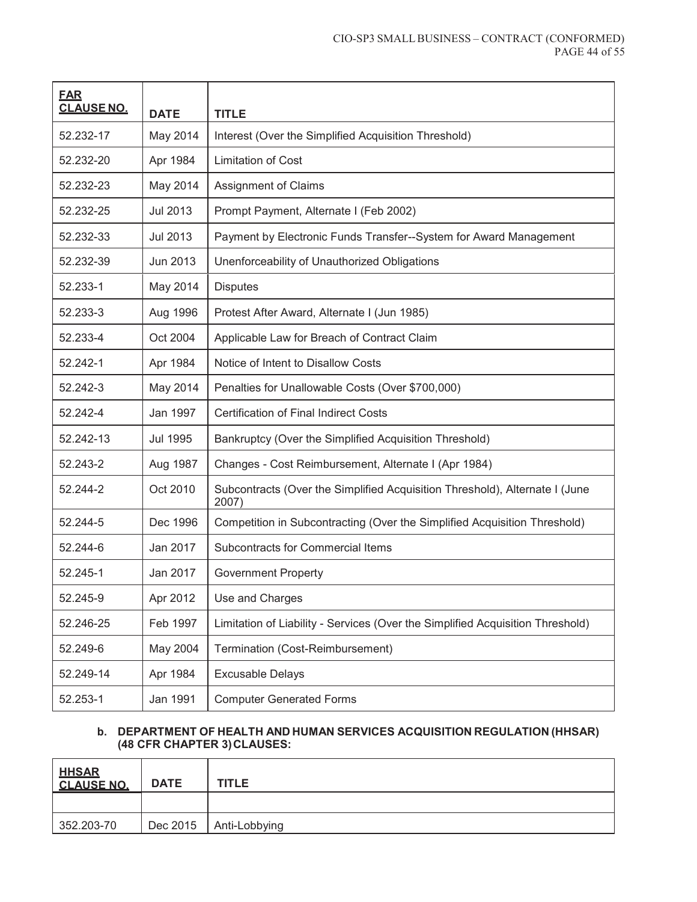| FAR CLAUSE NO. | DATE | TITLE |
|---|---|---|
| 52.232-17 | May 2014 | Interest (Over the Simplified Acquisition Threshold) |
| 52.232-20 | Apr 1984 | Limitation of Cost |
| 52.232-23 | May 2014 | Assignment of Claims |
| 52.232-25 | Jul 2013 | Prompt Payment, Alternate I (Feb 2002) |
| 52.232-33 | Jul 2013 | Payment by Electronic Funds Transfer--System for Award Management |
| 52.232-39 | Jun 2013 | Unenforceability of Unauthorized Obligations |
| 52.233-1 | May 2014 | Disputes |
| 52.233-3 | Aug 1996 | Protest After Award, Alternate I (Jun 1985) |
| 52.233-4 | Oct 2004 | Applicable Law for Breach of Contract Claim |
| 52.242-1 | Apr 1984 | Notice of Intent to Disallow Costs |
| 52.242-3 | May 2014 | Penalties for Unallowable Costs (Over $700,000) |
| 52.242-4 | Jan 1997 | Certification of Final Indirect Costs |
| 52.242-13 | Jul 1995 | Bankruptcy (Over the Simplified Acquisition Threshold) |
| 52.243-2 | Aug 1987 | Changes - Cost Reimbursement, Alternate I (Apr 1984) |
| 52.244-2 | Oct 2010 | Subcontracts (Over the Simplified Acquisition Threshold), Alternate I (June 2007) |
| 52.244-5 | Dec 1996 | Competition in Subcontracting (Over the Simplified Acquisition Threshold) |
| 52.244-6 | Jan 2017 | Subcontracts for Commercial Items |
| 52.245-1 | Jan 2017 | Government Property |
| 52.245-9 | Apr 2012 | Use and Charges |
| 52.246-25 | Feb 1997 | Limitation of Liability - Services (Over the Simplified Acquisition Threshold) |
| 52.249-6 | May 2004 | Termination (Cost-Reimbursement) |
| 52.249-14 | Apr 1984 | Excusable Delays |
| 52.253-1 | Jan 1991 | Computer Generated Forms |

**b. DEPARTMENT OF HEALTH AND HUMAN SERVICES ACQUISITION REGULATION (HHSAR) (48 CFR CHAPTER 3) CLAUSES:**

| HHSAR CLAUSE NO. | DATE | TITLE |
|---|---|---|
| | | |
| 352.203-70 | Dec 2015 | Anti-Lobbying |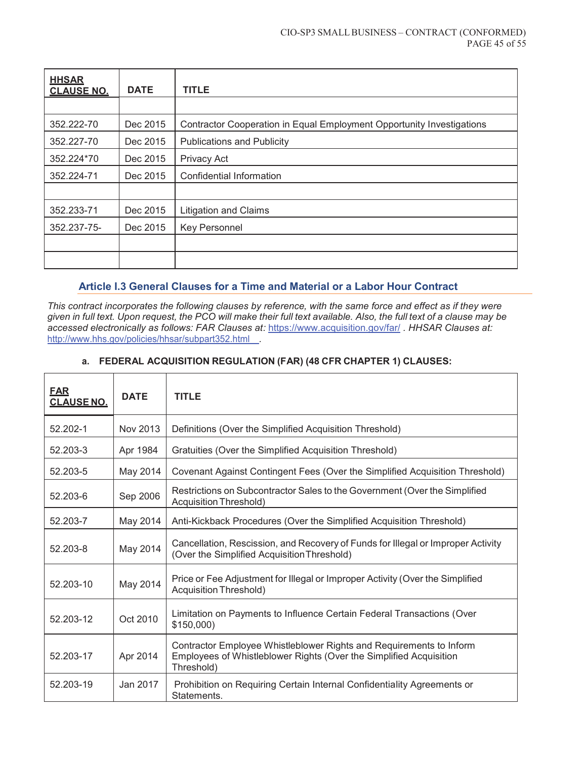| HHSAR CLAUSE NO. | DATE | TITLE |
|---|---|---|
| | | |
| 352.222-70 | Dec 2015 | Contractor Cooperation in Equal Employment Opportunity Investigations |
| 352.227-70 | Dec 2015 | Publications and Publicity |
| 352.224*70 | Dec 2015 | Privacy Act |
| 352.224-71 | Dec 2015 | Confidential Information |
| | | |
| 352.233-71 | Dec 2015 | Litigation and Claims |
| 352.237-75- | Dec 2015 | Key Personnel |
| | | |
| | | |

## Article I.3 General Clauses for a Time and Material or a Labor Hour Contract

*This contract incorporates the following clauses by reference, with the same force and effect as if they were given in full text. Upon request, the PCO will make their full text available. Also, the full text of a clause may be accessed electronically as follows: FAR Clauses at:* https://www.acquisition.gov/far/ *. HHSAR Clauses at:* http://www.hhs.gov/policies/hhsar/subpart352.html .

**a. FEDERAL ACQUISITION REGULATION (FAR) (48 CFR CHAPTER 1) CLAUSES:**

| FAR CLAUSE NO. | DATE | TITLE |
|---|---|---|
| 52.202-1 | Nov 2013 | Definitions (Over the Simplified Acquisition Threshold) |
| 52.203-3 | Apr 1984 | Gratuities (Over the Simplified Acquisition Threshold) |
| 52.203-5 | May 2014 | Covenant Against Contingent Fees (Over the Simplified Acquisition Threshold) |
| 52.203-6 | Sep 2006 | Restrictions on Subcontractor Sales to the Government (Over the Simplified Acquisition Threshold) |
| 52.203-7 | May 2014 | Anti-Kickback Procedures (Over the Simplified Acquisition Threshold) |
| 52.203-8 | May 2014 | Cancellation, Rescission, and Recovery of Funds for Illegal or Improper Activity (Over the Simplified Acquisition Threshold) |
| 52.203-10 | May 2014 | Price or Fee Adjustment for Illegal or Improper Activity (Over the Simplified Acquisition Threshold) |
| 52.203-12 | Oct 2010 | Limitation on Payments to Influence Certain Federal Transactions (Over $150,000) |
| 52.203-17 | Apr 2014 | Contractor Employee Whistleblower Rights and Requirements to Inform Employees of Whistleblower Rights (Over the Simplified Acquisition Threshold) |
| 52.203-19 | Jan 2017 | Prohibition on Requiring Certain Internal Confidentiality Agreements or Statements. |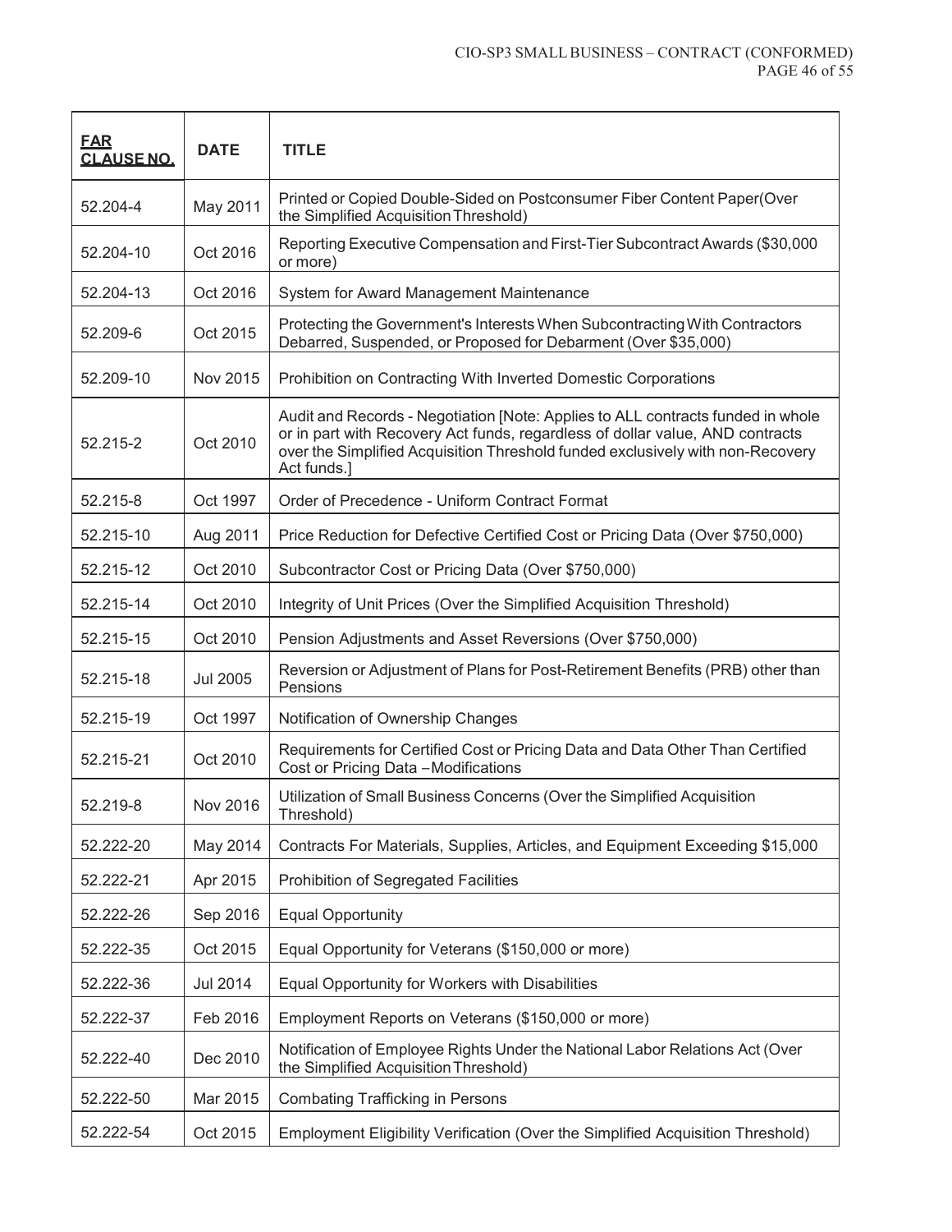| FAR CLAUSE NO. | DATE | TITLE |
|---|---|---|
| 52.204-4 | May 2011 | Printed or Copied Double-Sided on Postconsumer Fiber Content Paper(Over the Simplified Acquisition Threshold) |
| 52.204-10 | Oct 2016 | Reporting Executive Compensation and First-Tier Subcontract Awards ($30,000 or more) |
| 52.204-13 | Oct 2016 | System for Award Management Maintenance |
| 52.209-6 | Oct 2015 | Protecting the Government's Interests When Subcontracting With Contractors Debarred, Suspended, or Proposed for Debarment (Over $35,000) |
| 52.209-10 | Nov 2015 | Prohibition on Contracting With Inverted Domestic Corporations |
| 52.215-2 | Oct 2010 | Audit and Records - Negotiation [Note: Applies to ALL contracts funded in whole or in part with Recovery Act funds, regardless of dollar value, AND contracts over the Simplified Acquisition Threshold funded exclusively with non-Recovery Act funds.] |
| 52.215-8 | Oct 1997 | Order of Precedence - Uniform Contract Format |
| 52.215-10 | Aug 2011 | Price Reduction for Defective Certified Cost or Pricing Data (Over $750,000) |
| 52.215-12 | Oct 2010 | Subcontractor Cost or Pricing Data (Over $750,000) |
| 52.215-14 | Oct 2010 | Integrity of Unit Prices (Over the Simplified Acquisition Threshold) |
| 52.215-15 | Oct 2010 | Pension Adjustments and Asset Reversions (Over $750,000) |
| 52.215-18 | Jul 2005 | Reversion or Adjustment of Plans for Post-Retirement Benefits (PRB) other than Pensions |
| 52.215-19 | Oct 1997 | Notification of Ownership Changes |
| 52.215-21 | Oct 2010 | Requirements for Certified Cost or Pricing Data and Data Other Than Certified Cost or Pricing Data –Modifications |
| 52.219-8 | Nov 2016 | Utilization of Small Business Concerns (Over the Simplified Acquisition Threshold) |
| 52.222-20 | May 2014 | Contracts For Materials, Supplies, Articles, and Equipment Exceeding $15,000 |
| 52.222-21 | Apr 2015 | Prohibition of Segregated Facilities |
| 52.222-26 | Sep 2016 | Equal Opportunity |
| 52.222-35 | Oct 2015 | Equal Opportunity for Veterans ($150,000 or more) |
| 52.222-36 | Jul 2014 | Equal Opportunity for Workers with Disabilities |
| 52.222-37 | Feb 2016 | Employment Reports on Veterans ($150,000 or more) |
| 52.222-40 | Dec 2010 | Notification of Employee Rights Under the National Labor Relations Act (Over the Simplified Acquisition Threshold) |
| 52.222-50 | Mar 2015 | Combating Trafficking in Persons |
| 52.222-54 | Oct 2015 | Employment Eligibility Verification (Over the Simplified Acquisition Threshold) |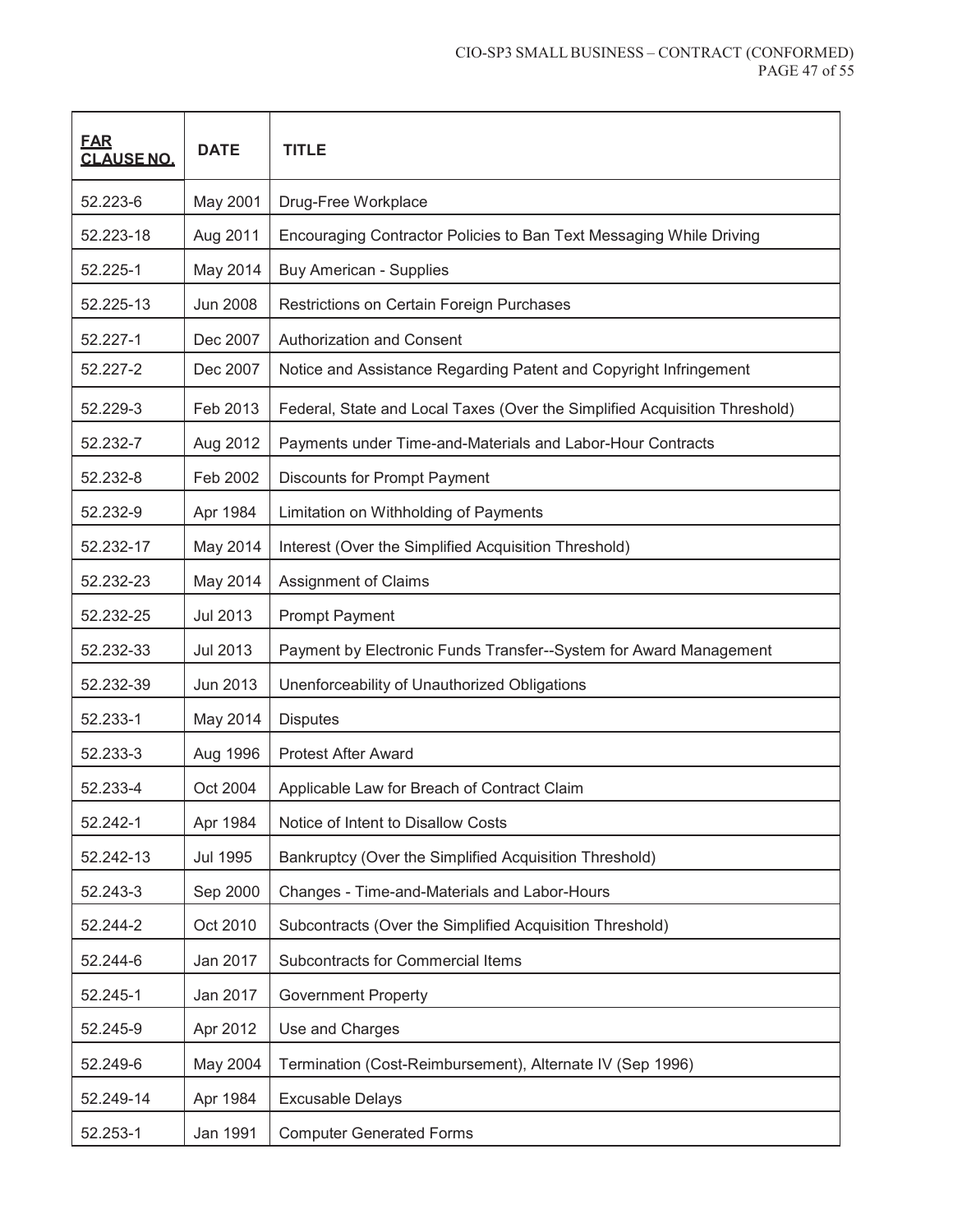| FAR CLAUSE NO. | DATE | TITLE |
|---|---|---|
| 52.223-6 | May 2001 | Drug-Free Workplace |
| 52.223-18 | Aug 2011 | Encouraging Contractor Policies to Ban Text Messaging While Driving |
| 52.225-1 | May 2014 | Buy American - Supplies |
| 52.225-13 | Jun 2008 | Restrictions on Certain Foreign Purchases |
| 52.227-1 | Dec 2007 | Authorization and Consent |
| 52.227-2 | Dec 2007 | Notice and Assistance Regarding Patent and Copyright Infringement |
| 52.229-3 | Feb 2013 | Federal, State and Local Taxes (Over the Simplified Acquisition Threshold) |
| 52.232-7 | Aug 2012 | Payments under Time-and-Materials and Labor-Hour Contracts |
| 52.232-8 | Feb 2002 | Discounts for Prompt Payment |
| 52.232-9 | Apr 1984 | Limitation on Withholding of Payments |
| 52.232-17 | May 2014 | Interest (Over the Simplified Acquisition Threshold) |
| 52.232-23 | May 2014 | Assignment of Claims |
| 52.232-25 | Jul 2013 | Prompt Payment |
| 52.232-33 | Jul 2013 | Payment by Electronic Funds Transfer--System for Award Management |
| 52.232-39 | Jun 2013 | Unenforceability of Unauthorized Obligations |
| 52.233-1 | May 2014 | Disputes |
| 52.233-3 | Aug 1996 | Protest After Award |
| 52.233-4 | Oct 2004 | Applicable Law for Breach of Contract Claim |
| 52.242-1 | Apr 1984 | Notice of Intent to Disallow Costs |
| 52.242-13 | Jul 1995 | Bankruptcy (Over the Simplified Acquisition Threshold) |
| 52.243-3 | Sep 2000 | Changes - Time-and-Materials and Labor-Hours |
| 52.244-2 | Oct 2010 | Subcontracts (Over the Simplified Acquisition Threshold) |
| 52.244-6 | Jan 2017 | Subcontracts for Commercial Items |
| 52.245-1 | Jan 2017 | Government Property |
| 52.245-9 | Apr 2012 | Use and Charges |
| 52.249-6 | May 2004 | Termination (Cost-Reimbursement), Alternate IV (Sep 1996) |
| 52.249-14 | Apr 1984 | Excusable Delays |
| 52.253-1 | Jan 1991 | Computer Generated Forms |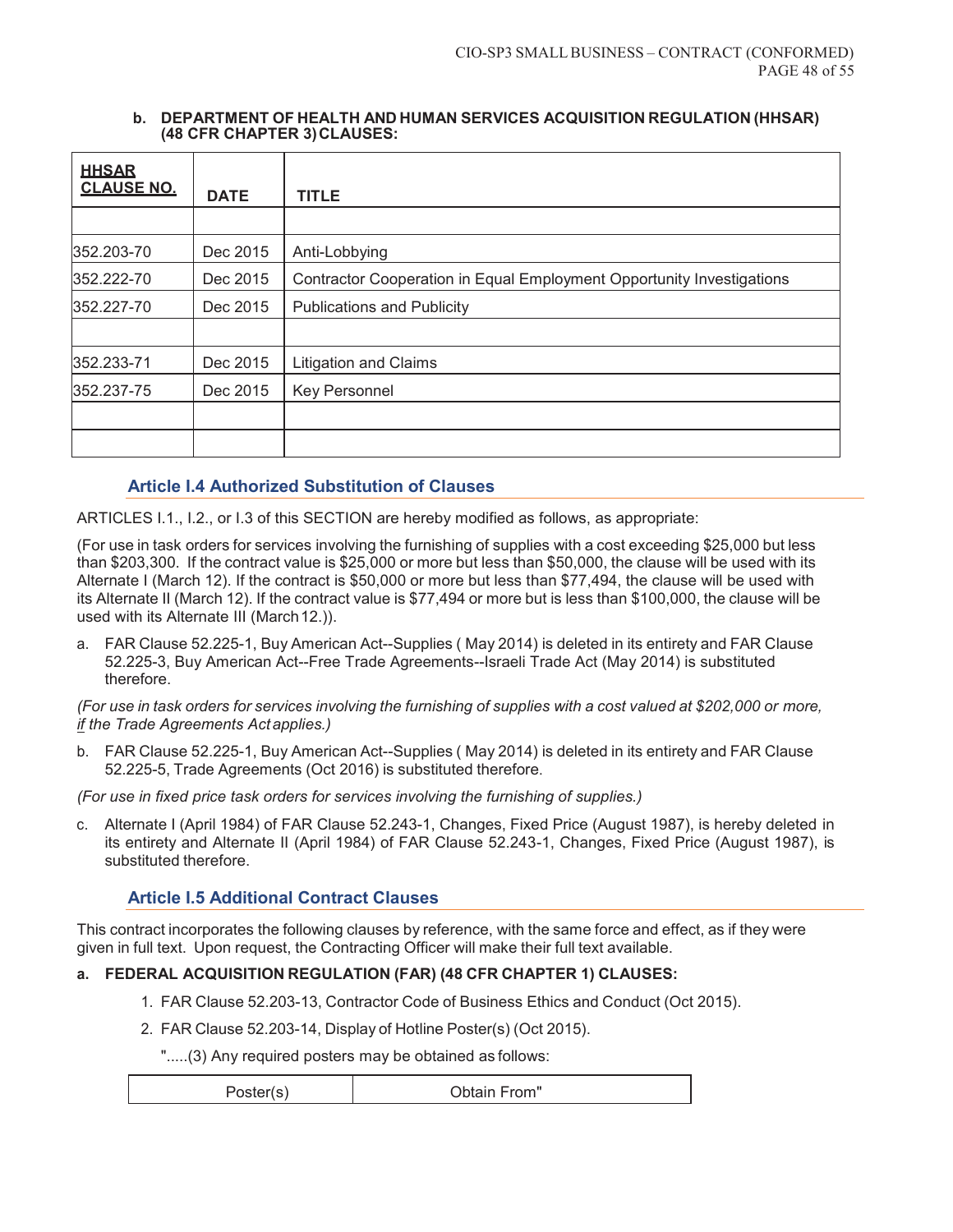**b. DEPARTMENT OF HEALTH AND HUMAN SERVICES ACQUISITION REGULATION (HHSAR) (48 CFR CHAPTER 3) CLAUSES:**

| HHSAR CLAUSE NO. | DATE | TITLE |
|---|---|---|
| | | |
| 352.203-70 | Dec 2015 | Anti-Lobbying |
| 352.222-70 | Dec 2015 | Contractor Cooperation in Equal Employment Opportunity Investigations |
| 352.227-70 | Dec 2015 | Publications and Publicity |
| | | |
| 352.233-71 | Dec 2015 | Litigation and Claims |
| 352.237-75 | Dec 2015 | Key Personnel |
| | | |
| | | |

## Article I.4 Authorized Substitution of Clauses

ARTICLES I.1., I.2., or I.3 of this SECTION are hereby modified as follows, as appropriate:

(For use in task orders for services involving the furnishing of supplies with a cost exceeding $25,000 but less than $203,300. If the contract value is $25,000 or more but less than $50,000, the clause will be used with its Alternate I (March 12). If the contract is $50,000 or more but less than $77,494, the clause will be used with its Alternate II (March 12). If the contract value is $77,494 or more but is less than $100,000, the clause will be used with its Alternate III (March 12.)).

a. FAR Clause 52.225-1, Buy American Act--Supplies ( May 2014) is deleted in its entirety and FAR Clause 52.225-3, Buy American Act--Free Trade Agreements--Israeli Trade Act (May 2014) is substituted therefore.

*(For use in task orders for services involving the furnishing of supplies with a cost valued at $202,000 or more, if the Trade Agreements Act applies.)*

b. FAR Clause 52.225-1, Buy American Act--Supplies ( May 2014) is deleted in its entirety and FAR Clause 52.225-5, Trade Agreements (Oct 2016) is substituted therefore.

*(For use in fixed price task orders for services involving the furnishing of supplies.)*

c. Alternate I (April 1984) of FAR Clause 52.243-1, Changes, Fixed Price (August 1987), is hereby deleted in its entirety and Alternate II (April 1984) of FAR Clause 52.243-1, Changes, Fixed Price (August 1987), is substituted therefore.

## Article I.5 Additional Contract Clauses

This contract incorporates the following clauses by reference, with the same force and effect, as if they were given in full text. Upon request, the Contracting Officer will make their full text available.

**a. FEDERAL ACQUISITION REGULATION (FAR) (48 CFR CHAPTER 1) CLAUSES:**

1. FAR Clause 52.203-13, Contractor Code of Business Ethics and Conduct (Oct 2015).
2. FAR Clause 52.203-14, Display of Hotline Poster(s) (Oct 2015).

".....(3) Any required posters may be obtained as follows:

| Poster(s) | Obtain From" |
|---|---|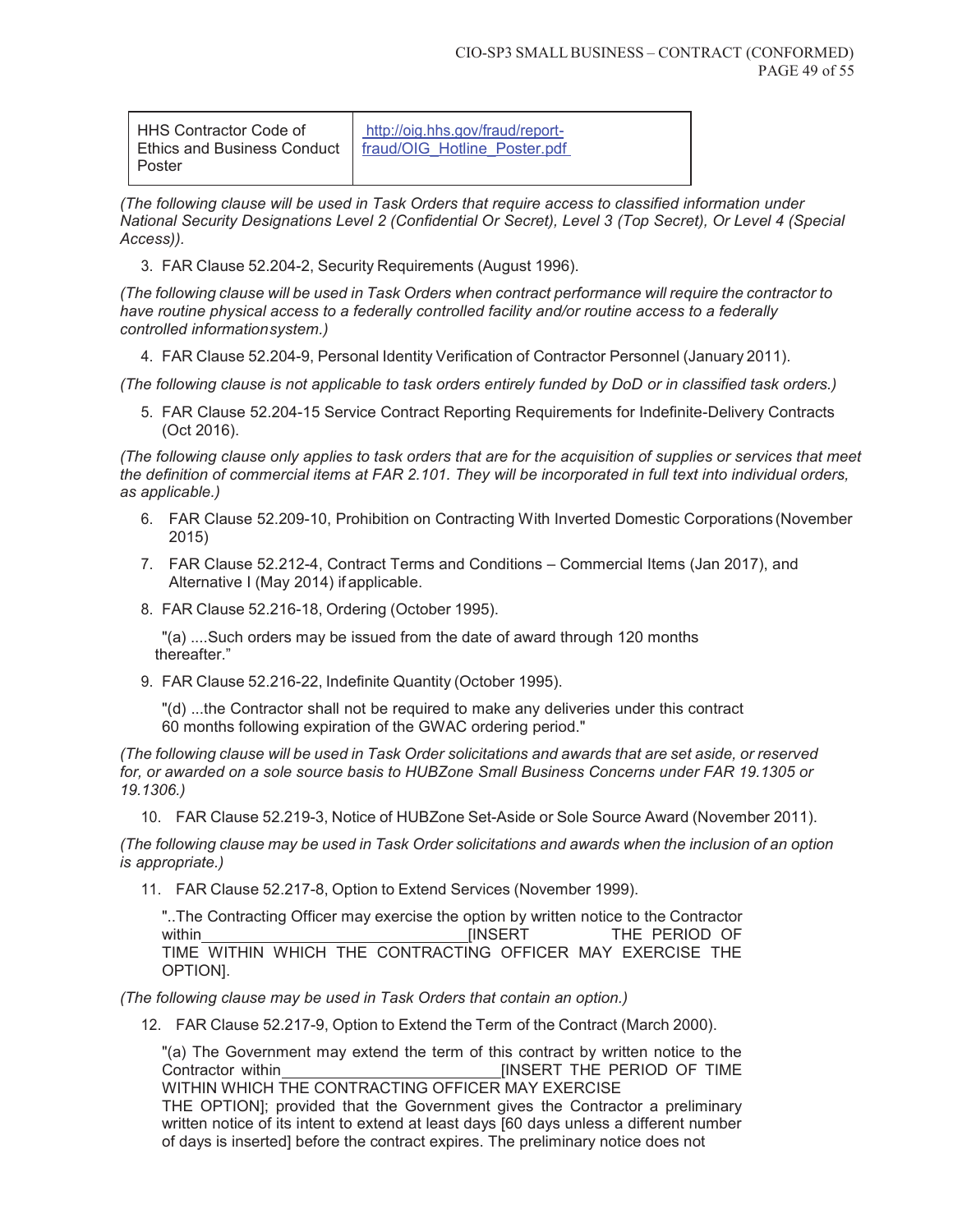| HHS Contractor Code of Ethics and Business Conduct Poster | http://oig.hhs.gov/fraud/report-fraud/OIG_Hotline_Poster.pdf |
|---|---|

*(The following clause will be used in Task Orders that require access to classified information under National Security Designations Level 2 (Confidential Or Secret), Level 3 (Top Secret), Or Level 4 (Special Access)).*

3. FAR Clause 52.204-2, Security Requirements (August 1996).

*(The following clause will be used in Task Orders when contract performance will require the contractor to have routine physical access to a federally controlled facility and/or routine access to a federally controlled information system.)*

4. FAR Clause 52.204-9, Personal Identity Verification of Contractor Personnel (January 2011).

*(The following clause is not applicable to task orders entirely funded by DoD or in classified task orders.)*

5. FAR Clause 52.204-15 Service Contract Reporting Requirements for Indefinite-Delivery Contracts (Oct 2016).

*(The following clause only applies to task orders that are for the acquisition of supplies or services that meet the definition of commercial items at FAR 2.101. They will be incorporated in full text into individual orders, as applicable.)*

6. FAR Clause 52.209-10, Prohibition on Contracting With Inverted Domestic Corporations (November 2015)
7. FAR Clause 52.212-4, Contract Terms and Conditions – Commercial Items (Jan 2017), and Alternative I (May 2014) if applicable.
8. FAR Clause 52.216-18, Ordering (October 1995).

   "(a) ....Such orders may be issued from the date of award through 120 months thereafter."

9. FAR Clause 52.216-22, Indefinite Quantity (October 1995).

   "(d) ...the Contractor shall not be required to make any deliveries under this contract 60 months following expiration of the GWAC ordering period."

*(The following clause will be used in Task Order solicitations and awards that are set aside, or reserved for, or awarded on a sole source basis to HUBZone Small Business Concerns under FAR 19.1305 or 19.1306.)*

10. FAR Clause 52.219-3, Notice of HUBZone Set-Aside or Sole Source Award (November 2011).

*(The following clause may be used in Task Order solicitations and awards when the inclusion of an option is appropriate.)*

11. FAR Clause 52.217-8, Option to Extend Services (November 1999).

    "..The Contracting Officer may exercise the option by written notice to the Contractor within_______________________________[INSERT THE PERIOD OF TIME WITHIN WHICH THE CONTRACTING OFFICER MAY EXERCISE THE OPTION].

*(The following clause may be used in Task Orders that contain an option.)*

12. FAR Clause 52.217-9, Option to Extend the Term of the Contract (March 2000).

    "(a) The Government may extend the term of this contract by written notice to the Contractor within_________________________[INSERT THE PERIOD OF TIME WITHIN WHICH THE CONTRACTING OFFICER MAY EXERCISE THE OPTION]; provided that the Government gives the Contractor a preliminary written notice of its intent to extend at least days [60 days unless a different number of days is inserted] before the contract expires. The preliminary notice does not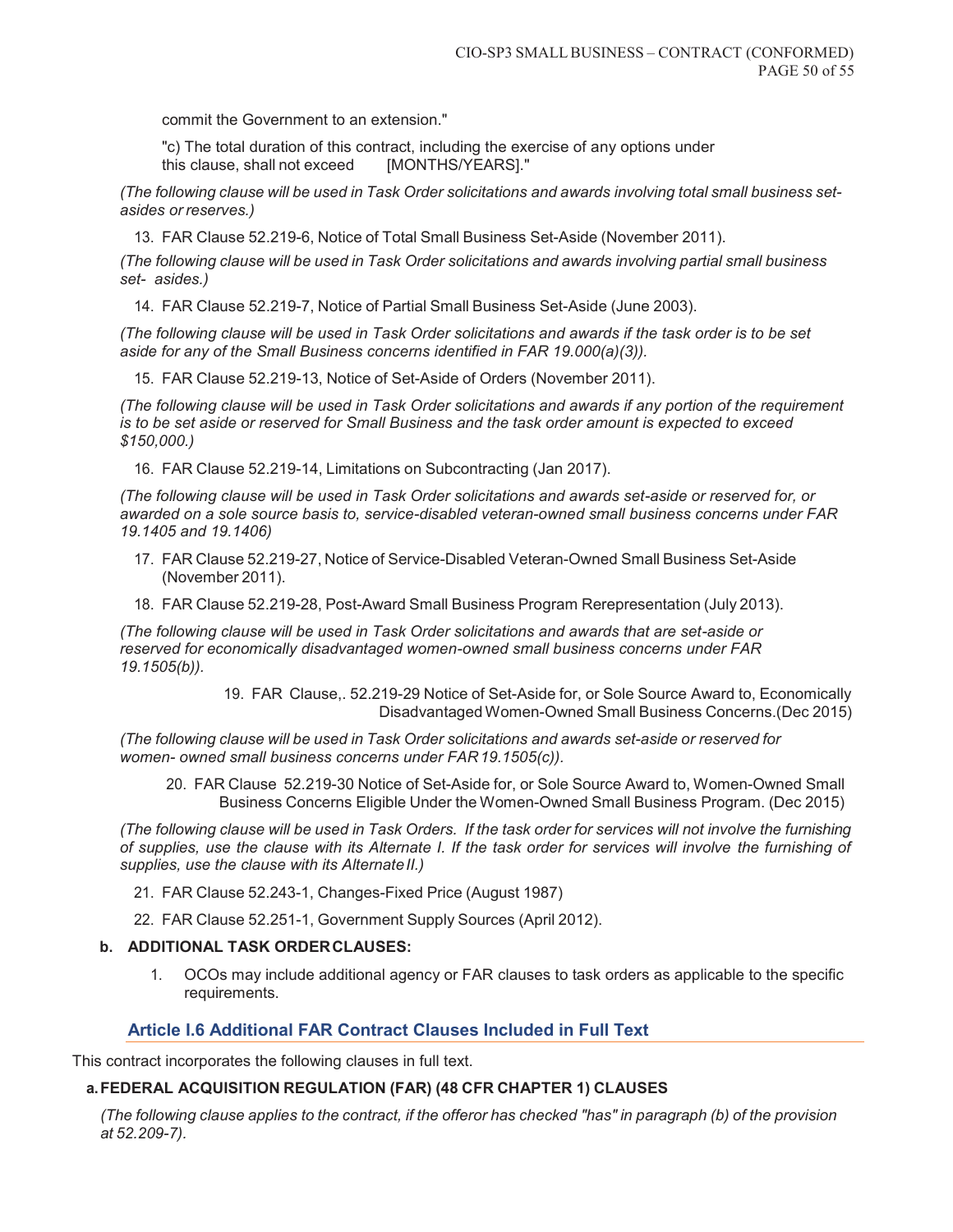commit the Government to an extension."

"c) The total duration of this contract, including the exercise of any options under this clause, shall not exceed [MONTHS/YEARS]."

*(The following clause will be used in Task Order solicitations and awards involving total small business set-asides or reserves.)*

13. FAR Clause 52.219-6, Notice of Total Small Business Set-Aside (November 2011).

*(The following clause will be used in Task Order solicitations and awards involving partial small business set- asides.)*

14. FAR Clause 52.219-7, Notice of Partial Small Business Set-Aside (June 2003).

*(The following clause will be used in Task Order solicitations and awards if the task order is to be set aside for any of the Small Business concerns identified in FAR 19.000(a)(3)).*

15. FAR Clause 52.219-13, Notice of Set-Aside of Orders (November 2011).

*(The following clause will be used in Task Order solicitations and awards if any portion of the requirement is to be set aside or reserved for Small Business and the task order amount is expected to exceed $150,000.)*

16. FAR Clause 52.219-14, Limitations on Subcontracting (Jan 2017).

*(The following clause will be used in Task Order solicitations and awards set-aside or reserved for, or awarded on a sole source basis to, service-disabled veteran-owned small business concerns under FAR 19.1405 and 19.1406)*

17. FAR Clause 52.219-27, Notice of Service-Disabled Veteran-Owned Small Business Set-Aside (November 2011).
18. FAR Clause 52.219-28, Post-Award Small Business Program Rerepresentation (July 2013).

*(The following clause will be used in Task Order solicitations and awards that are set-aside or reserved for economically disadvantaged women-owned small business concerns under FAR 19.1505(b)).*

19. FAR Clause,. 52.219-29 Notice of Set-Aside for, or Sole Source Award to, Economically Disadvantaged Women-Owned Small Business Concerns.(Dec 2015)

*(The following clause will be used in Task Order solicitations and awards set-aside or reserved for women- owned small business concerns under FAR 19.1505(c)).*

20. FAR Clause 52.219-30 Notice of Set-Aside for, or Sole Source Award to, Women-Owned Small Business Concerns Eligible Under the Women-Owned Small Business Program. (Dec 2015)

*(The following clause will be used in Task Orders. If the task order for services will not involve the furnishing of supplies, use the clause with its Alternate I. If the task order for services will involve the furnishing of supplies, use the clause with its Alternate II.)*

21. FAR Clause 52.243-1, Changes-Fixed Price (August 1987)
22. FAR Clause 52.251-1, Government Supply Sources (April 2012).

**b. ADDITIONAL TASK ORDER CLAUSES:**

1. OCOs may include additional agency or FAR clauses to task orders as applicable to the specific requirements.

## Article I.6 Additional FAR Contract Clauses Included in Full Text

This contract incorporates the following clauses in full text.

**a. FEDERAL ACQUISITION REGULATION (FAR) (48 CFR CHAPTER 1) CLAUSES**

*(The following clause applies to the contract, if the offeror has checked "has" in paragraph (b) of the provision at 52.209-7).*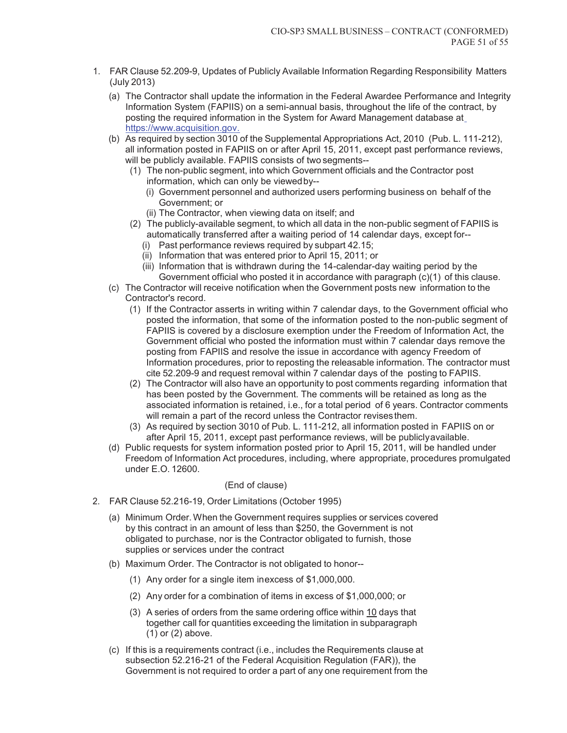1. FAR Clause 52.209-9, Updates of Publicly Available Information Regarding Responsibility Matters (July 2013)

   (a) The Contractor shall update the information in the Federal Awardee Performance and Integrity Information System (FAPIIS) on a semi-annual basis, throughout the life of the contract, by posting the required information in the System for Award Management database at https://www.acquisition.gov.

   (b) As required by section 3010 of the Supplemental Appropriations Act, 2010 (Pub. L. 111-212), all information posted in FAPIIS on or after April 15, 2011, except past performance reviews, will be publicly available. FAPIIS consists of two segments--

      (1) The non-public segment, into which Government officials and the Contractor post information, which can only be viewed by--

         (i) Government personnel and authorized users performing business on behalf of the Government; or

         (ii) The Contractor, when viewing data on itself; and

      (2) The publicly-available segment, to which all data in the non-public segment of FAPIIS is automatically transferred after a waiting period of 14 calendar days, except for--

         (i) Past performance reviews required by subpart 42.15;

         (ii) Information that was entered prior to April 15, 2011; or

         (iii) Information that is withdrawn during the 14-calendar-day waiting period by the Government official who posted it in accordance with paragraph (c)(1) of this clause.

   (c) The Contractor will receive notification when the Government posts new information to the Contractor's record.

      (1) If the Contractor asserts in writing within 7 calendar days, to the Government official who posted the information, that some of the information posted to the non-public segment of FAPIIS is covered by a disclosure exemption under the Freedom of Information Act, the Government official who posted the information must within 7 calendar days remove the posting from FAPIIS and resolve the issue in accordance with agency Freedom of Information procedures, prior to reposting the releasable information. The contractor must cite 52.209-9 and request removal within 7 calendar days of the posting to FAPIIS.

      (2) The Contractor will also have an opportunity to post comments regarding information that has been posted by the Government. The comments will be retained as long as the associated information is retained, i.e., for a total period of 6 years. Contractor comments will remain a part of the record unless the Contractor revises them.

      (3) As required by section 3010 of Pub. L. 111-212, all information posted in FAPIIS on or after April 15, 2011, except past performance reviews, will be publicly available.

   (d) Public requests for system information posted prior to April 15, 2011, will be handled under Freedom of Information Act procedures, including, where appropriate, procedures promulgated under E.O. 12600.

   (End of clause)

2. FAR Clause 52.216-19, Order Limitations (October 1995)

   (a) Minimum Order. When the Government requires supplies or services covered by this contract in an amount of less than $250, the Government is not obligated to purchase, nor is the Contractor obligated to furnish, those supplies or services under the contract

   (b) Maximum Order. The Contractor is not obligated to honor--

      (1) Any order for a single item in excess of $1,000,000.

      (2) Any order for a combination of items in excess of $1,000,000; or

      (3) A series of orders from the same ordering office within 10 days that together call for quantities exceeding the limitation in subparagraph (1) or (2) above.

   (c) If this is a requirements contract (i.e., includes the Requirements clause at subsection 52.216-21 of the Federal Acquisition Regulation (FAR)), the Government is not required to order a part of any one requirement from the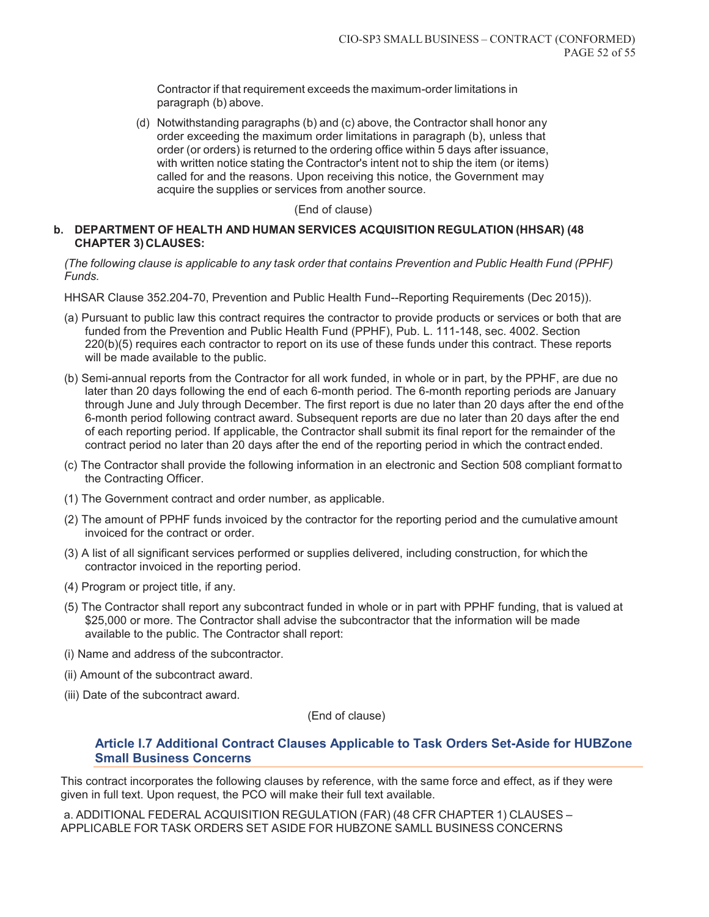Contractor if that requirement exceeds the maximum-order limitations in paragraph (b) above.

(d) Notwithstanding paragraphs (b) and (c) above, the Contractor shall honor any order exceeding the maximum order limitations in paragraph (b), unless that order (or orders) is returned to the ordering office within 5 days after issuance, with written notice stating the Contractor's intent not to ship the item (or items) called for and the reasons. Upon receiving this notice, the Government may acquire the supplies or services from another source.

(End of clause)

**b. DEPARTMENT OF HEALTH AND HUMAN SERVICES ACQUISITION REGULATION (HHSAR) (48 CHAPTER 3) CLAUSES:**

*(The following clause is applicable to any task order that contains Prevention and Public Health Fund (PPHF) Funds.*

HHSAR Clause 352.204-70, Prevention and Public Health Fund--Reporting Requirements (Dec 2015)).

(a) Pursuant to public law this contract requires the contractor to provide products or services or both that are funded from the Prevention and Public Health Fund (PPHF), Pub. L. 111-148, sec. 4002. Section 220(b)(5) requires each contractor to report on its use of these funds under this contract. These reports will be made available to the public.

(b) Semi-annual reports from the Contractor for all work funded, in whole or in part, by the PPHF, are due no later than 20 days following the end of each 6-month period. The 6-month reporting periods are January through June and July through December. The first report is due no later than 20 days after the end of the 6-month period following contract award. Subsequent reports are due no later than 20 days after the end of each reporting period. If applicable, the Contractor shall submit its final report for the remainder of the contract period no later than 20 days after the end of the reporting period in which the contract ended.

(c) The Contractor shall provide the following information in an electronic and Section 508 compliant format to the Contracting Officer.

(1) The Government contract and order number, as applicable.

(2) The amount of PPHF funds invoiced by the contractor for the reporting period and the cumulative amount invoiced for the contract or order.

(3) A list of all significant services performed or supplies delivered, including construction, for which the contractor invoiced in the reporting period.

(4) Program or project title, if any.

(5) The Contractor shall report any subcontract funded in whole or in part with PPHF funding, that is valued at $25,000 or more. The Contractor shall advise the subcontractor that the information will be made available to the public. The Contractor shall report:

(i) Name and address of the subcontractor.

(ii) Amount of the subcontract award.

(iii) Date of the subcontract award.

(End of clause)

## Article I.7 Additional Contract Clauses Applicable to Task Orders Set-Aside for HUBZone Small Business Concerns

This contract incorporates the following clauses by reference, with the same force and effect, as if they were given in full text. Upon request, the PCO will make their full text available.

a. ADDITIONAL FEDERAL ACQUISITION REGULATION (FAR) (48 CFR CHAPTER 1) CLAUSES – APPLICABLE FOR TASK ORDERS SET ASIDE FOR HUBZONE SAMLL BUSINESS CONCERNS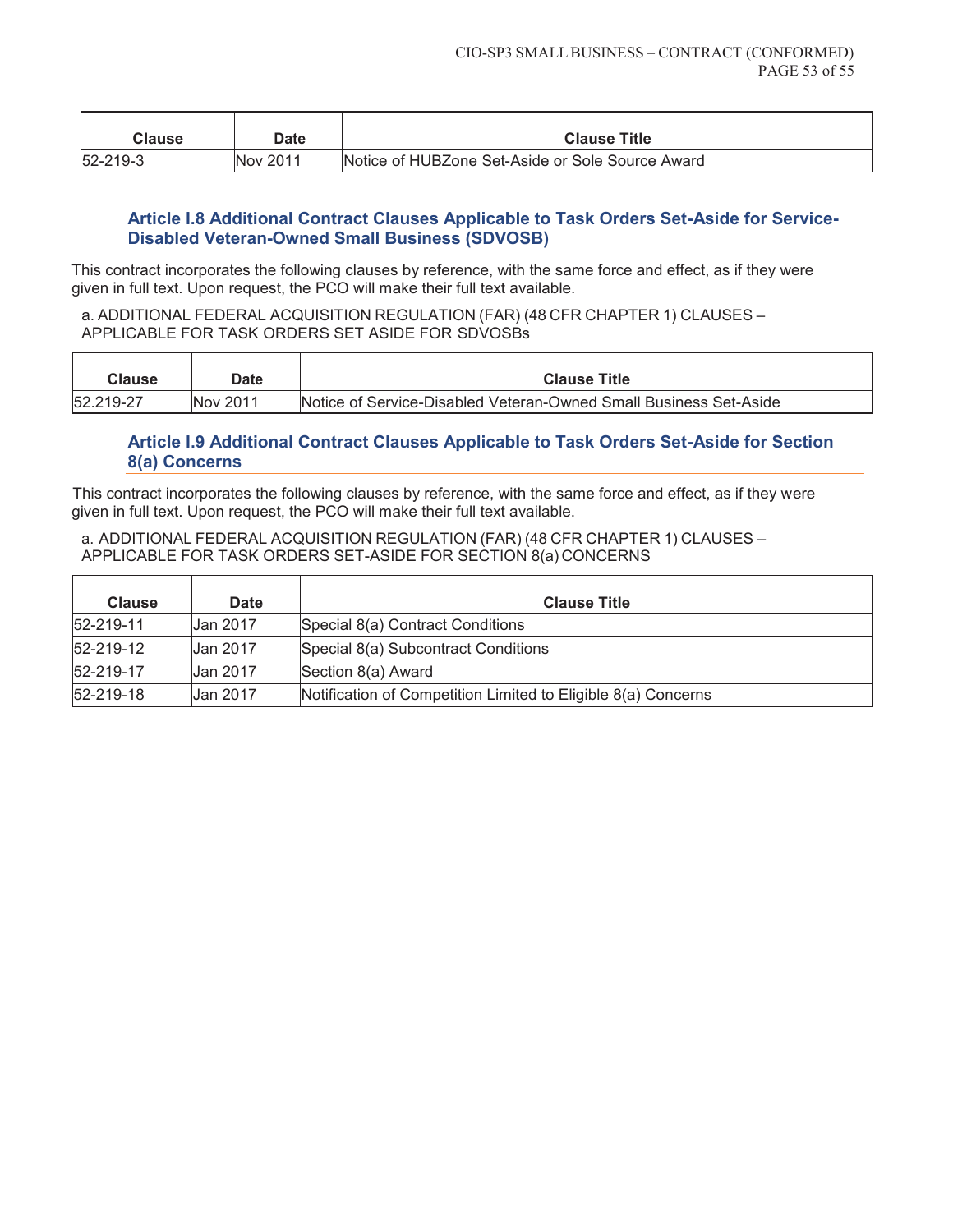| Clause | Date | Clause Title |
| --- | --- | --- |
| 52-219-3 | Nov 2011 | Notice of HUBZone Set-Aside or Sole Source Award |

### Article I.8 Additional Contract Clauses Applicable to Task Orders Set-Aside for Service-Disabled Veteran-Owned Small Business (SDVOSB)

This contract incorporates the following clauses by reference, with the same force and effect, as if they were given in full text. Upon request, the PCO will make their full text available.

a. ADDITIONAL FEDERAL ACQUISITION REGULATION (FAR) (48 CFR CHAPTER 1) CLAUSES – APPLICABLE FOR TASK ORDERS SET ASIDE FOR SDVOSBs

| Clause | Date | Clause Title |
| --- | --- | --- |
| 52.219-27 | Nov 2011 | Notice of Service-Disabled Veteran-Owned Small Business Set-Aside |

### Article I.9 Additional Contract Clauses Applicable to Task Orders Set-Aside for Section 8(a) Concerns

This contract incorporates the following clauses by reference, with the same force and effect, as if they were given in full text. Upon request, the PCO will make their full text available.

a. ADDITIONAL FEDERAL ACQUISITION REGULATION (FAR) (48 CFR CHAPTER 1) CLAUSES – APPLICABLE FOR TASK ORDERS SET-ASIDE FOR SECTION 8(a) CONCERNS

| Clause | Date | Clause Title |
| --- | --- | --- |
| 52-219-11 | Jan 2017 | Special 8(a) Contract Conditions |
| 52-219-12 | Jan 2017 | Special 8(a) Subcontract Conditions |
| 52-219-17 | Jan 2017 | Section 8(a) Award |
| 52-219-18 | Jan 2017 | Notification of Competition Limited to Eligible 8(a) Concerns |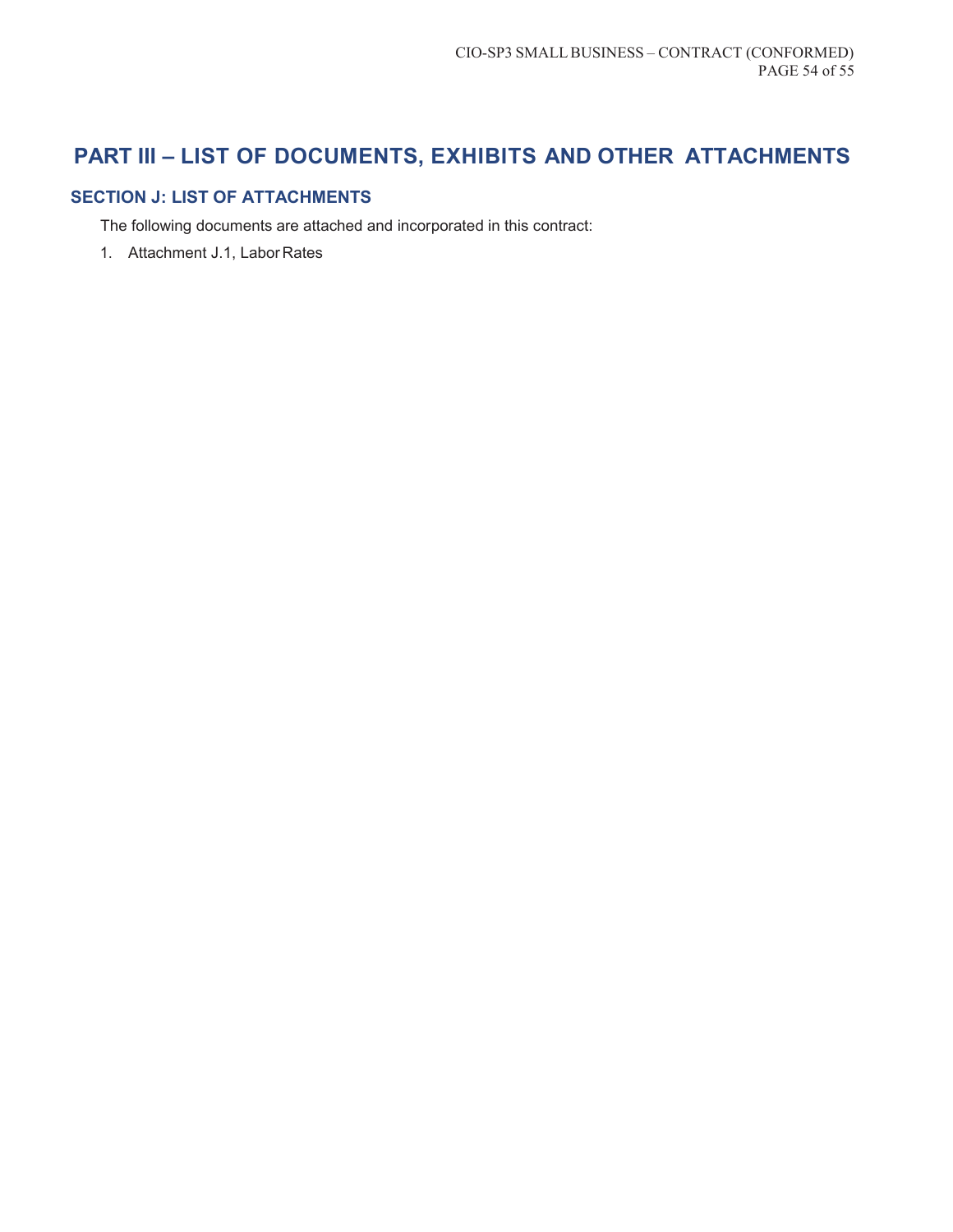# PART III – LIST OF DOCUMENTS, EXHIBITS AND OTHER ATTACHMENTS

## SECTION J: LIST OF ATTACHMENTS

The following documents are attached and incorporated in this contract:

1. Attachment J.1, Labor Rates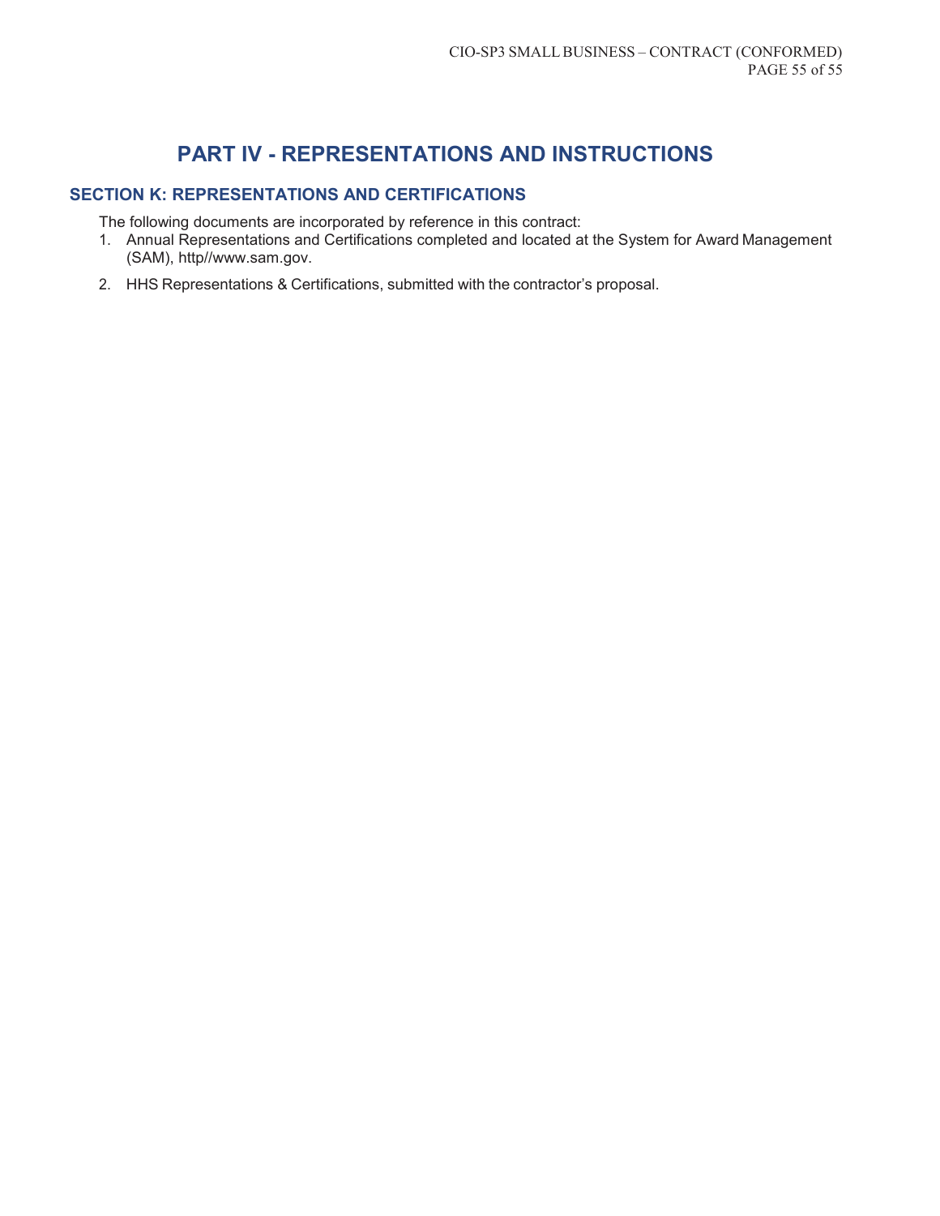# PART IV - REPRESENTATIONS AND INSTRUCTIONS

## SECTION K: REPRESENTATIONS AND CERTIFICATIONS

The following documents are incorporated by reference in this contract:

1. Annual Representations and Certifications completed and located at the System for Award Management (SAM), http//www.sam.gov.

2. HHS Representations & Certifications, submitted with the contractor's proposal.